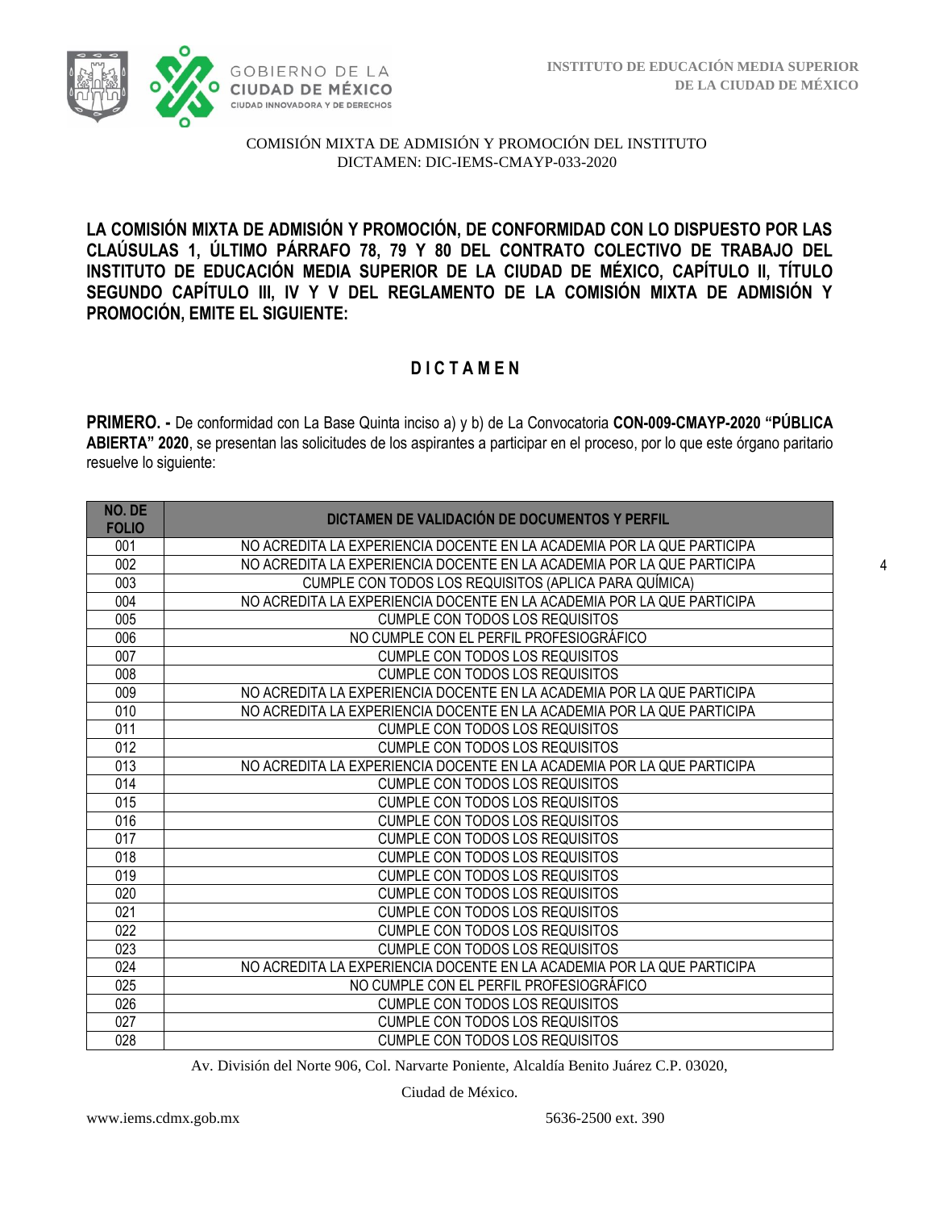COMISIÓN MIXTA DE ADMISIÓN Y PROMOCIÓN DEL INSTITUTO
DICTAMEN: DIC-IEMS-CMAYP-033-2020

**LA COMISIÓN MIXTA DE ADMISIÓN Y PROMOCIÓN, DE CONFORMIDAD CON LO DISPUESTO POR LAS CLAÚSULAS 1, ÚLTIMO PÁRRAFO 78, 79 Y 80 DEL CONTRATO COLECTIVO DE TRABAJO DEL INSTITUTO DE EDUCACIÓN MEDIA SUPERIOR DE LA CIUDAD DE MÉXICO, CAPÍTULO II, TÍTULO SEGUNDO CAPÍTULO III, IV Y V DEL REGLAMENTO DE LA COMISIÓN MIXTA DE ADMISIÓN Y PROMOCIÓN, EMITE EL SIGUIENTE:**

## D I C T A M E N

**PRIMERO. -** De conformidad con La Base Quinta inciso a) y b) de La Convocatoria **CON-009-CMAYP-2020 "PÚBLICA ABIERTA" 2020**, se presentan las solicitudes de los aspirantes a participar en el proceso, por lo que este órgano paritario resuelve lo siguiente:

| NO. DE FOLIO | DICTAMEN DE VALIDACIÓN DE DOCUMENTOS Y PERFIL |
|---|---|
| 001 | NO ACREDITA LA EXPERIENCIA DOCENTE EN LA ACADEMIA POR LA QUE PARTICIPA |
| 002 | NO ACREDITA LA EXPERIENCIA DOCENTE EN LA ACADEMIA POR LA QUE PARTICIPA |
| 003 | CUMPLE CON TODOS LOS REQUISITOS (APLICA PARA QUÍMICA) |
| 004 | NO ACREDITA LA EXPERIENCIA DOCENTE EN LA ACADEMIA POR LA QUE PARTICIPA |
| 005 | CUMPLE CON TODOS LOS REQUISITOS |
| 006 | NO CUMPLE CON EL PERFIL PROFESIOGRÁFICO |
| 007 | CUMPLE CON TODOS LOS REQUISITOS |
| 008 | CUMPLE CON TODOS LOS REQUISITOS |
| 009 | NO ACREDITA LA EXPERIENCIA DOCENTE EN LA ACADEMIA POR LA QUE PARTICIPA |
| 010 | NO ACREDITA LA EXPERIENCIA DOCENTE EN LA ACADEMIA POR LA QUE PARTICIPA |
| 011 | CUMPLE CON TODOS LOS REQUISITOS |
| 012 | CUMPLE CON TODOS LOS REQUISITOS |
| 013 | NO ACREDITA LA EXPERIENCIA DOCENTE EN LA ACADEMIA POR LA QUE PARTICIPA |
| 014 | CUMPLE CON TODOS LOS REQUISITOS |
| 015 | CUMPLE CON TODOS LOS REQUISITOS |
| 016 | CUMPLE CON TODOS LOS REQUISITOS |
| 017 | CUMPLE CON TODOS LOS REQUISITOS |
| 018 | CUMPLE CON TODOS LOS REQUISITOS |
| 019 | CUMPLE CON TODOS LOS REQUISITOS |
| 020 | CUMPLE CON TODOS LOS REQUISITOS |
| 021 | CUMPLE CON TODOS LOS REQUISITOS |
| 022 | CUMPLE CON TODOS LOS REQUISITOS |
| 023 | CUMPLE CON TODOS LOS REQUISITOS |
| 024 | NO ACREDITA LA EXPERIENCIA DOCENTE EN LA ACADEMIA POR LA QUE PARTICIPA |
| 025 | NO CUMPLE CON EL PERFIL PROFESIOGRÁFICO |
| 026 | CUMPLE CON TODOS LOS REQUISITOS |
| 027 | CUMPLE CON TODOS LOS REQUISITOS |
| 028 | CUMPLE CON TODOS LOS REQUISITOS |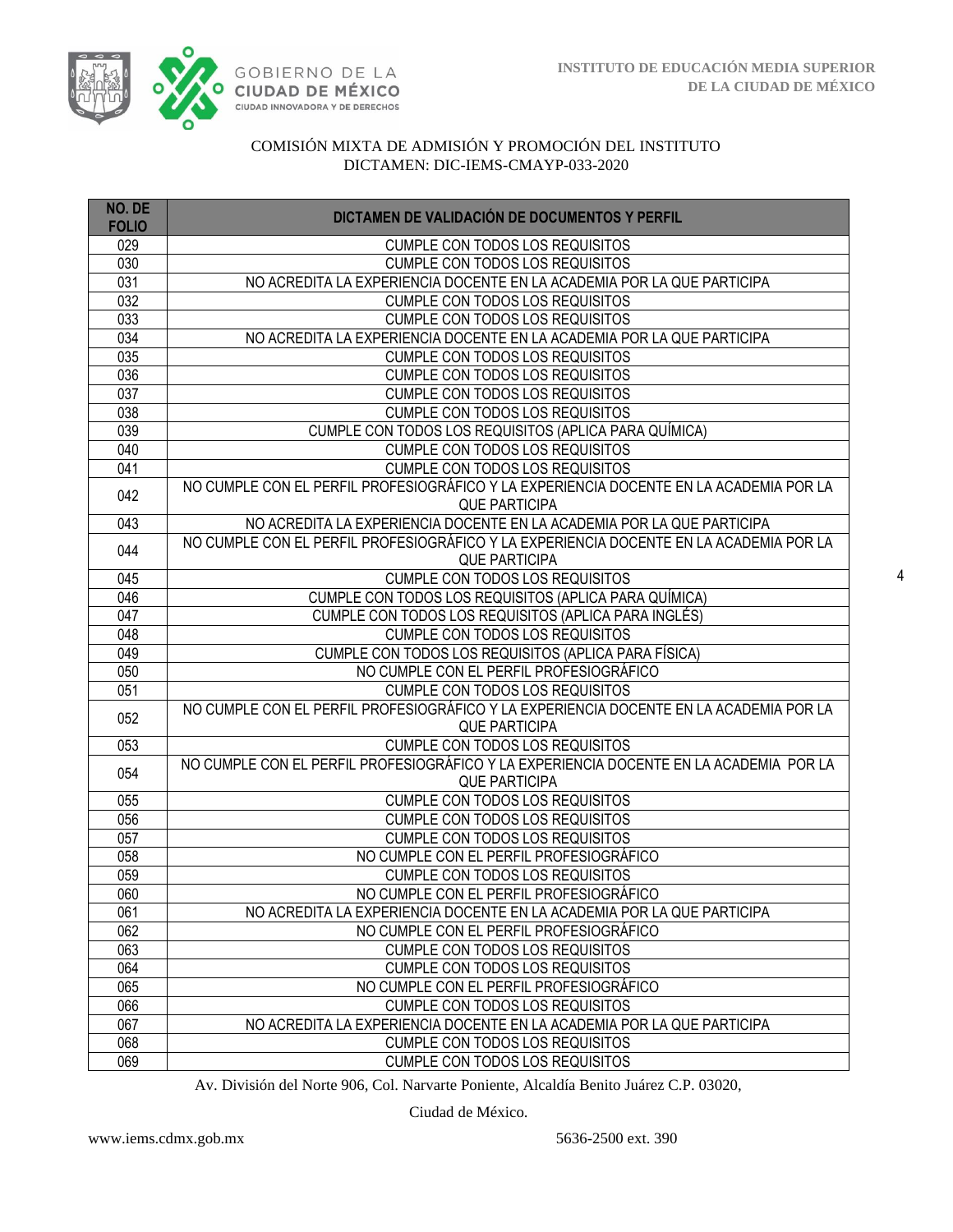COMISIÓN MIXTA DE ADMISIÓN Y PROMOCIÓN DEL INSTITUTO
DICTAMEN: DIC-IEMS-CMAYP-033-2020

| NO. DE FOLIO | DICTAMEN DE VALIDACIÓN DE DOCUMENTOS Y PERFIL |
|---|---|
| 029 | CUMPLE CON TODOS LOS REQUISITOS |
| 030 | CUMPLE CON TODOS LOS REQUISITOS |
| 031 | NO ACREDITA LA EXPERIENCIA DOCENTE EN LA ACADEMIA POR LA QUE PARTICIPA |
| 032 | CUMPLE CON TODOS LOS REQUISITOS |
| 033 | CUMPLE CON TODOS LOS REQUISITOS |
| 034 | NO ACREDITA LA EXPERIENCIA DOCENTE EN LA ACADEMIA POR LA QUE PARTICIPA |
| 035 | CUMPLE CON TODOS LOS REQUISITOS |
| 036 | CUMPLE CON TODOS LOS REQUISITOS |
| 037 | CUMPLE CON TODOS LOS REQUISITOS |
| 038 | CUMPLE CON TODOS LOS REQUISITOS |
| 039 | CUMPLE CON TODOS LOS REQUISITOS (APLICA PARA QUÍMICA) |
| 040 | CUMPLE CON TODOS LOS REQUISITOS |
| 041 | CUMPLE CON TODOS LOS REQUISITOS |
| 042 | NO CUMPLE CON EL PERFIL PROFESIOGRÁFICO Y LA EXPERIENCIA DOCENTE EN LA ACADEMIA POR LA QUE PARTICIPA |
| 043 | NO ACREDITA LA EXPERIENCIA DOCENTE EN LA ACADEMIA POR LA QUE PARTICIPA |
| 044 | NO CUMPLE CON EL PERFIL PROFESIOGRÁFICO Y LA EXPERIENCIA DOCENTE EN LA ACADEMIA POR LA QUE PARTICIPA |
| 045 | CUMPLE CON TODOS LOS REQUISITOS |
| 046 | CUMPLE CON TODOS LOS REQUISITOS (APLICA PARA QUÍMICA) |
| 047 | CUMPLE CON TODOS LOS REQUISITOS (APLICA PARA INGLÉS) |
| 048 | CUMPLE CON TODOS LOS REQUISITOS |
| 049 | CUMPLE CON TODOS LOS REQUISITOS (APLICA PARA FÍSICA) |
| 050 | NO CUMPLE CON EL PERFIL PROFESIOGRÁFICO |
| 051 | CUMPLE CON TODOS LOS REQUISITOS |
| 052 | NO CUMPLE CON EL PERFIL PROFESIOGRÁFICO Y LA EXPERIENCIA DOCENTE EN LA ACADEMIA POR LA QUE PARTICIPA |
| 053 | CUMPLE CON TODOS LOS REQUISITOS |
| 054 | NO CUMPLE CON EL PERFIL PROFESIOGRÁFICO Y LA EXPERIENCIA DOCENTE EN LA ACADEMIA POR LA QUE PARTICIPA |
| 055 | CUMPLE CON TODOS LOS REQUISITOS |
| 056 | CUMPLE CON TODOS LOS REQUISITOS |
| 057 | CUMPLE CON TODOS LOS REQUISITOS |
| 058 | NO CUMPLE CON EL PERFIL PROFESIOGRÁFICO |
| 059 | CUMPLE CON TODOS LOS REQUISITOS |
| 060 | NO CUMPLE CON EL PERFIL PROFESIOGRÁFICO |
| 061 | NO ACREDITA LA EXPERIENCIA DOCENTE EN LA ACADEMIA POR LA QUE PARTICIPA |
| 062 | NO CUMPLE CON EL PERFIL PROFESIOGRÁFICO |
| 063 | CUMPLE CON TODOS LOS REQUISITOS |
| 064 | CUMPLE CON TODOS LOS REQUISITOS |
| 065 | NO CUMPLE CON EL PERFIL PROFESIOGRÁFICO |
| 066 | CUMPLE CON TODOS LOS REQUISITOS |
| 067 | NO ACREDITA LA EXPERIENCIA DOCENTE EN LA ACADEMIA POR LA QUE PARTICIPA |
| 068 | CUMPLE CON TODOS LOS REQUISITOS |
| 069 | CUMPLE CON TODOS LOS REQUISITOS |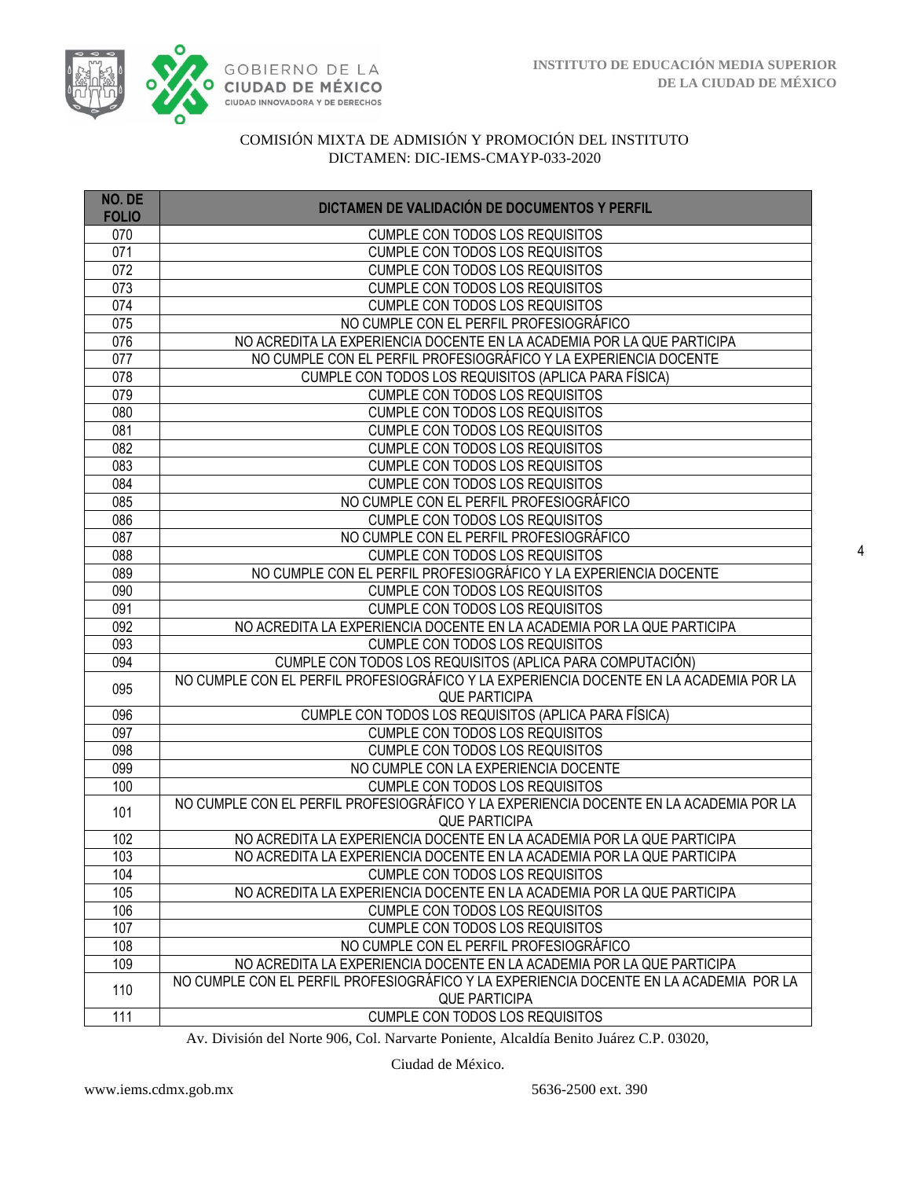COMISIÓN MIXTA DE ADMISIÓN Y PROMOCIÓN DEL INSTITUTO
DICTAMEN: DIC-IEMS-CMAYP-033-2020

| NO. DE FOLIO | DICTAMEN DE VALIDACIÓN DE DOCUMENTOS Y PERFIL |
|---|---|
| 070 | CUMPLE CON TODOS LOS REQUISITOS |
| 071 | CUMPLE CON TODOS LOS REQUISITOS |
| 072 | CUMPLE CON TODOS LOS REQUISITOS |
| 073 | CUMPLE CON TODOS LOS REQUISITOS |
| 074 | CUMPLE CON TODOS LOS REQUISITOS |
| 075 | NO CUMPLE CON EL PERFIL PROFESIOGRÁFICO |
| 076 | NO ACREDITA LA EXPERIENCIA DOCENTE EN LA ACADEMIA POR LA QUE PARTICIPA |
| 077 | NO CUMPLE CON EL PERFIL PROFESIOGRÁFICO Y LA EXPERIENCIA DOCENTE |
| 078 | CUMPLE CON TODOS LOS REQUISITOS (APLICA PARA FÍSICA) |
| 079 | CUMPLE CON TODOS LOS REQUISITOS |
| 080 | CUMPLE CON TODOS LOS REQUISITOS |
| 081 | CUMPLE CON TODOS LOS REQUISITOS |
| 082 | CUMPLE CON TODOS LOS REQUISITOS |
| 083 | CUMPLE CON TODOS LOS REQUISITOS |
| 084 | CUMPLE CON TODOS LOS REQUISITOS |
| 085 | NO CUMPLE CON EL PERFIL PROFESIOGRÁFICO |
| 086 | CUMPLE CON TODOS LOS REQUISITOS |
| 087 | NO CUMPLE CON EL PERFIL PROFESIOGRÁFICO |
| 088 | CUMPLE CON TODOS LOS REQUISITOS |
| 089 | NO CUMPLE CON EL PERFIL PROFESIOGRÁFICO Y LA EXPERIENCIA DOCENTE |
| 090 | CUMPLE CON TODOS LOS REQUISITOS |
| 091 | CUMPLE CON TODOS LOS REQUISITOS |
| 092 | NO ACREDITA LA EXPERIENCIA DOCENTE EN LA ACADEMIA POR LA QUE PARTICIPA |
| 093 | CUMPLE CON TODOS LOS REQUISITOS |
| 094 | CUMPLE CON TODOS LOS REQUISITOS (APLICA PARA COMPUTACIÓN) |
| 095 | NO CUMPLE CON EL PERFIL PROFESIOGRÁFICO Y LA EXPERIENCIA DOCENTE EN LA ACADEMIA POR LA QUE PARTICIPA |
| 096 | CUMPLE CON TODOS LOS REQUISITOS (APLICA PARA FÍSICA) |
| 097 | CUMPLE CON TODOS LOS REQUISITOS |
| 098 | CUMPLE CON TODOS LOS REQUISITOS |
| 099 | NO CUMPLE CON LA EXPERIENCIA DOCENTE |
| 100 | CUMPLE CON TODOS LOS REQUISITOS |
| 101 | NO CUMPLE CON EL PERFIL PROFESIOGRÁFICO Y LA EXPERIENCIA DOCENTE EN LA ACADEMIA POR LA QUE PARTICIPA |
| 102 | NO ACREDITA LA EXPERIENCIA DOCENTE EN LA ACADEMIA POR LA QUE PARTICIPA |
| 103 | NO ACREDITA LA EXPERIENCIA DOCENTE EN LA ACADEMIA POR LA QUE PARTICIPA |
| 104 | CUMPLE CON TODOS LOS REQUISITOS |
| 105 | NO ACREDITA LA EXPERIENCIA DOCENTE EN LA ACADEMIA POR LA QUE PARTICIPA |
| 106 | CUMPLE CON TODOS LOS REQUISITOS |
| 107 | CUMPLE CON TODOS LOS REQUISITOS |
| 108 | NO CUMPLE CON EL PERFIL PROFESIOGRÁFICO |
| 109 | NO ACREDITA LA EXPERIENCIA DOCENTE EN LA ACADEMIA POR LA QUE PARTICIPA |
| 110 | NO CUMPLE CON EL PERFIL PROFESIOGRÁFICO Y LA EXPERIENCIA DOCENTE EN LA ACADEMIA POR LA QUE PARTICIPA |
| 111 | CUMPLE CON TODOS LOS REQUISITOS |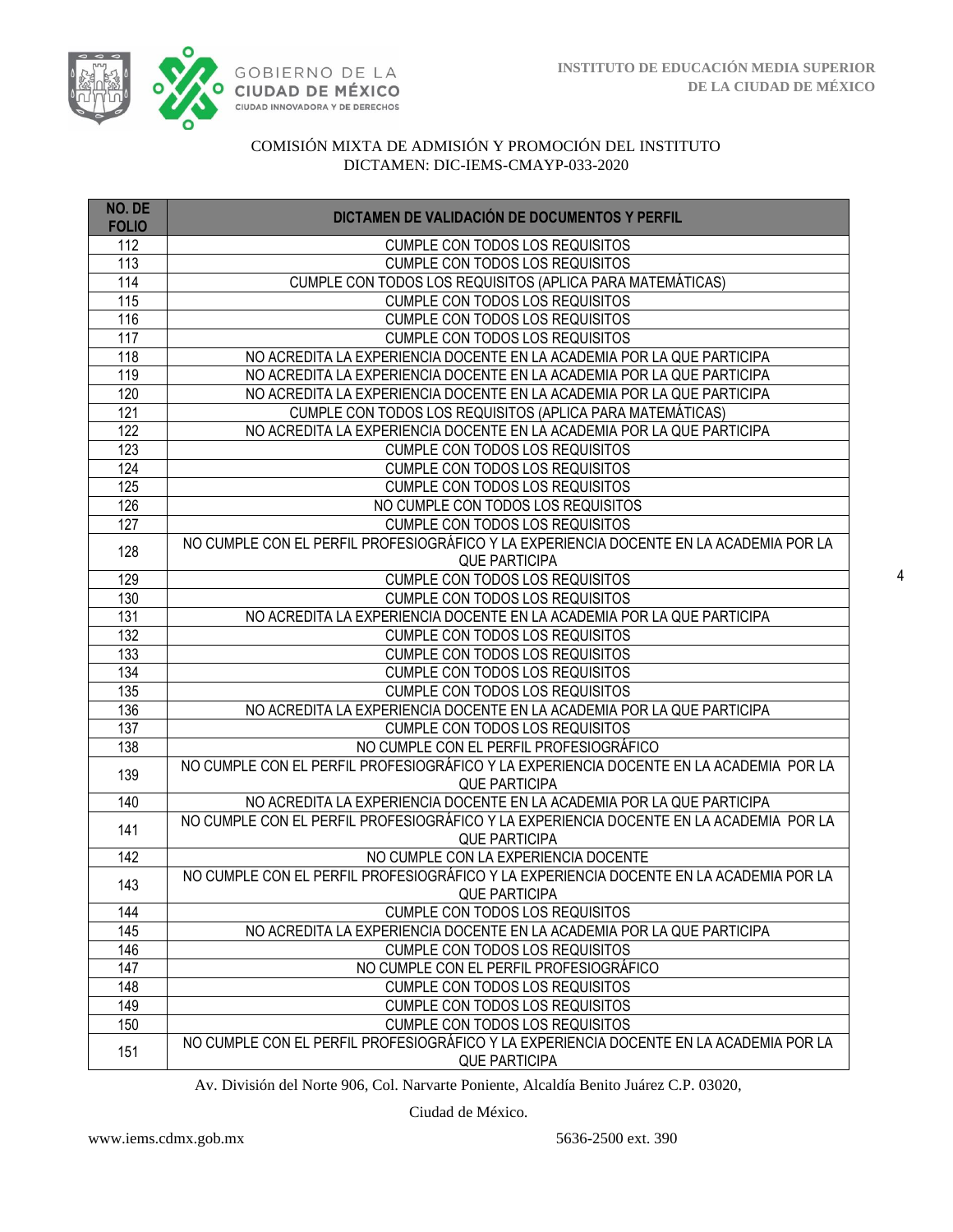COMISIÓN MIXTA DE ADMISIÓN Y PROMOCIÓN DEL INSTITUTO
DICTAMEN: DIC-IEMS-CMAYP-033-2020

| NO. DE FOLIO | DICTAMEN DE VALIDACIÓN DE DOCUMENTOS Y PERFIL |
|---|---|
| 112 | CUMPLE CON TODOS LOS REQUISITOS |
| 113 | CUMPLE CON TODOS LOS REQUISITOS |
| 114 | CUMPLE CON TODOS LOS REQUISITOS (APLICA PARA MATEMÁTICAS) |
| 115 | CUMPLE CON TODOS LOS REQUISITOS |
| 116 | CUMPLE CON TODOS LOS REQUISITOS |
| 117 | CUMPLE CON TODOS LOS REQUISITOS |
| 118 | NO ACREDITA LA EXPERIENCIA DOCENTE EN LA ACADEMIA POR LA QUE PARTICIPA |
| 119 | NO ACREDITA LA EXPERIENCIA DOCENTE EN LA ACADEMIA POR LA QUE PARTICIPA |
| 120 | NO ACREDITA LA EXPERIENCIA DOCENTE EN LA ACADEMIA POR LA QUE PARTICIPA |
| 121 | CUMPLE CON TODOS LOS REQUISITOS (APLICA PARA MATEMÁTICAS) |
| 122 | NO ACREDITA LA EXPERIENCIA DOCENTE EN LA ACADEMIA POR LA QUE PARTICIPA |
| 123 | CUMPLE CON TODOS LOS REQUISITOS |
| 124 | CUMPLE CON TODOS LOS REQUISITOS |
| 125 | CUMPLE CON TODOS LOS REQUISITOS |
| 126 | NO CUMPLE CON TODOS LOS REQUISITOS |
| 127 | CUMPLE CON TODOS LOS REQUISITOS |
| 128 | NO CUMPLE CON EL PERFIL PROFESIOGRÁFICO Y LA EXPERIENCIA DOCENTE EN LA ACADEMIA POR LA QUE PARTICIPA |
| 129 | CUMPLE CON TODOS LOS REQUISITOS |
| 130 | CUMPLE CON TODOS LOS REQUISITOS |
| 131 | NO ACREDITA LA EXPERIENCIA DOCENTE EN LA ACADEMIA POR LA QUE PARTICIPA |
| 132 | CUMPLE CON TODOS LOS REQUISITOS |
| 133 | CUMPLE CON TODOS LOS REQUISITOS |
| 134 | CUMPLE CON TODOS LOS REQUISITOS |
| 135 | CUMPLE CON TODOS LOS REQUISITOS |
| 136 | NO ACREDITA LA EXPERIENCIA DOCENTE EN LA ACADEMIA POR LA QUE PARTICIPA |
| 137 | CUMPLE CON TODOS LOS REQUISITOS |
| 138 | NO CUMPLE CON EL PERFIL PROFESIOGRÁFICO |
| 139 | NO CUMPLE CON EL PERFIL PROFESIOGRÁFICO Y LA EXPERIENCIA DOCENTE EN LA ACADEMIA POR LA QUE PARTICIPA |
| 140 | NO ACREDITA LA EXPERIENCIA DOCENTE EN LA ACADEMIA POR LA QUE PARTICIPA |
| 141 | NO CUMPLE CON EL PERFIL PROFESIOGRÁFICO Y LA EXPERIENCIA DOCENTE EN LA ACADEMIA POR LA QUE PARTICIPA |
| 142 | NO CUMPLE CON LA EXPERIENCIA DOCENTE |
| 143 | NO CUMPLE CON EL PERFIL PROFESIOGRÁFICO Y LA EXPERIENCIA DOCENTE EN LA ACADEMIA POR LA QUE PARTICIPA |
| 144 | CUMPLE CON TODOS LOS REQUISITOS |
| 145 | NO ACREDITA LA EXPERIENCIA DOCENTE EN LA ACADEMIA POR LA QUE PARTICIPA |
| 146 | CUMPLE CON TODOS LOS REQUISITOS |
| 147 | NO CUMPLE CON EL PERFIL PROFESIOGRÁFICO |
| 148 | CUMPLE CON TODOS LOS REQUISITOS |
| 149 | CUMPLE CON TODOS LOS REQUISITOS |
| 150 | CUMPLE CON TODOS LOS REQUISITOS |
| 151 | NO CUMPLE CON EL PERFIL PROFESIOGRÁFICO Y LA EXPERIENCIA DOCENTE EN LA ACADEMIA POR LA QUE PARTICIPA |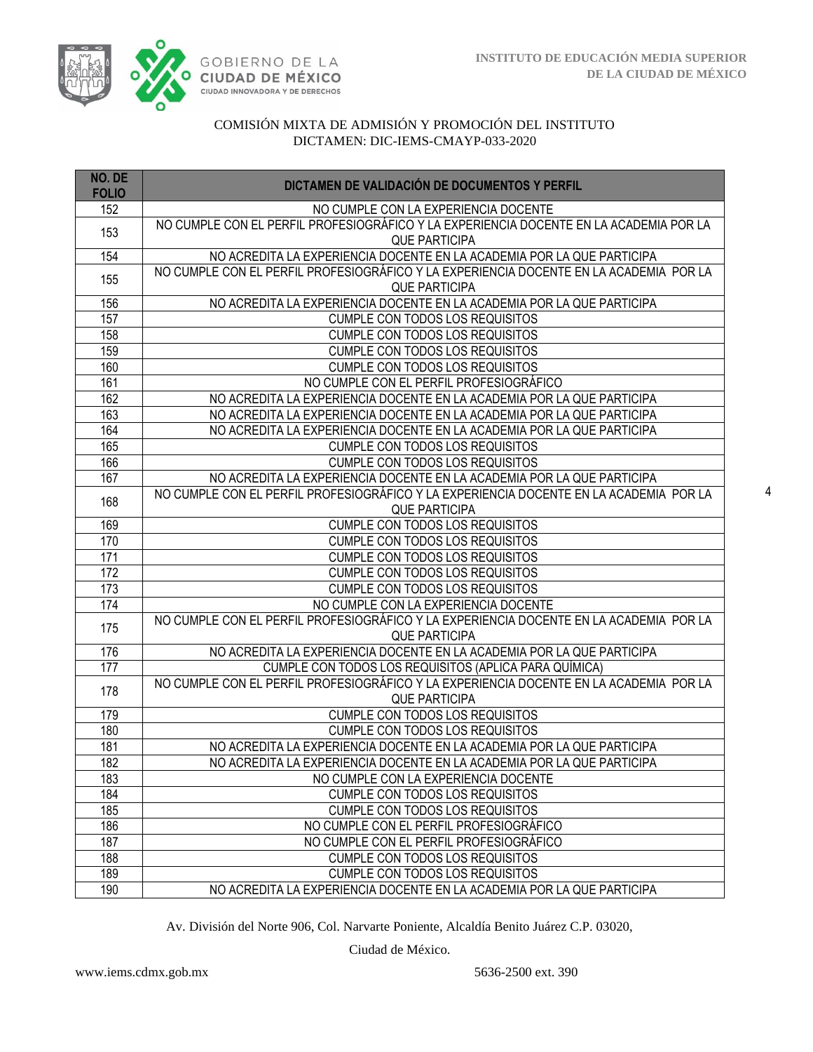COMISIÓN MIXTA DE ADMISIÓN Y PROMOCIÓN DEL INSTITUTO
DICTAMEN: DIC-IEMS-CMAYP-033-2020

| NO. DE FOLIO | DICTAMEN DE VALIDACIÓN DE DOCUMENTOS Y PERFIL |
|---|---|
| 152 | NO CUMPLE CON LA EXPERIENCIA DOCENTE |
| 153 | NO CUMPLE CON EL PERFIL PROFESIOGRÁFICO Y LA EXPERIENCIA DOCENTE EN LA ACADEMIA POR LA QUE PARTICIPA |
| 154 | NO ACREDITA LA EXPERIENCIA DOCENTE EN LA ACADEMIA POR LA QUE PARTICIPA |
| 155 | NO CUMPLE CON EL PERFIL PROFESIOGRÁFICO Y LA EXPERIENCIA DOCENTE EN LA ACADEMIA POR LA QUE PARTICIPA |
| 156 | NO ACREDITA LA EXPERIENCIA DOCENTE EN LA ACADEMIA POR LA QUE PARTICIPA |
| 157 | CUMPLE CON TODOS LOS REQUISITOS |
| 158 | CUMPLE CON TODOS LOS REQUISITOS |
| 159 | CUMPLE CON TODOS LOS REQUISITOS |
| 160 | CUMPLE CON TODOS LOS REQUISITOS |
| 161 | NO CUMPLE CON EL PERFIL PROFESIOGRÁFICO |
| 162 | NO ACREDITA LA EXPERIENCIA DOCENTE EN LA ACADEMIA POR LA QUE PARTICIPA |
| 163 | NO ACREDITA LA EXPERIENCIA DOCENTE EN LA ACADEMIA POR LA QUE PARTICIPA |
| 164 | NO ACREDITA LA EXPERIENCIA DOCENTE EN LA ACADEMIA POR LA QUE PARTICIPA |
| 165 | CUMPLE CON TODOS LOS REQUISITOS |
| 166 | CUMPLE CON TODOS LOS REQUISITOS |
| 167 | NO ACREDITA LA EXPERIENCIA DOCENTE EN LA ACADEMIA POR LA QUE PARTICIPA |
| 168 | NO CUMPLE CON EL PERFIL PROFESIOGRÁFICO Y LA EXPERIENCIA DOCENTE EN LA ACADEMIA POR LA QUE PARTICIPA |
| 169 | CUMPLE CON TODOS LOS REQUISITOS |
| 170 | CUMPLE CON TODOS LOS REQUISITOS |
| 171 | CUMPLE CON TODOS LOS REQUISITOS |
| 172 | CUMPLE CON TODOS LOS REQUISITOS |
| 173 | CUMPLE CON TODOS LOS REQUISITOS |
| 174 | NO CUMPLE CON LA EXPERIENCIA DOCENTE |
| 175 | NO CUMPLE CON EL PERFIL PROFESIOGRÁFICO Y LA EXPERIENCIA DOCENTE EN LA ACADEMIA POR LA QUE PARTICIPA |
| 176 | NO ACREDITA LA EXPERIENCIA DOCENTE EN LA ACADEMIA POR LA QUE PARTICIPA |
| 177 | CUMPLE CON TODOS LOS REQUISITOS (APLICA PARA QUÍMICA) |
| 178 | NO CUMPLE CON EL PERFIL PROFESIOGRÁFICO Y LA EXPERIENCIA DOCENTE EN LA ACADEMIA POR LA QUE PARTICIPA |
| 179 | CUMPLE CON TODOS LOS REQUISITOS |
| 180 | CUMPLE CON TODOS LOS REQUISITOS |
| 181 | NO ACREDITA LA EXPERIENCIA DOCENTE EN LA ACADEMIA POR LA QUE PARTICIPA |
| 182 | NO ACREDITA LA EXPERIENCIA DOCENTE EN LA ACADEMIA POR LA QUE PARTICIPA |
| 183 | NO CUMPLE CON LA EXPERIENCIA DOCENTE |
| 184 | CUMPLE CON TODOS LOS REQUISITOS |
| 185 | CUMPLE CON TODOS LOS REQUISITOS |
| 186 | NO CUMPLE CON EL PERFIL PROFESIOGRÁFICO |
| 187 | NO CUMPLE CON EL PERFIL PROFESIOGRÁFICO |
| 188 | CUMPLE CON TODOS LOS REQUISITOS |
| 189 | CUMPLE CON TODOS LOS REQUISITOS |
| 190 | NO ACREDITA LA EXPERIENCIA DOCENTE EN LA ACADEMIA POR LA QUE PARTICIPA |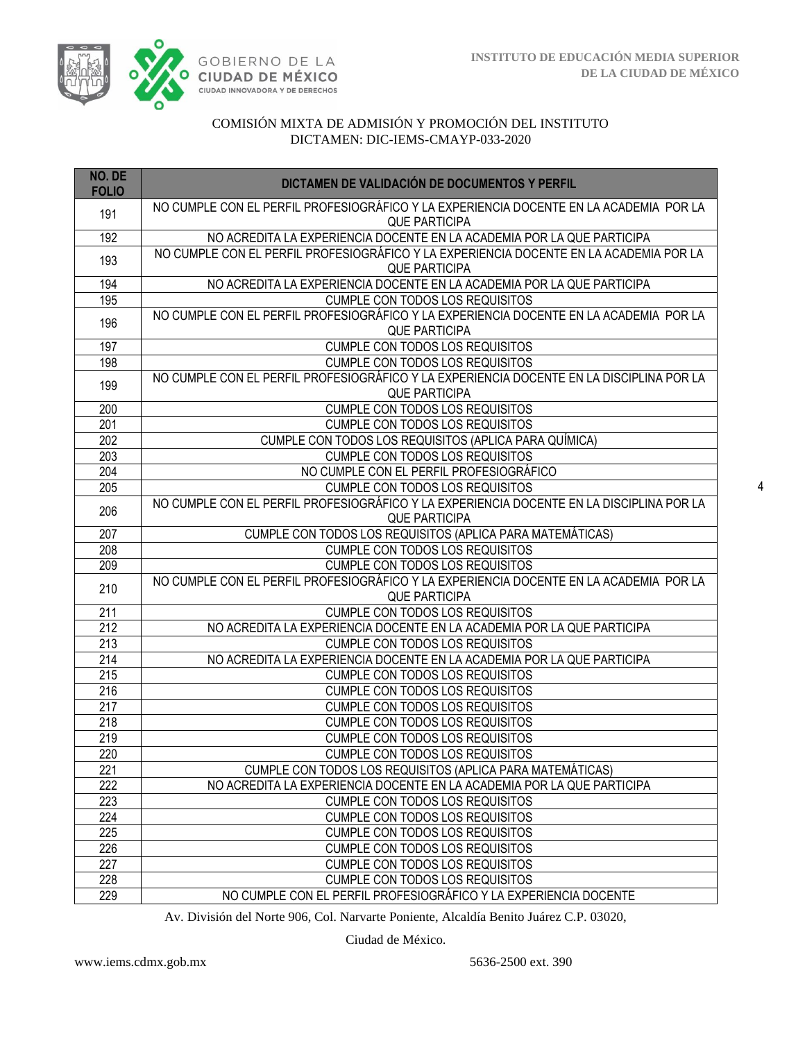COMISIÓN MIXTA DE ADMISIÓN Y PROMOCIÓN DEL INSTITUTO
DICTAMEN: DIC-IEMS-CMAYP-033-2020

| NO. DE FOLIO | DICTAMEN DE VALIDACIÓN DE DOCUMENTOS Y PERFIL |
|---|---|
| 191 | NO CUMPLE CON EL PERFIL PROFESIOGRÁFICO Y LA EXPERIENCIA DOCENTE EN LA ACADEMIA POR LA QUE PARTICIPA |
| 192 | NO ACREDITA LA EXPERIENCIA DOCENTE EN LA ACADEMIA POR LA QUE PARTICIPA |
| 193 | NO CUMPLE CON EL PERFIL PROFESIOGRÁFICO Y LA EXPERIENCIA DOCENTE EN LA ACADEMIA POR LA QUE PARTICIPA |
| 194 | NO ACREDITA LA EXPERIENCIA DOCENTE EN LA ACADEMIA POR LA QUE PARTICIPA |
| 195 | CUMPLE CON TODOS LOS REQUISITOS |
| 196 | NO CUMPLE CON EL PERFIL PROFESIOGRÁFICO Y LA EXPERIENCIA DOCENTE EN LA ACADEMIA POR LA QUE PARTICIPA |
| 197 | CUMPLE CON TODOS LOS REQUISITOS |
| 198 | CUMPLE CON TODOS LOS REQUISITOS |
| 199 | NO CUMPLE CON EL PERFIL PROFESIOGRÁFICO Y LA EXPERIENCIA DOCENTE EN LA DISCIPLINA POR LA QUE PARTICIPA |
| 200 | CUMPLE CON TODOS LOS REQUISITOS |
| 201 | CUMPLE CON TODOS LOS REQUISITOS |
| 202 | CUMPLE CON TODOS LOS REQUISITOS (APLICA PARA QUÍMICA) |
| 203 | CUMPLE CON TODOS LOS REQUISITOS |
| 204 | NO CUMPLE CON EL PERFIL PROFESIOGRÁFICO |
| 205 | CUMPLE CON TODOS LOS REQUISITOS |
| 206 | NO CUMPLE CON EL PERFIL PROFESIOGRÁFICO Y LA EXPERIENCIA DOCENTE EN LA DISCIPLINA POR LA QUE PARTICIPA |
| 207 | CUMPLE CON TODOS LOS REQUISITOS (APLICA PARA MATEMÁTICAS) |
| 208 | CUMPLE CON TODOS LOS REQUISITOS |
| 209 | CUMPLE CON TODOS LOS REQUISITOS |
| 210 | NO CUMPLE CON EL PERFIL PROFESIOGRÁFICO Y LA EXPERIENCIA DOCENTE EN LA ACADEMIA POR LA QUE PARTICIPA |
| 211 | CUMPLE CON TODOS LOS REQUISITOS |
| 212 | NO ACREDITA LA EXPERIENCIA DOCENTE EN LA ACADEMIA POR LA QUE PARTICIPA |
| 213 | CUMPLE CON TODOS LOS REQUISITOS |
| 214 | NO ACREDITA LA EXPERIENCIA DOCENTE EN LA ACADEMIA POR LA QUE PARTICIPA |
| 215 | CUMPLE CON TODOS LOS REQUISITOS |
| 216 | CUMPLE CON TODOS LOS REQUISITOS |
| 217 | CUMPLE CON TODOS LOS REQUISITOS |
| 218 | CUMPLE CON TODOS LOS REQUISITOS |
| 219 | CUMPLE CON TODOS LOS REQUISITOS |
| 220 | CUMPLE CON TODOS LOS REQUISITOS |
| 221 | CUMPLE CON TODOS LOS REQUISITOS (APLICA PARA MATEMÁTICAS) |
| 222 | NO ACREDITA LA EXPERIENCIA DOCENTE EN LA ACADEMIA POR LA QUE PARTICIPA |
| 223 | CUMPLE CON TODOS LOS REQUISITOS |
| 224 | CUMPLE CON TODOS LOS REQUISITOS |
| 225 | CUMPLE CON TODOS LOS REQUISITOS |
| 226 | CUMPLE CON TODOS LOS REQUISITOS |
| 227 | CUMPLE CON TODOS LOS REQUISITOS |
| 228 | CUMPLE CON TODOS LOS REQUISITOS |
| 229 | NO CUMPLE CON EL PERFIL PROFESIOGRÁFICO Y LA EXPERIENCIA DOCENTE |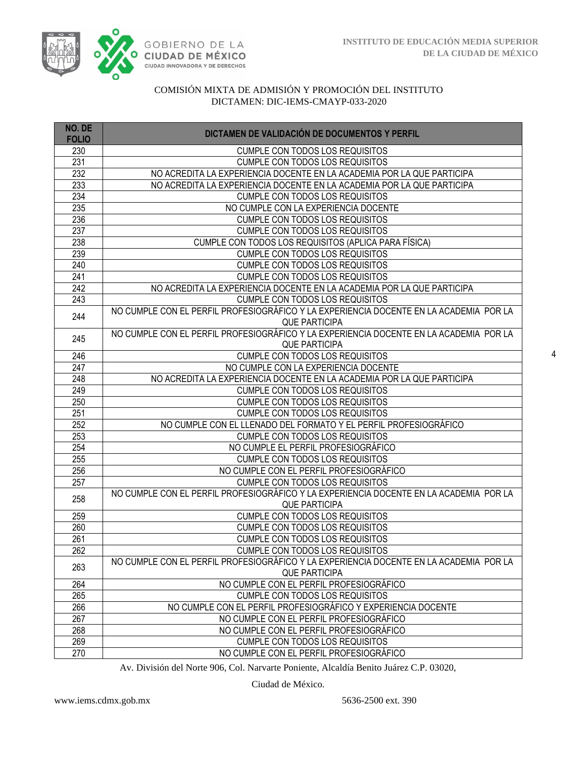COMISIÓN MIXTA DE ADMISIÓN Y PROMOCIÓN DEL INSTITUTO
DICTAMEN: DIC-IEMS-CMAYP-033-2020

| NO. DE FOLIO | DICTAMEN DE VALIDACIÓN DE DOCUMENTOS Y PERFIL |
|---|---|
| 230 | CUMPLE CON TODOS LOS REQUISITOS |
| 231 | CUMPLE CON TODOS LOS REQUISITOS |
| 232 | NO ACREDITA LA EXPERIENCIA DOCENTE EN LA ACADEMIA POR LA QUE PARTICIPA |
| 233 | NO ACREDITA LA EXPERIENCIA DOCENTE EN LA ACADEMIA POR LA QUE PARTICIPA |
| 234 | CUMPLE CON TODOS LOS REQUISITOS |
| 235 | NO CUMPLE CON LA EXPERIENCIA DOCENTE |
| 236 | CUMPLE CON TODOS LOS REQUISITOS |
| 237 | CUMPLE CON TODOS LOS REQUISITOS |
| 238 | CUMPLE CON TODOS LOS REQUISITOS (APLICA PARA FÍSICA) |
| 239 | CUMPLE CON TODOS LOS REQUISITOS |
| 240 | CUMPLE CON TODOS LOS REQUISITOS |
| 241 | CUMPLE CON TODOS LOS REQUISITOS |
| 242 | NO ACREDITA LA EXPERIENCIA DOCENTE EN LA ACADEMIA POR LA QUE PARTICIPA |
| 243 | CUMPLE CON TODOS LOS REQUISITOS |
| 244 | NO CUMPLE CON EL PERFIL PROFESIOGRÁFICO Y LA EXPERIENCIA DOCENTE EN LA ACADEMIA POR LA QUE PARTICIPA |
| 245 | NO CUMPLE CON EL PERFIL PROFESIOGRÁFICO Y LA EXPERIENCIA DOCENTE EN LA ACADEMIA POR LA QUE PARTICIPA |
| 246 | CUMPLE CON TODOS LOS REQUISITOS |
| 247 | NO CUMPLE CON LA EXPERIENCIA DOCENTE |
| 248 | NO ACREDITA LA EXPERIENCIA DOCENTE EN LA ACADEMIA POR LA QUE PARTICIPA |
| 249 | CUMPLE CON TODOS LOS REQUISITOS |
| 250 | CUMPLE CON TODOS LOS REQUISITOS |
| 251 | CUMPLE CON TODOS LOS REQUISITOS |
| 252 | NO CUMPLE CON EL LLENADO DEL FORMATO Y EL PERFIL PROFESIOGRÁFICO |
| 253 | CUMPLE CON TODOS LOS REQUISITOS |
| 254 | NO CUMPLE EL PERFIL PROFESIOGRÁFICO |
| 255 | CUMPLE CON TODOS LOS REQUISITOS |
| 256 | NO CUMPLE CON EL PERFIL PROFESIOGRÁFICO |
| 257 | CUMPLE CON TODOS LOS REQUISITOS |
| 258 | NO CUMPLE CON EL PERFIL PROFESIOGRÁFICO Y LA EXPERIENCIA DOCENTE EN LA ACADEMIA POR LA QUE PARTICIPA |
| 259 | CUMPLE CON TODOS LOS REQUISITOS |
| 260 | CUMPLE CON TODOS LOS REQUISITOS |
| 261 | CUMPLE CON TODOS LOS REQUISITOS |
| 262 | CUMPLE CON TODOS LOS REQUISITOS |
| 263 | NO CUMPLE CON EL PERFIL PROFESIOGRÁFICO Y LA EXPERIENCIA DOCENTE EN LA ACADEMIA POR LA QUE PARTICIPA |
| 264 | NO CUMPLE CON EL PERFIL PROFESIOGRÁFICO |
| 265 | CUMPLE CON TODOS LOS REQUISITOS |
| 266 | NO CUMPLE CON EL PERFIL PROFESIOGRÁFICO Y EXPERIENCIA DOCENTE |
| 267 | NO CUMPLE CON EL PERFIL PROFESIOGRÁFICO |
| 268 | NO CUMPLE CON EL PERFIL PROFESIOGRÁFICO |
| 269 | CUMPLE CON TODOS LOS REQUISITOS |
| 270 | NO CUMPLE CON EL PERFIL PROFESIOGRÁFICO |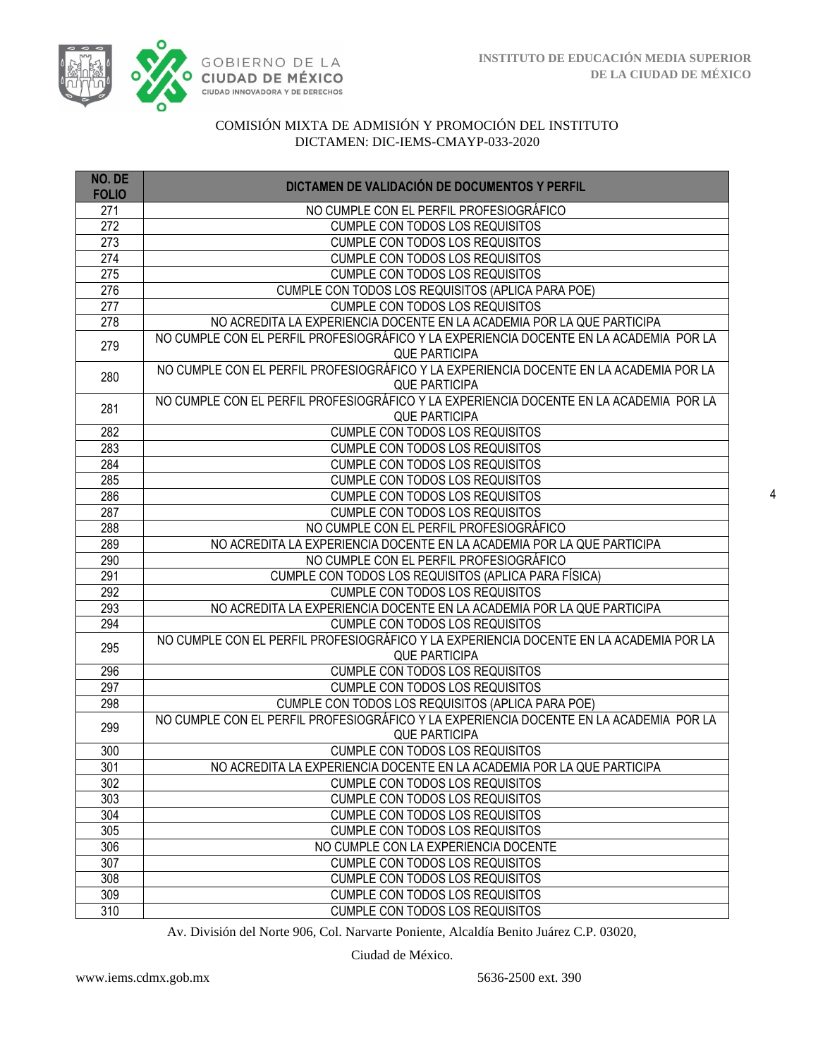COMISIÓN MIXTA DE ADMISIÓN Y PROMOCIÓN DEL INSTITUTO
DICTAMEN: DIC-IEMS-CMAYP-033-2020

| NO. DE FOLIO | DICTAMEN DE VALIDACIÓN DE DOCUMENTOS Y PERFIL |
|---|---|
| 271 | NO CUMPLE CON EL PERFIL PROFESIOGRÁFICO |
| 272 | CUMPLE CON TODOS LOS REQUISITOS |
| 273 | CUMPLE CON TODOS LOS REQUISITOS |
| 274 | CUMPLE CON TODOS LOS REQUISITOS |
| 275 | CUMPLE CON TODOS LOS REQUISITOS |
| 276 | CUMPLE CON TODOS LOS REQUISITOS (APLICA PARA POE) |
| 277 | CUMPLE CON TODOS LOS REQUISITOS |
| 278 | NO ACREDITA LA EXPERIENCIA DOCENTE EN LA ACADEMIA POR LA QUE PARTICIPA |
| 279 | NO CUMPLE CON EL PERFIL PROFESIOGRÁFICO Y LA EXPERIENCIA DOCENTE EN LA ACADEMIA POR LA QUE PARTICIPA |
| 280 | NO CUMPLE CON EL PERFIL PROFESIOGRÁFICO Y LA EXPERIENCIA DOCENTE EN LA ACADEMIA POR LA QUE PARTICIPA |
| 281 | NO CUMPLE CON EL PERFIL PROFESIOGRÁFICO Y LA EXPERIENCIA DOCENTE EN LA ACADEMIA POR LA QUE PARTICIPA |
| 282 | CUMPLE CON TODOS LOS REQUISITOS |
| 283 | CUMPLE CON TODOS LOS REQUISITOS |
| 284 | CUMPLE CON TODOS LOS REQUISITOS |
| 285 | CUMPLE CON TODOS LOS REQUISITOS |
| 286 | CUMPLE CON TODOS LOS REQUISITOS |
| 287 | CUMPLE CON TODOS LOS REQUISITOS |
| 288 | NO CUMPLE CON EL PERFIL PROFESIOGRÁFICO |
| 289 | NO ACREDITA LA EXPERIENCIA DOCENTE EN LA ACADEMIA POR LA QUE PARTICIPA |
| 290 | NO CUMPLE CON EL PERFIL PROFESIOGRÁFICO |
| 291 | CUMPLE CON TODOS LOS REQUISITOS (APLICA PARA FÍSICA) |
| 292 | CUMPLE CON TODOS LOS REQUISITOS |
| 293 | NO ACREDITA LA EXPERIENCIA DOCENTE EN LA ACADEMIA POR LA QUE PARTICIPA |
| 294 | CUMPLE CON TODOS LOS REQUISITOS |
| 295 | NO CUMPLE CON EL PERFIL PROFESIOGRÁFICO Y LA EXPERIENCIA DOCENTE EN LA ACADEMIA POR LA QUE PARTICIPA |
| 296 | CUMPLE CON TODOS LOS REQUISITOS |
| 297 | CUMPLE CON TODOS LOS REQUISITOS |
| 298 | CUMPLE CON TODOS LOS REQUISITOS (APLICA PARA POE) |
| 299 | NO CUMPLE CON EL PERFIL PROFESIOGRÁFICO Y LA EXPERIENCIA DOCENTE EN LA ACADEMIA POR LA QUE PARTICIPA |
| 300 | CUMPLE CON TODOS LOS REQUISITOS |
| 301 | NO ACREDITA LA EXPERIENCIA DOCENTE EN LA ACADEMIA POR LA QUE PARTICIPA |
| 302 | CUMPLE CON TODOS LOS REQUISITOS |
| 303 | CUMPLE CON TODOS LOS REQUISITOS |
| 304 | CUMPLE CON TODOS LOS REQUISITOS |
| 305 | CUMPLE CON TODOS LOS REQUISITOS |
| 306 | NO CUMPLE CON LA EXPERIENCIA DOCENTE |
| 307 | CUMPLE CON TODOS LOS REQUISITOS |
| 308 | CUMPLE CON TODOS LOS REQUISITOS |
| 309 | CUMPLE CON TODOS LOS REQUISITOS |
| 310 | CUMPLE CON TODOS LOS REQUISITOS |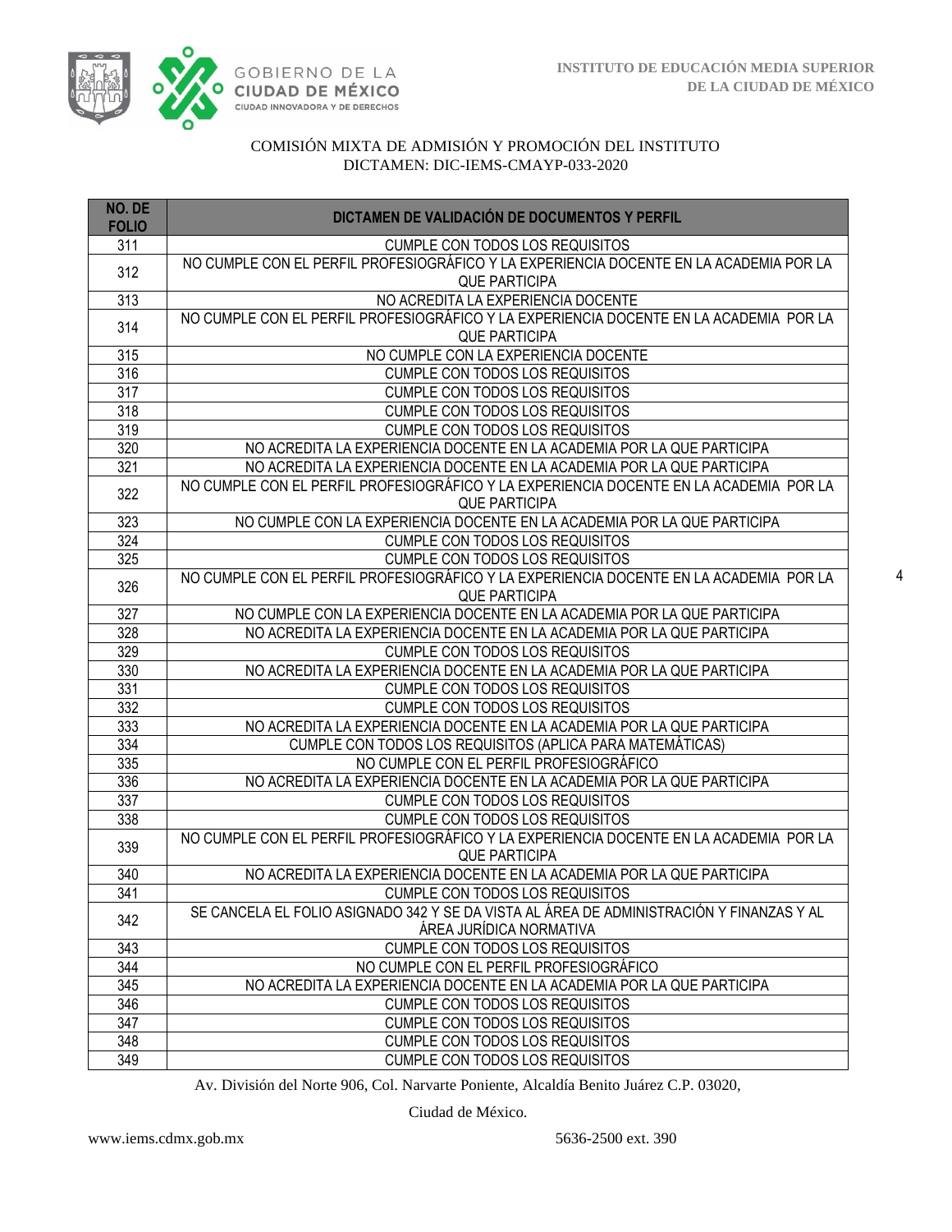COMISIÓN MIXTA DE ADMISIÓN Y PROMOCIÓN DEL INSTITUTO
DICTAMEN: DIC-IEMS-CMAYP-033-2020

| NO. DE FOLIO | DICTAMEN DE VALIDACIÓN DE DOCUMENTOS Y PERFIL |
|---|---|
| 311 | CUMPLE CON TODOS LOS REQUISITOS |
| 312 | NO CUMPLE CON EL PERFIL PROFESIOGRÁFICO Y LA EXPERIENCIA DOCENTE EN LA ACADEMIA POR LA QUE PARTICIPA |
| 313 | NO ACREDITA LA EXPERIENCIA DOCENTE |
| 314 | NO CUMPLE CON EL PERFIL PROFESIOGRÁFICO Y LA EXPERIENCIA DOCENTE EN LA ACADEMIA POR LA QUE PARTICIPA |
| 315 | NO CUMPLE CON LA EXPERIENCIA DOCENTE |
| 316 | CUMPLE CON TODOS LOS REQUISITOS |
| 317 | CUMPLE CON TODOS LOS REQUISITOS |
| 318 | CUMPLE CON TODOS LOS REQUISITOS |
| 319 | CUMPLE CON TODOS LOS REQUISITOS |
| 320 | NO ACREDITA LA EXPERIENCIA DOCENTE EN LA ACADEMIA POR LA QUE PARTICIPA |
| 321 | NO ACREDITA LA EXPERIENCIA DOCENTE EN LA ACADEMIA POR LA QUE PARTICIPA |
| 322 | NO CUMPLE CON EL PERFIL PROFESIOGRÁFICO Y LA EXPERIENCIA DOCENTE EN LA ACADEMIA POR LA QUE PARTICIPA |
| 323 | NO CUMPLE CON LA EXPERIENCIA DOCENTE EN LA ACADEMIA POR LA QUE PARTICIPA |
| 324 | CUMPLE CON TODOS LOS REQUISITOS |
| 325 | CUMPLE CON TODOS LOS REQUISITOS |
| 326 | NO CUMPLE CON EL PERFIL PROFESIOGRÁFICO Y LA EXPERIENCIA DOCENTE EN LA ACADEMIA POR LA QUE PARTICIPA |
| 327 | NO CUMPLE CON LA EXPERIENCIA DOCENTE EN LA ACADEMIA POR LA QUE PARTICIPA |
| 328 | NO ACREDITA LA EXPERIENCIA DOCENTE EN LA ACADEMIA POR LA QUE PARTICIPA |
| 329 | CUMPLE CON TODOS LOS REQUISITOS |
| 330 | NO ACREDITA LA EXPERIENCIA DOCENTE EN LA ACADEMIA POR LA QUE PARTICIPA |
| 331 | CUMPLE CON TODOS LOS REQUISITOS |
| 332 | CUMPLE CON TODOS LOS REQUISITOS |
| 333 | NO ACREDITA LA EXPERIENCIA DOCENTE EN LA ACADEMIA POR LA QUE PARTICIPA |
| 334 | CUMPLE CON TODOS LOS REQUISITOS (APLICA PARA MATEMÁTICAS) |
| 335 | NO CUMPLE CON EL PERFIL PROFESIOGRÁFICO |
| 336 | NO ACREDITA LA EXPERIENCIA DOCENTE EN LA ACADEMIA POR LA QUE PARTICIPA |
| 337 | CUMPLE CON TODOS LOS REQUISITOS |
| 338 | CUMPLE CON TODOS LOS REQUISITOS |
| 339 | NO CUMPLE CON EL PERFIL PROFESIOGRÁFICO Y LA EXPERIENCIA DOCENTE EN LA ACADEMIA POR LA QUE PARTICIPA |
| 340 | NO ACREDITA LA EXPERIENCIA DOCENTE EN LA ACADEMIA POR LA QUE PARTICIPA |
| 341 | CUMPLE CON TODOS LOS REQUISITOS |
| 342 | SE CANCELA EL FOLIO ASIGNADO 342 Y SE DA VISTA AL ÁREA DE ADMINISTRACIÓN Y FINANZAS Y AL ÁREA JURÍDICA NORMATIVA |
| 343 | CUMPLE CON TODOS LOS REQUISITOS |
| 344 | NO CUMPLE CON EL PERFIL PROFESIOGRÁFICO |
| 345 | NO ACREDITA LA EXPERIENCIA DOCENTE EN LA ACADEMIA POR LA QUE PARTICIPA |
| 346 | CUMPLE CON TODOS LOS REQUISITOS |
| 347 | CUMPLE CON TODOS LOS REQUISITOS |
| 348 | CUMPLE CON TODOS LOS REQUISITOS |
| 349 | CUMPLE CON TODOS LOS REQUISITOS |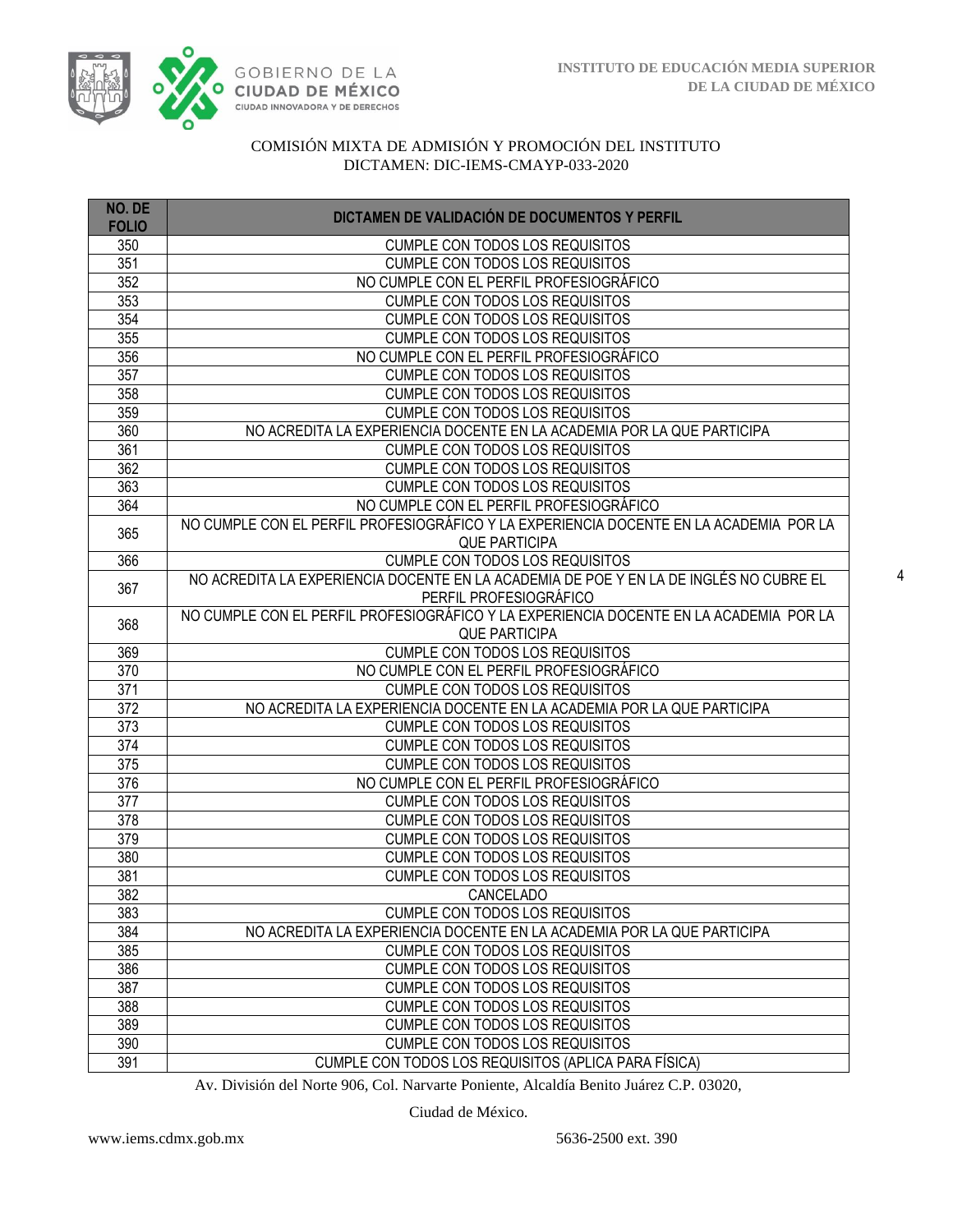COMISIÓN MIXTA DE ADMISIÓN Y PROMOCIÓN DEL INSTITUTO
DICTAMEN: DIC-IEMS-CMAYP-033-2020

| NO. DE FOLIO | DICTAMEN DE VALIDACIÓN DE DOCUMENTOS Y PERFIL |
|---|---|
| 350 | CUMPLE CON TODOS LOS REQUISITOS |
| 351 | CUMPLE CON TODOS LOS REQUISITOS |
| 352 | NO CUMPLE CON EL PERFIL PROFESIOGRÁFICO |
| 353 | CUMPLE CON TODOS LOS REQUISITOS |
| 354 | CUMPLE CON TODOS LOS REQUISITOS |
| 355 | CUMPLE CON TODOS LOS REQUISITOS |
| 356 | NO CUMPLE CON EL PERFIL PROFESIOGRÁFICO |
| 357 | CUMPLE CON TODOS LOS REQUISITOS |
| 358 | CUMPLE CON TODOS LOS REQUISITOS |
| 359 | CUMPLE CON TODOS LOS REQUISITOS |
| 360 | NO ACREDITA LA EXPERIENCIA DOCENTE EN LA ACADEMIA POR LA QUE PARTICIPA |
| 361 | CUMPLE CON TODOS LOS REQUISITOS |
| 362 | CUMPLE CON TODOS LOS REQUISITOS |
| 363 | CUMPLE CON TODOS LOS REQUISITOS |
| 364 | NO CUMPLE CON EL PERFIL PROFESIOGRÁFICO |
| 365 | NO CUMPLE CON EL PERFIL PROFESIOGRÁFICO Y LA EXPERIENCIA DOCENTE EN LA ACADEMIA POR LA QUE PARTICIPA |
| 366 | CUMPLE CON TODOS LOS REQUISITOS |
| 367 | NO ACREDITA LA EXPERIENCIA DOCENTE EN LA ACADEMIA DE POE Y EN LA DE INGLÉS NO CUBRE EL PERFIL PROFESIOGRÁFICO |
| 368 | NO CUMPLE CON EL PERFIL PROFESIOGRÁFICO Y LA EXPERIENCIA DOCENTE EN LA ACADEMIA POR LA QUE PARTICIPA |
| 369 | CUMPLE CON TODOS LOS REQUISITOS |
| 370 | NO CUMPLE CON EL PERFIL PROFESIOGRÁFICO |
| 371 | CUMPLE CON TODOS LOS REQUISITOS |
| 372 | NO ACREDITA LA EXPERIENCIA DOCENTE EN LA ACADEMIA POR LA QUE PARTICIPA |
| 373 | CUMPLE CON TODOS LOS REQUISITOS |
| 374 | CUMPLE CON TODOS LOS REQUISITOS |
| 375 | CUMPLE CON TODOS LOS REQUISITOS |
| 376 | NO CUMPLE CON EL PERFIL PROFESIOGRÁFICO |
| 377 | CUMPLE CON TODOS LOS REQUISITOS |
| 378 | CUMPLE CON TODOS LOS REQUISITOS |
| 379 | CUMPLE CON TODOS LOS REQUISITOS |
| 380 | CUMPLE CON TODOS LOS REQUISITOS |
| 381 | CUMPLE CON TODOS LOS REQUISITOS |
| 382 | CANCELADO |
| 383 | CUMPLE CON TODOS LOS REQUISITOS |
| 384 | NO ACREDITA LA EXPERIENCIA DOCENTE EN LA ACADEMIA POR LA QUE PARTICIPA |
| 385 | CUMPLE CON TODOS LOS REQUISITOS |
| 386 | CUMPLE CON TODOS LOS REQUISITOS |
| 387 | CUMPLE CON TODOS LOS REQUISITOS |
| 388 | CUMPLE CON TODOS LOS REQUISITOS |
| 389 | CUMPLE CON TODOS LOS REQUISITOS |
| 390 | CUMPLE CON TODOS LOS REQUISITOS |
| 391 | CUMPLE CON TODOS LOS REQUISITOS (APLICA PARA FÍSICA) |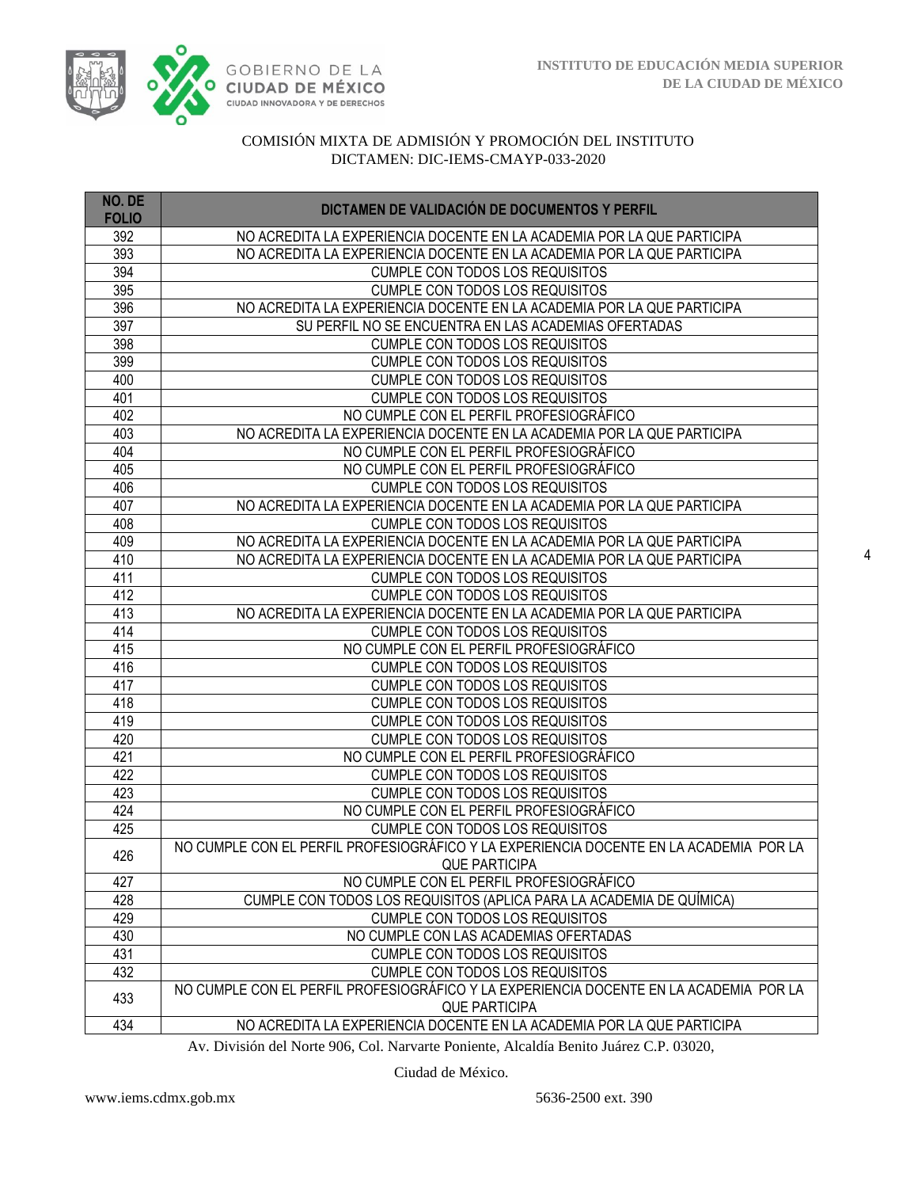COMISIÓN MIXTA DE ADMISIÓN Y PROMOCIÓN DEL INSTITUTO
DICTAMEN: DIC-IEMS-CMAYP-033-2020

| NO. DE FOLIO | DICTAMEN DE VALIDACIÓN DE DOCUMENTOS Y PERFIL |
|---|---|
| 392 | NO ACREDITA LA EXPERIENCIA DOCENTE EN LA ACADEMIA POR LA QUE PARTICIPA |
| 393 | NO ACREDITA LA EXPERIENCIA DOCENTE EN LA ACADEMIA POR LA QUE PARTICIPA |
| 394 | CUMPLE CON TODOS LOS REQUISITOS |
| 395 | CUMPLE CON TODOS LOS REQUISITOS |
| 396 | NO ACREDITA LA EXPERIENCIA DOCENTE EN LA ACADEMIA POR LA QUE PARTICIPA |
| 397 | SU PERFIL NO SE ENCUENTRA EN LAS ACADEMIAS OFERTADAS |
| 398 | CUMPLE CON TODOS LOS REQUISITOS |
| 399 | CUMPLE CON TODOS LOS REQUISITOS |
| 400 | CUMPLE CON TODOS LOS REQUISITOS |
| 401 | CUMPLE CON TODOS LOS REQUISITOS |
| 402 | NO CUMPLE CON EL PERFIL PROFESIOGRÁFICO |
| 403 | NO ACREDITA LA EXPERIENCIA DOCENTE EN LA ACADEMIA POR LA QUE PARTICIPA |
| 404 | NO CUMPLE CON EL PERFIL PROFESIOGRÁFICO |
| 405 | NO CUMPLE CON EL PERFIL PROFESIOGRÁFICO |
| 406 | CUMPLE CON TODOS LOS REQUISITOS |
| 407 | NO ACREDITA LA EXPERIENCIA DOCENTE EN LA ACADEMIA POR LA QUE PARTICIPA |
| 408 | CUMPLE CON TODOS LOS REQUISITOS |
| 409 | NO ACREDITA LA EXPERIENCIA DOCENTE EN LA ACADEMIA POR LA QUE PARTICIPA |
| 410 | NO ACREDITA LA EXPERIENCIA DOCENTE EN LA ACADEMIA POR LA QUE PARTICIPA |
| 411 | CUMPLE CON TODOS LOS REQUISITOS |
| 412 | CUMPLE CON TODOS LOS REQUISITOS |
| 413 | NO ACREDITA LA EXPERIENCIA DOCENTE EN LA ACADEMIA POR LA QUE PARTICIPA |
| 414 | CUMPLE CON TODOS LOS REQUISITOS |
| 415 | NO CUMPLE CON EL PERFIL PROFESIOGRÁFICO |
| 416 | CUMPLE CON TODOS LOS REQUISITOS |
| 417 | CUMPLE CON TODOS LOS REQUISITOS |
| 418 | CUMPLE CON TODOS LOS REQUISITOS |
| 419 | CUMPLE CON TODOS LOS REQUISITOS |
| 420 | CUMPLE CON TODOS LOS REQUISITOS |
| 421 | NO CUMPLE CON EL PERFIL PROFESIOGRÁFICO |
| 422 | CUMPLE CON TODOS LOS REQUISITOS |
| 423 | CUMPLE CON TODOS LOS REQUISITOS |
| 424 | NO CUMPLE CON EL PERFIL PROFESIOGRÁFICO |
| 425 | CUMPLE CON TODOS LOS REQUISITOS |
| 426 | NO CUMPLE CON EL PERFIL PROFESIOGRÁFICO Y LA EXPERIENCIA DOCENTE EN LA ACADEMIA POR LA QUE PARTICIPA |
| 427 | NO CUMPLE CON EL PERFIL PROFESIOGRÁFICO |
| 428 | CUMPLE CON TODOS LOS REQUISITOS (APLICA PARA LA ACADEMIA DE QUÍMICA) |
| 429 | CUMPLE CON TODOS LOS REQUISITOS |
| 430 | NO CUMPLE CON LAS ACADEMIAS OFERTADAS |
| 431 | CUMPLE CON TODOS LOS REQUISITOS |
| 432 | CUMPLE CON TODOS LOS REQUISITOS |
| 433 | NO CUMPLE CON EL PERFIL PROFESIOGRÁFICO Y LA EXPERIENCIA DOCENTE EN LA ACADEMIA POR LA QUE PARTICIPA |
| 434 | NO ACREDITA LA EXPERIENCIA DOCENTE EN LA ACADEMIA POR LA QUE PARTICIPA |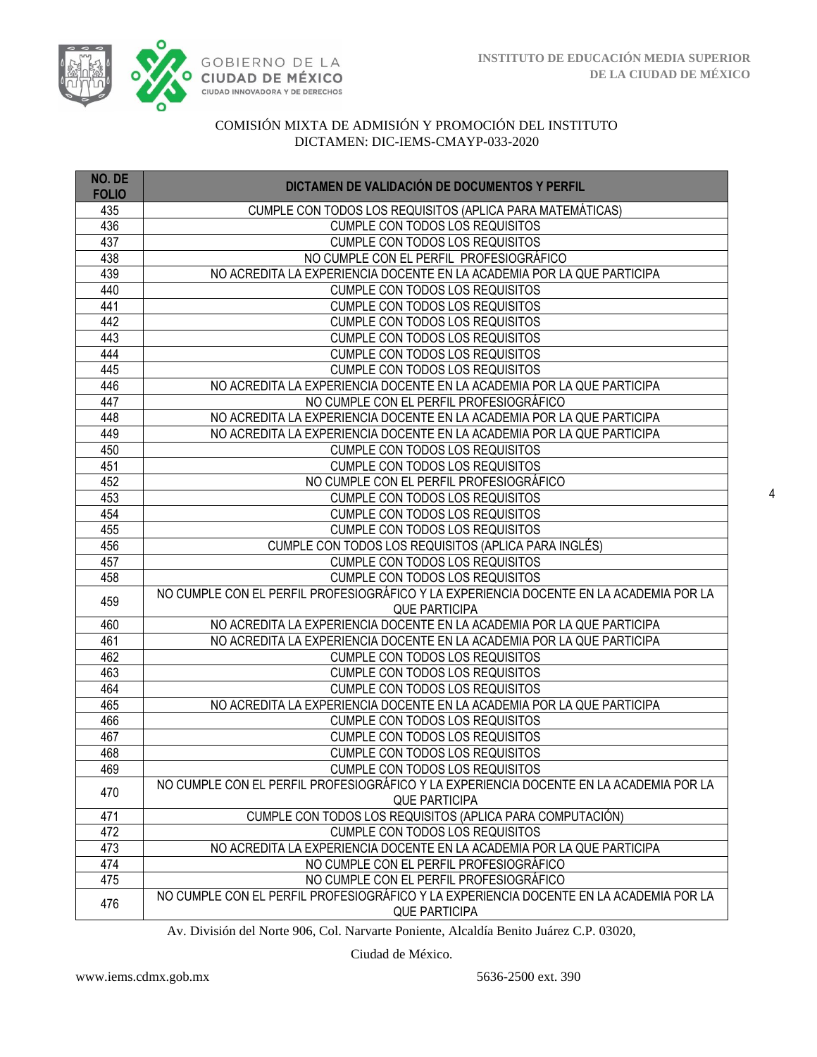COMISIÓN MIXTA DE ADMISIÓN Y PROMOCIÓN DEL INSTITUTO
DICTAMEN: DIC-IEMS-CMAYP-033-2020

| NO. DE FOLIO | DICTAMEN DE VALIDACIÓN DE DOCUMENTOS Y PERFIL |
|---|---|
| 435 | CUMPLE CON TODOS LOS REQUISITOS (APLICA PARA MATEMÁTICAS) |
| 436 | CUMPLE CON TODOS LOS REQUISITOS |
| 437 | CUMPLE CON TODOS LOS REQUISITOS |
| 438 | NO CUMPLE CON EL PERFIL PROFESIOGRÁFICO |
| 439 | NO ACREDITA LA EXPERIENCIA DOCENTE EN LA ACADEMIA POR LA QUE PARTICIPA |
| 440 | CUMPLE CON TODOS LOS REQUISITOS |
| 441 | CUMPLE CON TODOS LOS REQUISITOS |
| 442 | CUMPLE CON TODOS LOS REQUISITOS |
| 443 | CUMPLE CON TODOS LOS REQUISITOS |
| 444 | CUMPLE CON TODOS LOS REQUISITOS |
| 445 | CUMPLE CON TODOS LOS REQUISITOS |
| 446 | NO ACREDITA LA EXPERIENCIA DOCENTE EN LA ACADEMIA POR LA QUE PARTICIPA |
| 447 | NO CUMPLE CON EL PERFIL PROFESIOGRÁFICO |
| 448 | NO ACREDITA LA EXPERIENCIA DOCENTE EN LA ACADEMIA POR LA QUE PARTICIPA |
| 449 | NO ACREDITA LA EXPERIENCIA DOCENTE EN LA ACADEMIA POR LA QUE PARTICIPA |
| 450 | CUMPLE CON TODOS LOS REQUISITOS |
| 451 | CUMPLE CON TODOS LOS REQUISITOS |
| 452 | NO CUMPLE CON EL PERFIL PROFESIOGRÁFICO |
| 453 | CUMPLE CON TODOS LOS REQUISITOS |
| 454 | CUMPLE CON TODOS LOS REQUISITOS |
| 455 | CUMPLE CON TODOS LOS REQUISITOS |
| 456 | CUMPLE CON TODOS LOS REQUISITOS (APLICA PARA INGLÉS) |
| 457 | CUMPLE CON TODOS LOS REQUISITOS |
| 458 | CUMPLE CON TODOS LOS REQUISITOS |
| 459 | NO CUMPLE CON EL PERFIL PROFESIOGRÁFICO Y LA EXPERIENCIA DOCENTE EN LA ACADEMIA POR LA QUE PARTICIPA |
| 460 | NO ACREDITA LA EXPERIENCIA DOCENTE EN LA ACADEMIA POR LA QUE PARTICIPA |
| 461 | NO ACREDITA LA EXPERIENCIA DOCENTE EN LA ACADEMIA POR LA QUE PARTICIPA |
| 462 | CUMPLE CON TODOS LOS REQUISITOS |
| 463 | CUMPLE CON TODOS LOS REQUISITOS |
| 464 | CUMPLE CON TODOS LOS REQUISITOS |
| 465 | NO ACREDITA LA EXPERIENCIA DOCENTE EN LA ACADEMIA POR LA QUE PARTICIPA |
| 466 | CUMPLE CON TODOS LOS REQUISITOS |
| 467 | CUMPLE CON TODOS LOS REQUISITOS |
| 468 | CUMPLE CON TODOS LOS REQUISITOS |
| 469 | CUMPLE CON TODOS LOS REQUISITOS |
| 470 | NO CUMPLE CON EL PERFIL PROFESIOGRÁFICO Y LA EXPERIENCIA DOCENTE EN LA ACADEMIA POR LA QUE PARTICIPA |
| 471 | CUMPLE CON TODOS LOS REQUISITOS (APLICA PARA COMPUTACIÓN) |
| 472 | CUMPLE CON TODOS LOS REQUISITOS |
| 473 | NO ACREDITA LA EXPERIENCIA DOCENTE EN LA ACADEMIA POR LA QUE PARTICIPA |
| 474 | NO CUMPLE CON EL PERFIL PROFESIOGRÁFICO |
| 475 | NO CUMPLE CON EL PERFIL PROFESIOGRÁFICO |
| 476 | NO CUMPLE CON EL PERFIL PROFESIOGRÁFICO Y LA EXPERIENCIA DOCENTE EN LA ACADEMIA POR LA QUE PARTICIPA |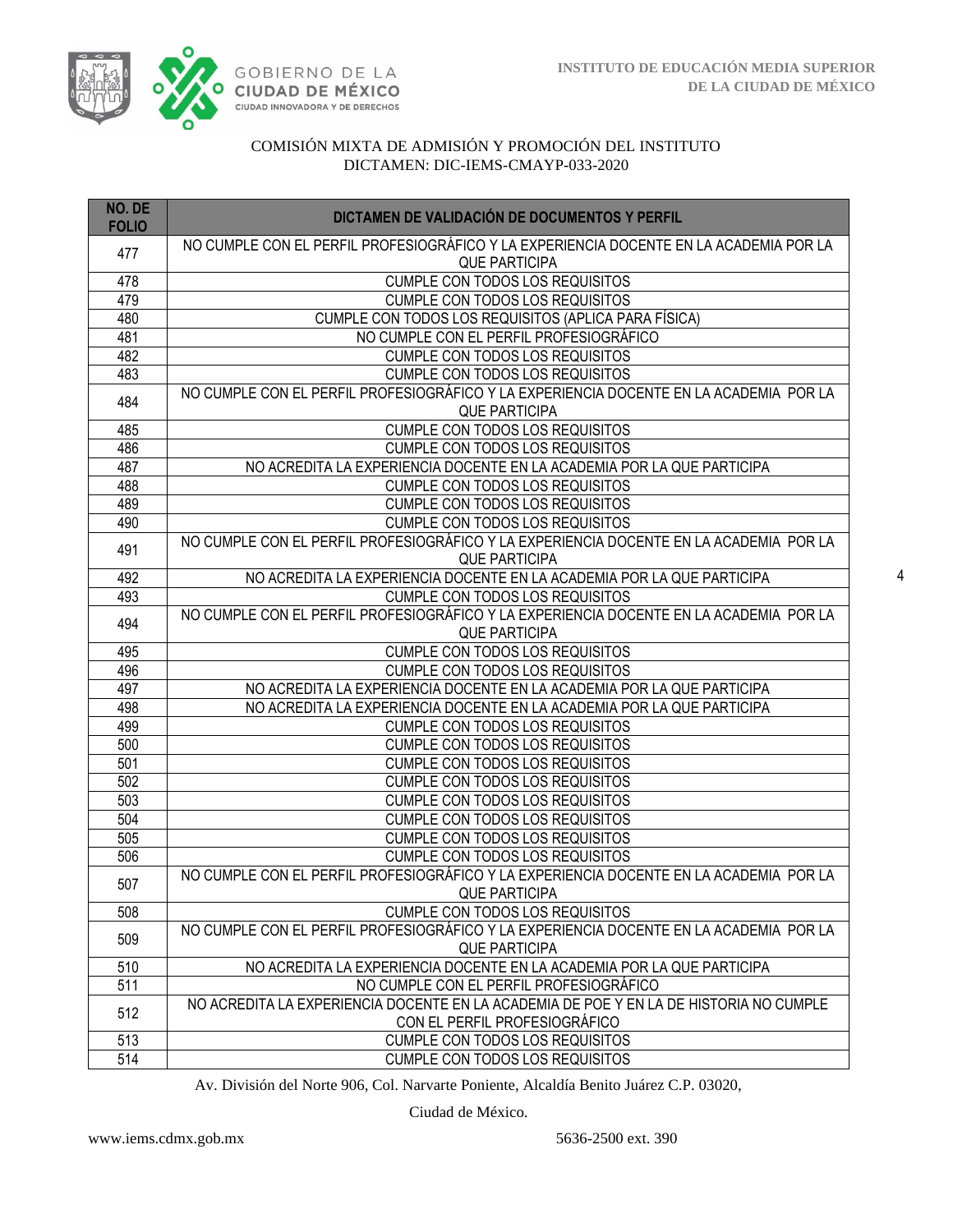COMISIÓN MIXTA DE ADMISIÓN Y PROMOCIÓN DEL INSTITUTO
DICTAMEN: DIC-IEMS-CMAYP-033-2020

| NO. DE FOLIO | DICTAMEN DE VALIDACIÓN DE DOCUMENTOS Y PERFIL |
|---|---|
| 477 | NO CUMPLE CON EL PERFIL PROFESIOGRÁFICO Y LA EXPERIENCIA DOCENTE EN LA ACADEMIA POR LA QUE PARTICIPA |
| 478 | CUMPLE CON TODOS LOS REQUISITOS |
| 479 | CUMPLE CON TODOS LOS REQUISITOS |
| 480 | CUMPLE CON TODOS LOS REQUISITOS (APLICA PARA FÍSICA) |
| 481 | NO CUMPLE CON EL PERFIL PROFESIOGRÁFICO |
| 482 | CUMPLE CON TODOS LOS REQUISITOS |
| 483 | CUMPLE CON TODOS LOS REQUISITOS |
| 484 | NO CUMPLE CON EL PERFIL PROFESIOGRÁFICO Y LA EXPERIENCIA DOCENTE EN LA ACADEMIA POR LA QUE PARTICIPA |
| 485 | CUMPLE CON TODOS LOS REQUISITOS |
| 486 | CUMPLE CON TODOS LOS REQUISITOS |
| 487 | NO ACREDITA LA EXPERIENCIA DOCENTE EN LA ACADEMIA POR LA QUE PARTICIPA |
| 488 | CUMPLE CON TODOS LOS REQUISITOS |
| 489 | CUMPLE CON TODOS LOS REQUISITOS |
| 490 | CUMPLE CON TODOS LOS REQUISITOS |
| 491 | NO CUMPLE CON EL PERFIL PROFESIOGRÁFICO Y LA EXPERIENCIA DOCENTE EN LA ACADEMIA POR LA QUE PARTICIPA |
| 492 | NO ACREDITA LA EXPERIENCIA DOCENTE EN LA ACADEMIA POR LA QUE PARTICIPA |
| 493 | CUMPLE CON TODOS LOS REQUISITOS |
| 494 | NO CUMPLE CON EL PERFIL PROFESIOGRÁFICO Y LA EXPERIENCIA DOCENTE EN LA ACADEMIA POR LA QUE PARTICIPA |
| 495 | CUMPLE CON TODOS LOS REQUISITOS |
| 496 | CUMPLE CON TODOS LOS REQUISITOS |
| 497 | NO ACREDITA LA EXPERIENCIA DOCENTE EN LA ACADEMIA POR LA QUE PARTICIPA |
| 498 | NO ACREDITA LA EXPERIENCIA DOCENTE EN LA ACADEMIA POR LA QUE PARTICIPA |
| 499 | CUMPLE CON TODOS LOS REQUISITOS |
| 500 | CUMPLE CON TODOS LOS REQUISITOS |
| 501 | CUMPLE CON TODOS LOS REQUISITOS |
| 502 | CUMPLE CON TODOS LOS REQUISITOS |
| 503 | CUMPLE CON TODOS LOS REQUISITOS |
| 504 | CUMPLE CON TODOS LOS REQUISITOS |
| 505 | CUMPLE CON TODOS LOS REQUISITOS |
| 506 | CUMPLE CON TODOS LOS REQUISITOS |
| 507 | NO CUMPLE CON EL PERFIL PROFESIOGRÁFICO Y LA EXPERIENCIA DOCENTE EN LA ACADEMIA POR LA QUE PARTICIPA |
| 508 | CUMPLE CON TODOS LOS REQUISITOS |
| 509 | NO CUMPLE CON EL PERFIL PROFESIOGRÁFICO Y LA EXPERIENCIA DOCENTE EN LA ACADEMIA POR LA QUE PARTICIPA |
| 510 | NO ACREDITA LA EXPERIENCIA DOCENTE EN LA ACADEMIA POR LA QUE PARTICIPA |
| 511 | NO CUMPLE CON EL PERFIL PROFESIOGRÁFICO |
| 512 | NO ACREDITA LA EXPERIENCIA DOCENTE EN LA ACADEMIA DE POE Y EN LA DE HISTORIA NO CUMPLE CON EL PERFIL PROFESIOGRÁFICO |
| 513 | CUMPLE CON TODOS LOS REQUISITOS |
| 514 | CUMPLE CON TODOS LOS REQUISITOS |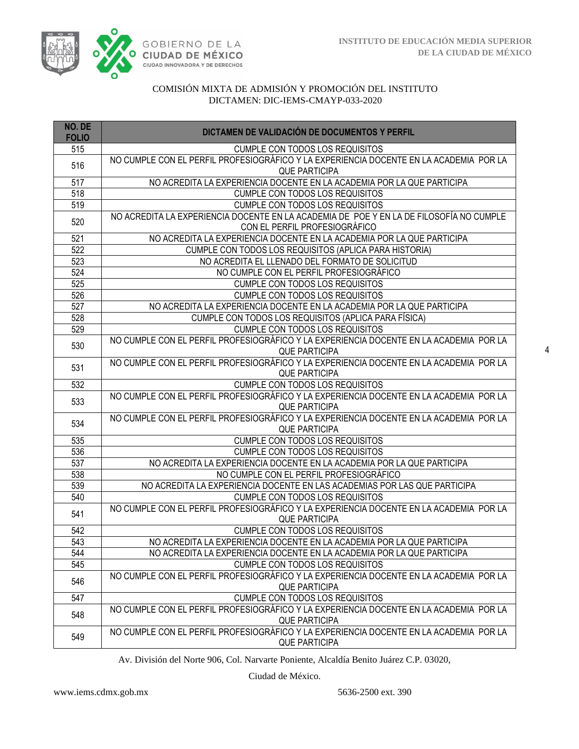COMISIÓN MIXTA DE ADMISIÓN Y PROMOCIÓN DEL INSTITUTO
DICTAMEN: DIC-IEMS-CMAYP-033-2020

| NO. DE FOLIO | DICTAMEN DE VALIDACIÓN DE DOCUMENTOS Y PERFIL |
|---|---|
| 515 | CUMPLE CON TODOS LOS REQUISITOS |
| 516 | NO CUMPLE CON EL PERFIL PROFESIOGRÁFICO Y LA EXPERIENCIA DOCENTE EN LA ACADEMIA POR LA QUE PARTICIPA |
| 517 | NO ACREDITA LA EXPERIENCIA DOCENTE EN LA ACADEMIA POR LA QUE PARTICIPA |
| 518 | CUMPLE CON TODOS LOS REQUISITOS |
| 519 | CUMPLE CON TODOS LOS REQUISITOS |
| 520 | NO ACREDITA LA EXPERIENCIA DOCENTE EN LA ACADEMIA DE POE Y EN LA DE FILOSOFÍA NO CUMPLE CON EL PERFIL PROFESIOGRÁFICO |
| 521 | NO ACREDITA LA EXPERIENCIA DOCENTE EN LA ACADEMIA POR LA QUE PARTICIPA |
| 522 | CUMPLE CON TODOS LOS REQUISITOS (APLICA PARA HISTORIA) |
| 523 | NO ACREDITA EL LLENADO DEL FORMATO DE SOLICITUD |
| 524 | NO CUMPLE CON EL PERFIL PROFESIOGRÁFICO |
| 525 | CUMPLE CON TODOS LOS REQUISITOS |
| 526 | CUMPLE CON TODOS LOS REQUISITOS |
| 527 | NO ACREDITA LA EXPERIENCIA DOCENTE EN LA ACADEMIA POR LA QUE PARTICIPA |
| 528 | CUMPLE CON TODOS LOS REQUISITOS (APLICA PARA FÍSICA) |
| 529 | CUMPLE CON TODOS LOS REQUISITOS |
| 530 | NO CUMPLE CON EL PERFIL PROFESIOGRÁFICO Y LA EXPERIENCIA DOCENTE EN LA ACADEMIA POR LA QUE PARTICIPA |
| 531 | NO CUMPLE CON EL PERFIL PROFESIOGRÁFICO Y LA EXPERIENCIA DOCENTE EN LA ACADEMIA POR LA QUE PARTICIPA |
| 532 | CUMPLE CON TODOS LOS REQUISITOS |
| 533 | NO CUMPLE CON EL PERFIL PROFESIOGRÁFICO Y LA EXPERIENCIA DOCENTE EN LA ACADEMIA POR LA QUE PARTICIPA |
| 534 | NO CUMPLE CON EL PERFIL PROFESIOGRÁFICO Y LA EXPERIENCIA DOCENTE EN LA ACADEMIA POR LA QUE PARTICIPA |
| 535 | CUMPLE CON TODOS LOS REQUISITOS |
| 536 | CUMPLE CON TODOS LOS REQUISITOS |
| 537 | NO ACREDITA LA EXPERIENCIA DOCENTE EN LA ACADEMIA POR LA QUE PARTICIPA |
| 538 | NO CUMPLE CON EL PERFIL PROFESIOGRÁFICO |
| 539 | NO ACREDITA LA EXPERIENCIA DOCENTE EN LAS ACADEMIAS POR LAS QUE PARTICIPA |
| 540 | CUMPLE CON TODOS LOS REQUISITOS |
| 541 | NO CUMPLE CON EL PERFIL PROFESIOGRÁFICO Y LA EXPERIENCIA DOCENTE EN LA ACADEMIA POR LA QUE PARTICIPA |
| 542 | CUMPLE CON TODOS LOS REQUISITOS |
| 543 | NO ACREDITA LA EXPERIENCIA DOCENTE EN LA ACADEMIA POR LA QUE PARTICIPA |
| 544 | NO ACREDITA LA EXPERIENCIA DOCENTE EN LA ACADEMIA POR LA QUE PARTICIPA |
| 545 | CUMPLE CON TODOS LOS REQUISITOS |
| 546 | NO CUMPLE CON EL PERFIL PROFESIOGRÁFICO Y LA EXPERIENCIA DOCENTE EN LA ACADEMIA POR LA QUE PARTICIPA |
| 547 | CUMPLE CON TODOS LOS REQUISITOS |
| 548 | NO CUMPLE CON EL PERFIL PROFESIOGRÁFICO Y LA EXPERIENCIA DOCENTE EN LA ACADEMIA POR LA QUE PARTICIPA |
| 549 | NO CUMPLE CON EL PERFIL PROFESIOGRÁFICO Y LA EXPERIENCIA DOCENTE EN LA ACADEMIA POR LA QUE PARTICIPA |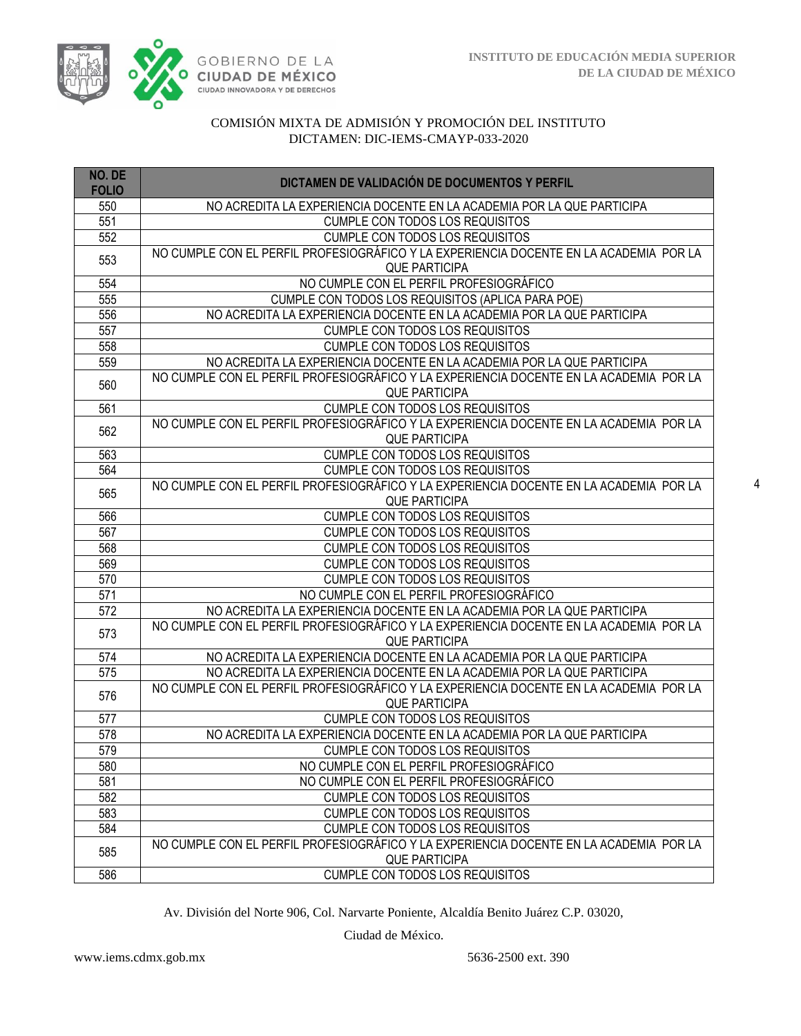COMISIÓN MIXTA DE ADMISIÓN Y PROMOCIÓN DEL INSTITUTO
DICTAMEN: DIC-IEMS-CMAYP-033-2020

| NO. DE FOLIO | DICTAMEN DE VALIDACIÓN DE DOCUMENTOS Y PERFIL |
|---|---|
| 550 | NO ACREDITA LA EXPERIENCIA DOCENTE EN LA ACADEMIA POR LA QUE PARTICIPA |
| 551 | CUMPLE CON TODOS LOS REQUISITOS |
| 552 | CUMPLE CON TODOS LOS REQUISITOS |
| 553 | NO CUMPLE CON EL PERFIL PROFESIOGRÁFICO Y LA EXPERIENCIA DOCENTE EN LA ACADEMIA POR LA QUE PARTICIPA |
| 554 | NO CUMPLE CON EL PERFIL PROFESIOGRÁFICO |
| 555 | CUMPLE CON TODOS LOS REQUISITOS (APLICA PARA POE) |
| 556 | NO ACREDITA LA EXPERIENCIA DOCENTE EN LA ACADEMIA POR LA QUE PARTICIPA |
| 557 | CUMPLE CON TODOS LOS REQUISITOS |
| 558 | CUMPLE CON TODOS LOS REQUISITOS |
| 559 | NO ACREDITA LA EXPERIENCIA DOCENTE EN LA ACADEMIA POR LA QUE PARTICIPA |
| 560 | NO CUMPLE CON EL PERFIL PROFESIOGRÁFICO Y LA EXPERIENCIA DOCENTE EN LA ACADEMIA POR LA QUE PARTICIPA |
| 561 | CUMPLE CON TODOS LOS REQUISITOS |
| 562 | NO CUMPLE CON EL PERFIL PROFESIOGRÁFICO Y LA EXPERIENCIA DOCENTE EN LA ACADEMIA POR LA QUE PARTICIPA |
| 563 | CUMPLE CON TODOS LOS REQUISITOS |
| 564 | CUMPLE CON TODOS LOS REQUISITOS |
| 565 | NO CUMPLE CON EL PERFIL PROFESIOGRÁFICO Y LA EXPERIENCIA DOCENTE EN LA ACADEMIA POR LA QUE PARTICIPA |
| 566 | CUMPLE CON TODOS LOS REQUISITOS |
| 567 | CUMPLE CON TODOS LOS REQUISITOS |
| 568 | CUMPLE CON TODOS LOS REQUISITOS |
| 569 | CUMPLE CON TODOS LOS REQUISITOS |
| 570 | CUMPLE CON TODOS LOS REQUISITOS |
| 571 | NO CUMPLE CON EL PERFIL PROFESIOGRÁFICO |
| 572 | NO ACREDITA LA EXPERIENCIA DOCENTE EN LA ACADEMIA POR LA QUE PARTICIPA |
| 573 | NO CUMPLE CON EL PERFIL PROFESIOGRÁFICO Y LA EXPERIENCIA DOCENTE EN LA ACADEMIA POR LA QUE PARTICIPA |
| 574 | NO ACREDITA LA EXPERIENCIA DOCENTE EN LA ACADEMIA POR LA QUE PARTICIPA |
| 575 | NO ACREDITA LA EXPERIENCIA DOCENTE EN LA ACADEMIA POR LA QUE PARTICIPA |
| 576 | NO CUMPLE CON EL PERFIL PROFESIOGRÁFICO Y LA EXPERIENCIA DOCENTE EN LA ACADEMIA POR LA QUE PARTICIPA |
| 577 | CUMPLE CON TODOS LOS REQUISITOS |
| 578 | NO ACREDITA LA EXPERIENCIA DOCENTE EN LA ACADEMIA POR LA QUE PARTICIPA |
| 579 | CUMPLE CON TODOS LOS REQUISITOS |
| 580 | NO CUMPLE CON EL PERFIL PROFESIOGRÁFICO |
| 581 | NO CUMPLE CON EL PERFIL PROFESIOGRÁFICO |
| 582 | CUMPLE CON TODOS LOS REQUISITOS |
| 583 | CUMPLE CON TODOS LOS REQUISITOS |
| 584 | CUMPLE CON TODOS LOS REQUISITOS |
| 585 | NO CUMPLE CON EL PERFIL PROFESIOGRÁFICO Y LA EXPERIENCIA DOCENTE EN LA ACADEMIA POR LA QUE PARTICIPA |
| 586 | CUMPLE CON TODOS LOS REQUISITOS |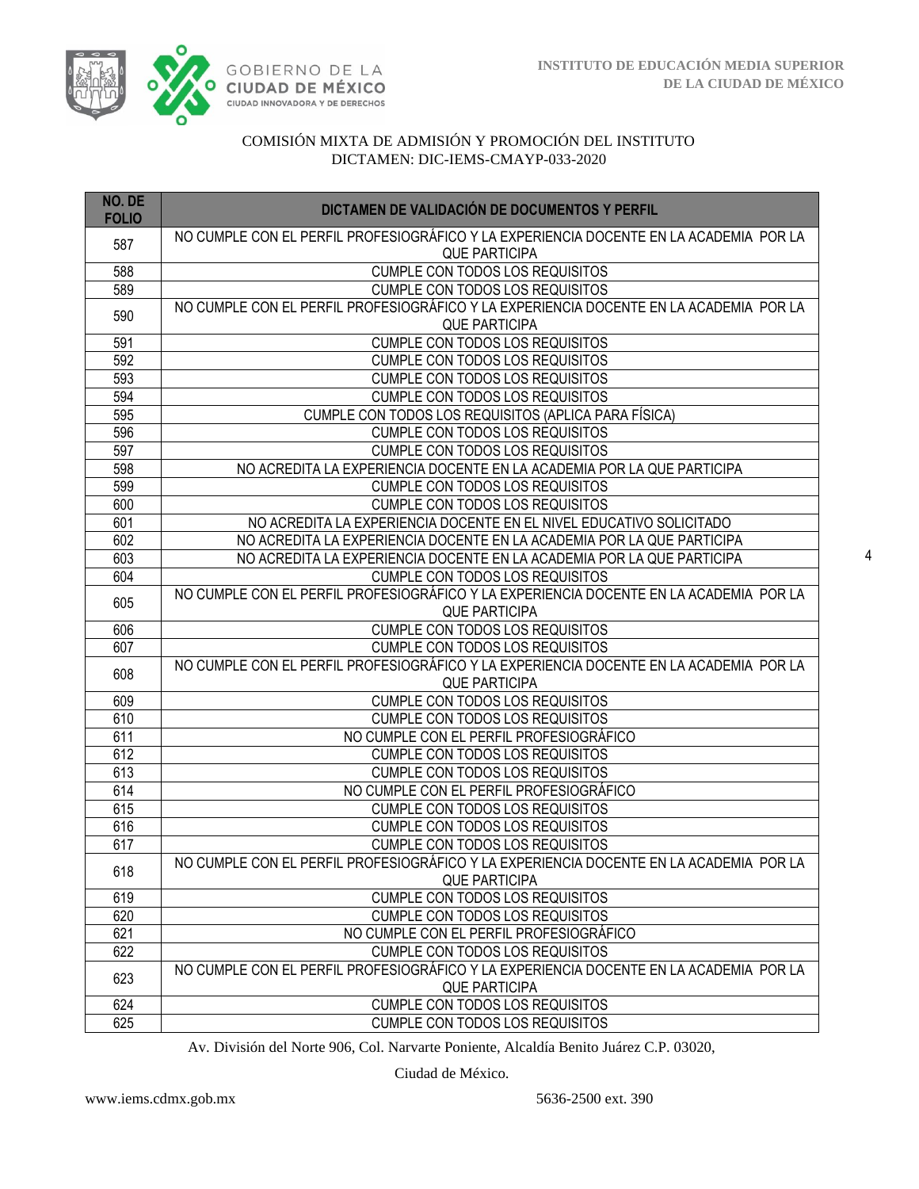COMISIÓN MIXTA DE ADMISIÓN Y PROMOCIÓN DEL INSTITUTO
DICTAMEN: DIC-IEMS-CMAYP-033-2020

| NO. DE FOLIO | DICTAMEN DE VALIDACIÓN DE DOCUMENTOS Y PERFIL |
|---|---|
| 587 | NO CUMPLE CON EL PERFIL PROFESIOGRÁFICO Y LA EXPERIENCIA DOCENTE EN LA ACADEMIA POR LA QUE PARTICIPA |
| 588 | CUMPLE CON TODOS LOS REQUISITOS |
| 589 | CUMPLE CON TODOS LOS REQUISITOS |
| 590 | NO CUMPLE CON EL PERFIL PROFESIOGRÁFICO Y LA EXPERIENCIA DOCENTE EN LA ACADEMIA POR LA QUE PARTICIPA |
| 591 | CUMPLE CON TODOS LOS REQUISITOS |
| 592 | CUMPLE CON TODOS LOS REQUISITOS |
| 593 | CUMPLE CON TODOS LOS REQUISITOS |
| 594 | CUMPLE CON TODOS LOS REQUISITOS |
| 595 | CUMPLE CON TODOS LOS REQUISITOS (APLICA PARA FÍSICA) |
| 596 | CUMPLE CON TODOS LOS REQUISITOS |
| 597 | CUMPLE CON TODOS LOS REQUISITOS |
| 598 | NO ACREDITA LA EXPERIENCIA DOCENTE EN LA ACADEMIA POR LA QUE PARTICIPA |
| 599 | CUMPLE CON TODOS LOS REQUISITOS |
| 600 | CUMPLE CON TODOS LOS REQUISITOS |
| 601 | NO ACREDITA LA EXPERIENCIA DOCENTE EN EL NIVEL EDUCATIVO SOLICITADO |
| 602 | NO ACREDITA LA EXPERIENCIA DOCENTE EN LA ACADEMIA POR LA QUE PARTICIPA |
| 603 | NO ACREDITA LA EXPERIENCIA DOCENTE EN LA ACADEMIA POR LA QUE PARTICIPA |
| 604 | CUMPLE CON TODOS LOS REQUISITOS |
| 605 | NO CUMPLE CON EL PERFIL PROFESIOGRÁFICO Y LA EXPERIENCIA DOCENTE EN LA ACADEMIA POR LA QUE PARTICIPA |
| 606 | CUMPLE CON TODOS LOS REQUISITOS |
| 607 | CUMPLE CON TODOS LOS REQUISITOS |
| 608 | NO CUMPLE CON EL PERFIL PROFESIOGRÁFICO Y LA EXPERIENCIA DOCENTE EN LA ACADEMIA POR LA QUE PARTICIPA |
| 609 | CUMPLE CON TODOS LOS REQUISITOS |
| 610 | CUMPLE CON TODOS LOS REQUISITOS |
| 611 | NO CUMPLE CON EL PERFIL PROFESIOGRÁFICO |
| 612 | CUMPLE CON TODOS LOS REQUISITOS |
| 613 | CUMPLE CON TODOS LOS REQUISITOS |
| 614 | NO CUMPLE CON EL PERFIL PROFESIOGRÁFICO |
| 615 | CUMPLE CON TODOS LOS REQUISITOS |
| 616 | CUMPLE CON TODOS LOS REQUISITOS |
| 617 | CUMPLE CON TODOS LOS REQUISITOS |
| 618 | NO CUMPLE CON EL PERFIL PROFESIOGRÁFICO Y LA EXPERIENCIA DOCENTE EN LA ACADEMIA POR LA QUE PARTICIPA |
| 619 | CUMPLE CON TODOS LOS REQUISITOS |
| 620 | CUMPLE CON TODOS LOS REQUISITOS |
| 621 | NO CUMPLE CON EL PERFIL PROFESIOGRÁFICO |
| 622 | CUMPLE CON TODOS LOS REQUISITOS |
| 623 | NO CUMPLE CON EL PERFIL PROFESIOGRÁFICO Y LA EXPERIENCIA DOCENTE EN LA ACADEMIA POR LA QUE PARTICIPA |
| 624 | CUMPLE CON TODOS LOS REQUISITOS |
| 625 | CUMPLE CON TODOS LOS REQUISITOS |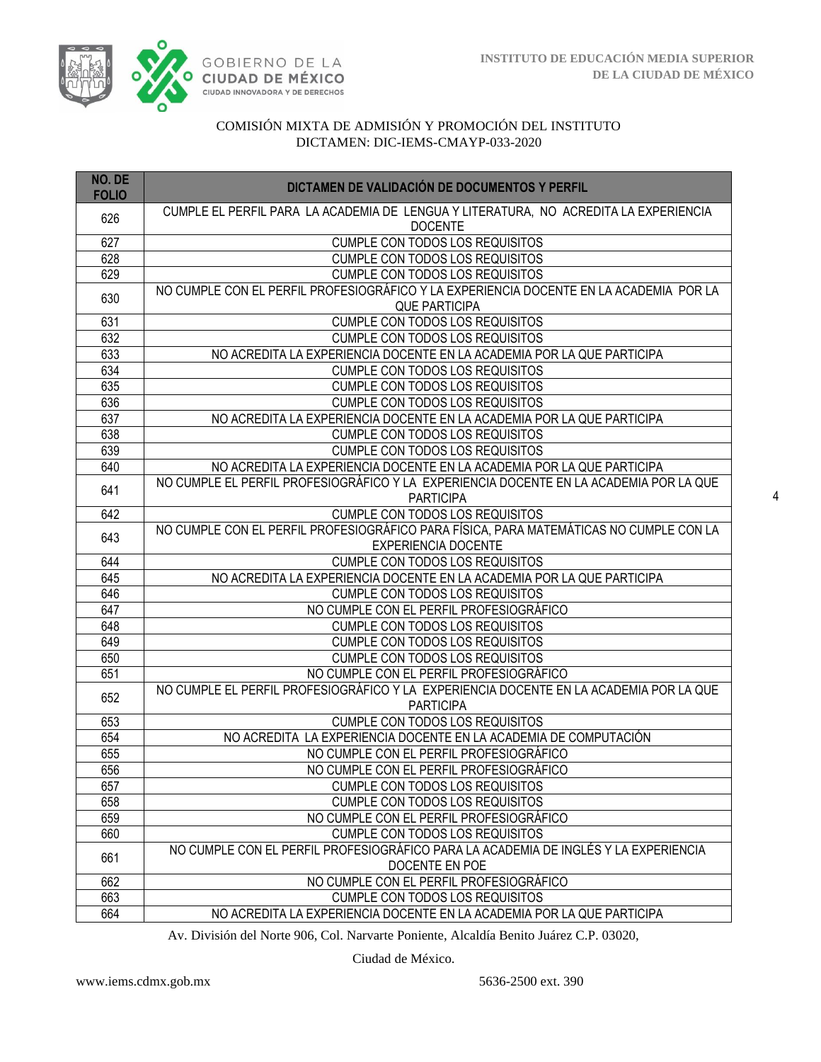COMISIÓN MIXTA DE ADMISIÓN Y PROMOCIÓN DEL INSTITUTO
DICTAMEN: DIC-IEMS-CMAYP-033-2020

| NO. DE FOLIO | DICTAMEN DE VALIDACIÓN DE DOCUMENTOS Y PERFIL |
|---|---|
| 626 | CUMPLE EL PERFIL PARA LA ACADEMIA DE LENGUA Y LITERATURA, NO ACREDITA LA EXPERIENCIA DOCENTE |
| 627 | CUMPLE CON TODOS LOS REQUISITOS |
| 628 | CUMPLE CON TODOS LOS REQUISITOS |
| 629 | CUMPLE CON TODOS LOS REQUISITOS |
| 630 | NO CUMPLE CON EL PERFIL PROFESIOGRÁFICO Y LA EXPERIENCIA DOCENTE EN LA ACADEMIA POR LA QUE PARTICIPA |
| 631 | CUMPLE CON TODOS LOS REQUISITOS |
| 632 | CUMPLE CON TODOS LOS REQUISITOS |
| 633 | NO ACREDITA LA EXPERIENCIA DOCENTE EN LA ACADEMIA POR LA QUE PARTICIPA |
| 634 | CUMPLE CON TODOS LOS REQUISITOS |
| 635 | CUMPLE CON TODOS LOS REQUISITOS |
| 636 | CUMPLE CON TODOS LOS REQUISITOS |
| 637 | NO ACREDITA LA EXPERIENCIA DOCENTE EN LA ACADEMIA POR LA QUE PARTICIPA |
| 638 | CUMPLE CON TODOS LOS REQUISITOS |
| 639 | CUMPLE CON TODOS LOS REQUISITOS |
| 640 | NO ACREDITA LA EXPERIENCIA DOCENTE EN LA ACADEMIA POR LA QUE PARTICIPA |
| 641 | NO CUMPLE EL PERFIL PROFESIOGRÁFICO Y LA EXPERIENCIA DOCENTE EN LA ACADEMIA POR LA QUE PARTICIPA |
| 642 | CUMPLE CON TODOS LOS REQUISITOS |
| 643 | NO CUMPLE CON EL PERFIL PROFESIOGRÁFICO PARA FÍSICA, PARA MATEMÁTICAS NO CUMPLE CON LA EXPERIENCIA DOCENTE |
| 644 | CUMPLE CON TODOS LOS REQUISITOS |
| 645 | NO ACREDITA LA EXPERIENCIA DOCENTE EN LA ACADEMIA POR LA QUE PARTICIPA |
| 646 | CUMPLE CON TODOS LOS REQUISITOS |
| 647 | NO CUMPLE CON EL PERFIL PROFESIOGRÁFICO |
| 648 | CUMPLE CON TODOS LOS REQUISITOS |
| 649 | CUMPLE CON TODOS LOS REQUISITOS |
| 650 | CUMPLE CON TODOS LOS REQUISITOS |
| 651 | NO CUMPLE CON EL PERFIL PROFESIOGRÁFICO |
| 652 | NO CUMPLE EL PERFIL PROFESIOGRÁFICO Y LA EXPERIENCIA DOCENTE EN LA ACADEMIA POR LA QUE PARTICIPA |
| 653 | CUMPLE CON TODOS LOS REQUISITOS |
| 654 | NO ACREDITA LA EXPERIENCIA DOCENTE EN LA ACADEMIA DE COMPUTACIÓN |
| 655 | NO CUMPLE CON EL PERFIL PROFESIOGRÁFICO |
| 656 | NO CUMPLE CON EL PERFIL PROFESIOGRÁFICO |
| 657 | CUMPLE CON TODOS LOS REQUISITOS |
| 658 | CUMPLE CON TODOS LOS REQUISITOS |
| 659 | NO CUMPLE CON EL PERFIL PROFESIOGRÁFICO |
| 660 | CUMPLE CON TODOS LOS REQUISITOS |
| 661 | NO CUMPLE CON EL PERFIL PROFESIOGRÁFICO PARA LA ACADEMIA DE INGLÉS Y LA EXPERIENCIA DOCENTE EN POE |
| 662 | NO CUMPLE CON EL PERFIL PROFESIOGRÁFICO |
| 663 | CUMPLE CON TODOS LOS REQUISITOS |
| 664 | NO ACREDITA LA EXPERIENCIA DOCENTE EN LA ACADEMIA POR LA QUE PARTICIPA |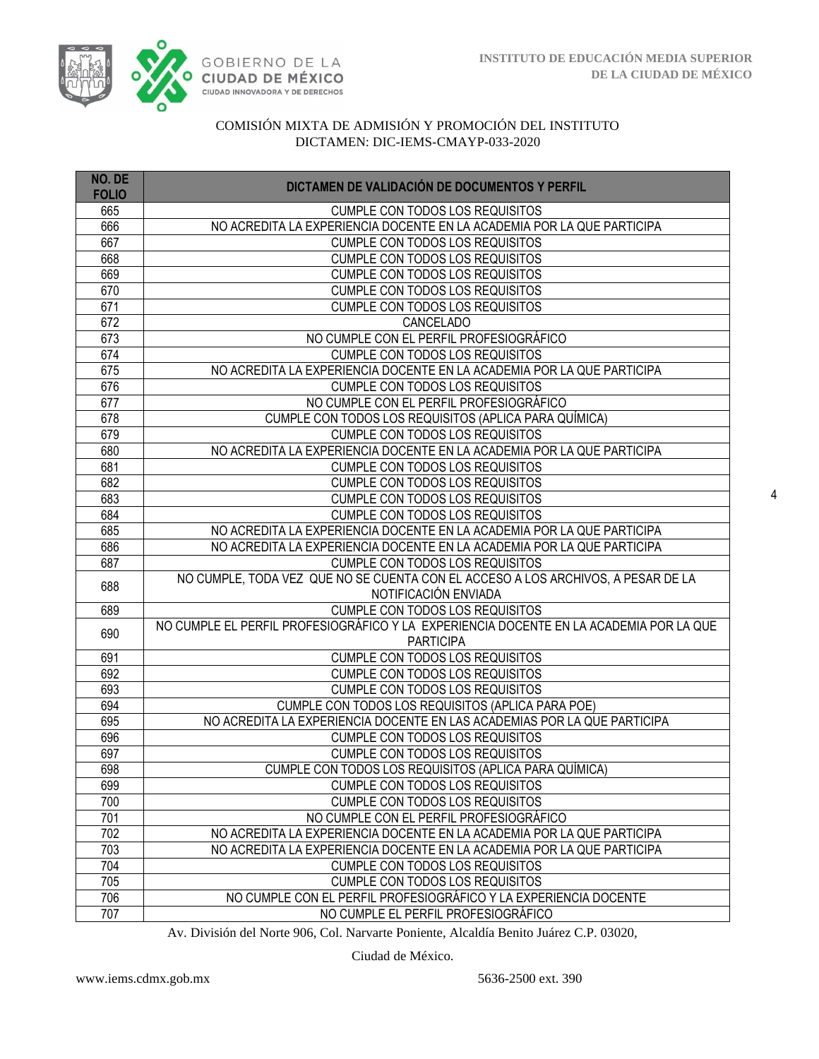COMISIÓN MIXTA DE ADMISIÓN Y PROMOCIÓN DEL INSTITUTO
DICTAMEN: DIC-IEMS-CMAYP-033-2020

| NO. DE FOLIO | DICTAMEN DE VALIDACIÓN DE DOCUMENTOS Y PERFIL |
|---|---|
| 665 | CUMPLE CON TODOS LOS REQUISITOS |
| 666 | NO ACREDITA LA EXPERIENCIA DOCENTE EN LA ACADEMIA POR LA QUE PARTICIPA |
| 667 | CUMPLE CON TODOS LOS REQUISITOS |
| 668 | CUMPLE CON TODOS LOS REQUISITOS |
| 669 | CUMPLE CON TODOS LOS REQUISITOS |
| 670 | CUMPLE CON TODOS LOS REQUISITOS |
| 671 | CUMPLE CON TODOS LOS REQUISITOS |
| 672 | CANCELADO |
| 673 | NO CUMPLE CON EL PERFIL PROFESIOGRÁFICO |
| 674 | CUMPLE CON TODOS LOS REQUISITOS |
| 675 | NO ACREDITA LA EXPERIENCIA DOCENTE EN LA ACADEMIA POR LA QUE PARTICIPA |
| 676 | CUMPLE CON TODOS LOS REQUISITOS |
| 677 | NO CUMPLE CON EL PERFIL PROFESIOGRÁFICO |
| 678 | CUMPLE CON TODOS LOS REQUISITOS (APLICA PARA QUÍMICA) |
| 679 | CUMPLE CON TODOS LOS REQUISITOS |
| 680 | NO ACREDITA LA EXPERIENCIA DOCENTE EN LA ACADEMIA POR LA QUE PARTICIPA |
| 681 | CUMPLE CON TODOS LOS REQUISITOS |
| 682 | CUMPLE CON TODOS LOS REQUISITOS |
| 683 | CUMPLE CON TODOS LOS REQUISITOS |
| 684 | CUMPLE CON TODOS LOS REQUISITOS |
| 685 | NO ACREDITA LA EXPERIENCIA DOCENTE EN LA ACADEMIA POR LA QUE PARTICIPA |
| 686 | NO ACREDITA LA EXPERIENCIA DOCENTE EN LA ACADEMIA POR LA QUE PARTICIPA |
| 687 | CUMPLE CON TODOS LOS REQUISITOS |
| 688 | NO CUMPLE, TODA VEZ QUE NO SE CUENTA CON EL ACCESO A LOS ARCHIVOS, A PESAR DE LA NOTIFICACIÓN ENVIADA |
| 689 | CUMPLE CON TODOS LOS REQUISITOS |
| 690 | NO CUMPLE EL PERFIL PROFESIOGRÁFICO Y LA EXPERIENCIA DOCENTE EN LA ACADEMIA POR LA QUE PARTICIPA |
| 691 | CUMPLE CON TODOS LOS REQUISITOS |
| 692 | CUMPLE CON TODOS LOS REQUISITOS |
| 693 | CUMPLE CON TODOS LOS REQUISITOS |
| 694 | CUMPLE CON TODOS LOS REQUISITOS (APLICA PARA POE) |
| 695 | NO ACREDITA LA EXPERIENCIA DOCENTE EN LAS ACADEMIAS POR LA QUE PARTICIPA |
| 696 | CUMPLE CON TODOS LOS REQUISITOS |
| 697 | CUMPLE CON TODOS LOS REQUISITOS |
| 698 | CUMPLE CON TODOS LOS REQUISITOS (APLICA PARA QUÍMICA) |
| 699 | CUMPLE CON TODOS LOS REQUISITOS |
| 700 | CUMPLE CON TODOS LOS REQUISITOS |
| 701 | NO CUMPLE CON EL PERFIL PROFESIOGRÁFICO |
| 702 | NO ACREDITA LA EXPERIENCIA DOCENTE EN LA ACADEMIA POR LA QUE PARTICIPA |
| 703 | NO ACREDITA LA EXPERIENCIA DOCENTE EN LA ACADEMIA POR LA QUE PARTICIPA |
| 704 | CUMPLE CON TODOS LOS REQUISITOS |
| 705 | CUMPLE CON TODOS LOS REQUISITOS |
| 706 | NO CUMPLE CON EL PERFIL PROFESIOGRÁFICO Y LA EXPERIENCIA DOCENTE |
| 707 | NO CUMPLE EL PERFIL PROFESIOGRÁFICO |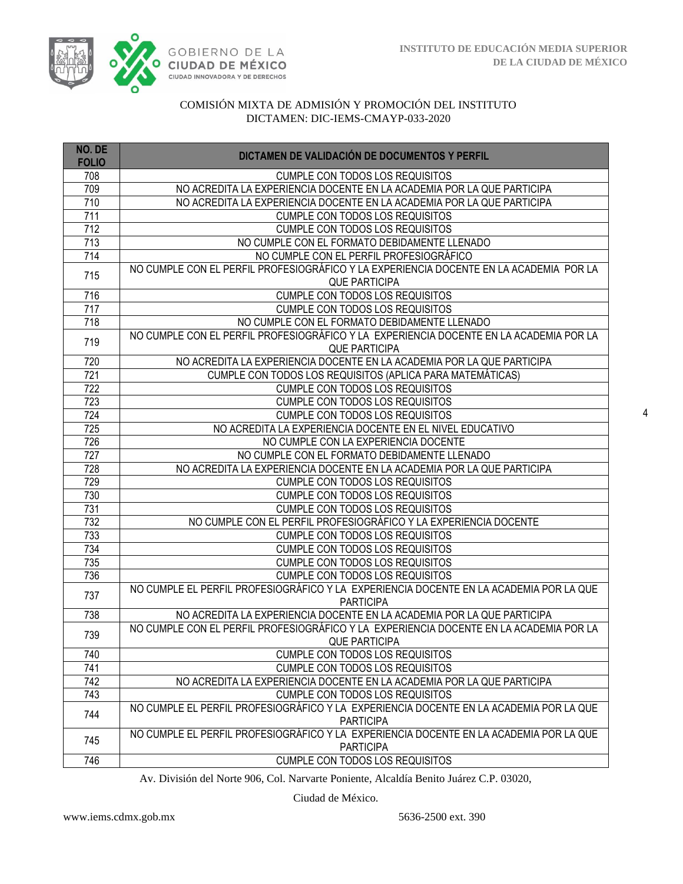COMISIÓN MIXTA DE ADMISIÓN Y PROMOCIÓN DEL INSTITUTO
DICTAMEN: DIC-IEMS-CMAYP-033-2020

| NO. DE FOLIO | DICTAMEN DE VALIDACIÓN DE DOCUMENTOS Y PERFIL |
|---|---|
| 708 | CUMPLE CON TODOS LOS REQUISITOS |
| 709 | NO ACREDITA LA EXPERIENCIA DOCENTE EN LA ACADEMIA POR LA QUE PARTICIPA |
| 710 | NO ACREDITA LA EXPERIENCIA DOCENTE EN LA ACADEMIA POR LA QUE PARTICIPA |
| 711 | CUMPLE CON TODOS LOS REQUISITOS |
| 712 | CUMPLE CON TODOS LOS REQUISITOS |
| 713 | NO CUMPLE CON EL FORMATO DEBIDAMENTE LLENADO |
| 714 | NO CUMPLE CON EL PERFIL PROFESIOGRÁFICO |
| 715 | NO CUMPLE CON EL PERFIL PROFESIOGRÁFICO Y LA EXPERIENCIA DOCENTE EN LA ACADEMIA POR LA QUE PARTICIPA |
| 716 | CUMPLE CON TODOS LOS REQUISITOS |
| 717 | CUMPLE CON TODOS LOS REQUISITOS |
| 718 | NO CUMPLE CON EL FORMATO DEBIDAMENTE LLENADO |
| 719 | NO CUMPLE CON EL PERFIL PROFESIOGRÁFICO Y LA EXPERIENCIA DOCENTE EN LA ACADEMIA POR LA QUE PARTICIPA |
| 720 | NO ACREDITA LA EXPERIENCIA DOCENTE EN LA ACADEMIA POR LA QUE PARTICIPA |
| 721 | CUMPLE CON TODOS LOS REQUISITOS (APLICA PARA MATEMÁTICAS) |
| 722 | CUMPLE CON TODOS LOS REQUISITOS |
| 723 | CUMPLE CON TODOS LOS REQUISITOS |
| 724 | CUMPLE CON TODOS LOS REQUISITOS |
| 725 | NO ACREDITA LA EXPERIENCIA DOCENTE EN EL NIVEL EDUCATIVO |
| 726 | NO CUMPLE CON LA EXPERIENCIA DOCENTE |
| 727 | NO CUMPLE CON EL FORMATO DEBIDAMENTE LLENADO |
| 728 | NO ACREDITA LA EXPERIENCIA DOCENTE EN LA ACADEMIA POR LA QUE PARTICIPA |
| 729 | CUMPLE CON TODOS LOS REQUISITOS |
| 730 | CUMPLE CON TODOS LOS REQUISITOS |
| 731 | CUMPLE CON TODOS LOS REQUISITOS |
| 732 | NO CUMPLE CON EL PERFIL PROFESIOGRÁFICO Y LA EXPERIENCIA DOCENTE |
| 733 | CUMPLE CON TODOS LOS REQUISITOS |
| 734 | CUMPLE CON TODOS LOS REQUISITOS |
| 735 | CUMPLE CON TODOS LOS REQUISITOS |
| 736 | CUMPLE CON TODOS LOS REQUISITOS |
| 737 | NO CUMPLE EL PERFIL PROFESIOGRÁFICO Y LA EXPERIENCIA DOCENTE EN LA ACADEMIA POR LA QUE PARTICIPA |
| 738 | NO ACREDITA LA EXPERIENCIA DOCENTE EN LA ACADEMIA POR LA QUE PARTICIPA |
| 739 | NO CUMPLE CON EL PERFIL PROFESIOGRÁFICO Y LA EXPERIENCIA DOCENTE EN LA ACADEMIA POR LA QUE PARTICIPA |
| 740 | CUMPLE CON TODOS LOS REQUISITOS |
| 741 | CUMPLE CON TODOS LOS REQUISITOS |
| 742 | NO ACREDITA LA EXPERIENCIA DOCENTE EN LA ACADEMIA POR LA QUE PARTICIPA |
| 743 | CUMPLE CON TODOS LOS REQUISITOS |
| 744 | NO CUMPLE EL PERFIL PROFESIOGRÁFICO Y LA EXPERIENCIA DOCENTE EN LA ACADEMIA POR LA QUE PARTICIPA |
| 745 | NO CUMPLE EL PERFIL PROFESIOGRÁFICO Y LA EXPERIENCIA DOCENTE EN LA ACADEMIA POR LA QUE PARTICIPA |
| 746 | CUMPLE CON TODOS LOS REQUISITOS |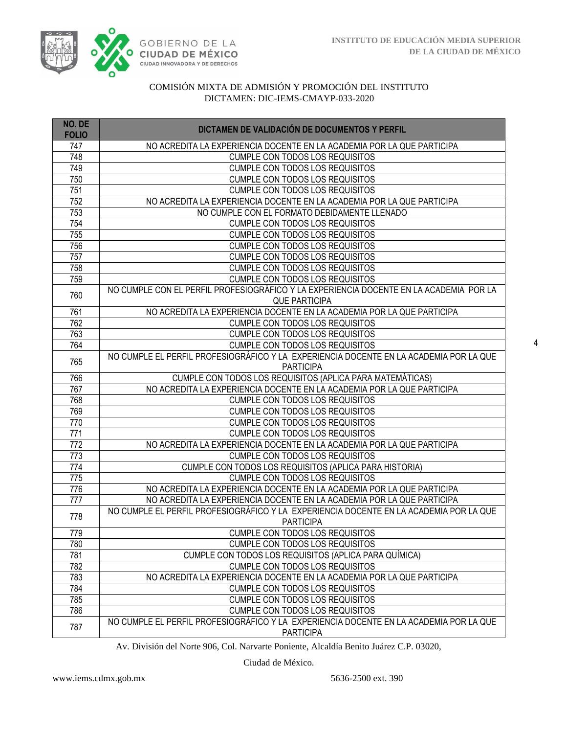COMISIÓN MIXTA DE ADMISIÓN Y PROMOCIÓN DEL INSTITUTO
DICTAMEN: DIC-IEMS-CMAYP-033-2020

| NO. DE FOLIO | DICTAMEN DE VALIDACIÓN DE DOCUMENTOS Y PERFIL |
|---|---|
| 747 | NO ACREDITA LA EXPERIENCIA DOCENTE EN LA ACADEMIA POR LA QUE PARTICIPA |
| 748 | CUMPLE CON TODOS LOS REQUISITOS |
| 749 | CUMPLE CON TODOS LOS REQUISITOS |
| 750 | CUMPLE CON TODOS LOS REQUISITOS |
| 751 | CUMPLE CON TODOS LOS REQUISITOS |
| 752 | NO ACREDITA LA EXPERIENCIA DOCENTE EN LA ACADEMIA POR LA QUE PARTICIPA |
| 753 | NO CUMPLE CON EL FORMATO DEBIDAMENTE LLENADO |
| 754 | CUMPLE CON TODOS LOS REQUISITOS |
| 755 | CUMPLE CON TODOS LOS REQUISITOS |
| 756 | CUMPLE CON TODOS LOS REQUISITOS |
| 757 | CUMPLE CON TODOS LOS REQUISITOS |
| 758 | CUMPLE CON TODOS LOS REQUISITOS |
| 759 | CUMPLE CON TODOS LOS REQUISITOS |
| 760 | NO CUMPLE CON EL PERFIL PROFESIOGRÁFICO Y LA EXPERIENCIA DOCENTE EN LA ACADEMIA POR LA QUE PARTICIPA |
| 761 | NO ACREDITA LA EXPERIENCIA DOCENTE EN LA ACADEMIA POR LA QUE PARTICIPA |
| 762 | CUMPLE CON TODOS LOS REQUISITOS |
| 763 | CUMPLE CON TODOS LOS REQUISITOS |
| 764 | CUMPLE CON TODOS LOS REQUISITOS |
| 765 | NO CUMPLE EL PERFIL PROFESIOGRÁFICO Y LA EXPERIENCIA DOCENTE EN LA ACADEMIA POR LA QUE PARTICIPA |
| 766 | CUMPLE CON TODOS LOS REQUISITOS (APLICA PARA MATEMÁTICAS) |
| 767 | NO ACREDITA LA EXPERIENCIA DOCENTE EN LA ACADEMIA POR LA QUE PARTICIPA |
| 768 | CUMPLE CON TODOS LOS REQUISITOS |
| 769 | CUMPLE CON TODOS LOS REQUISITOS |
| 770 | CUMPLE CON TODOS LOS REQUISITOS |
| 771 | CUMPLE CON TODOS LOS REQUISITOS |
| 772 | NO ACREDITA LA EXPERIENCIA DOCENTE EN LA ACADEMIA POR LA QUE PARTICIPA |
| 773 | CUMPLE CON TODOS LOS REQUISITOS |
| 774 | CUMPLE CON TODOS LOS REQUISITOS (APLICA PARA HISTORIA) |
| 775 | CUMPLE CON TODOS LOS REQUISITOS |
| 776 | NO ACREDITA LA EXPERIENCIA DOCENTE EN LA ACADEMIA POR LA QUE PARTICIPA |
| 777 | NO ACREDITA LA EXPERIENCIA DOCENTE EN LA ACADEMIA POR LA QUE PARTICIPA |
| 778 | NO CUMPLE EL PERFIL PROFESIOGRÁFICO Y LA EXPERIENCIA DOCENTE EN LA ACADEMIA POR LA QUE PARTICIPA |
| 779 | CUMPLE CON TODOS LOS REQUISITOS |
| 780 | CUMPLE CON TODOS LOS REQUISITOS |
| 781 | CUMPLE CON TODOS LOS REQUISITOS (APLICA PARA QUÍMICA) |
| 782 | CUMPLE CON TODOS LOS REQUISITOS |
| 783 | NO ACREDITA LA EXPERIENCIA DOCENTE EN LA ACADEMIA POR LA QUE PARTICIPA |
| 784 | CUMPLE CON TODOS LOS REQUISITOS |
| 785 | CUMPLE CON TODOS LOS REQUISITOS |
| 786 | CUMPLE CON TODOS LOS REQUISITOS |
| 787 | NO CUMPLE EL PERFIL PROFESIOGRÁFICO Y LA EXPERIENCIA DOCENTE EN LA ACADEMIA POR LA QUE PARTICIPA |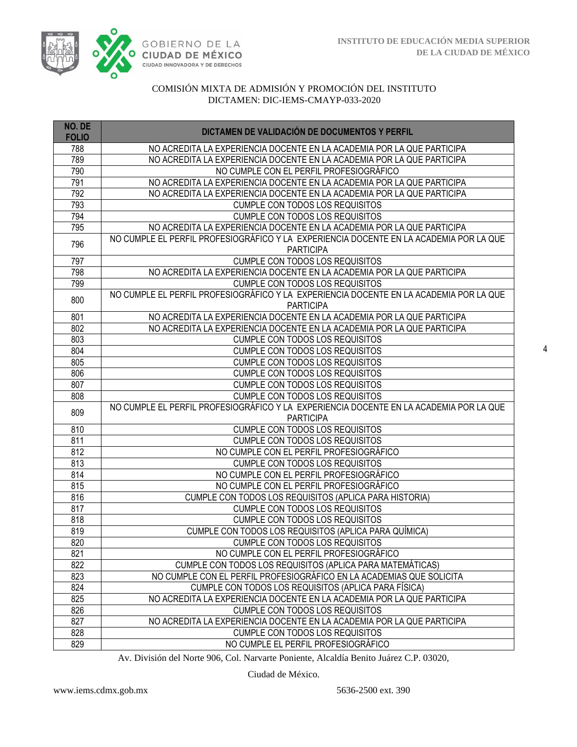COMISIÓN MIXTA DE ADMISIÓN Y PROMOCIÓN DEL INSTITUTO
DICTAMEN: DIC-IEMS-CMAYP-033-2020

| NO. DE FOLIO | DICTAMEN DE VALIDACIÓN DE DOCUMENTOS Y PERFIL |
|---|---|
| 788 | NO ACREDITA LA EXPERIENCIA DOCENTE EN LA ACADEMIA POR LA QUE PARTICIPA |
| 789 | NO ACREDITA LA EXPERIENCIA DOCENTE EN LA ACADEMIA POR LA QUE PARTICIPA |
| 790 | NO CUMPLE CON EL PERFIL PROFESIOGRÁFICO |
| 791 | NO ACREDITA LA EXPERIENCIA DOCENTE EN LA ACADEMIA POR LA QUE PARTICIPA |
| 792 | NO ACREDITA LA EXPERIENCIA DOCENTE EN LA ACADEMIA POR LA QUE PARTICIPA |
| 793 | CUMPLE CON TODOS LOS REQUISITOS |
| 794 | CUMPLE CON TODOS LOS REQUISITOS |
| 795 | NO ACREDITA LA EXPERIENCIA DOCENTE EN LA ACADEMIA POR LA QUE PARTICIPA |
| 796 | NO CUMPLE EL PERFIL PROFESIOGRÁFICO Y LA EXPERIENCIA DOCENTE EN LA ACADEMIA POR LA QUE PARTICIPA |
| 797 | CUMPLE CON TODOS LOS REQUISITOS |
| 798 | NO ACREDITA LA EXPERIENCIA DOCENTE EN LA ACADEMIA POR LA QUE PARTICIPA |
| 799 | CUMPLE CON TODOS LOS REQUISITOS |
| 800 | NO CUMPLE EL PERFIL PROFESIOGRÁFICO Y LA EXPERIENCIA DOCENTE EN LA ACADEMIA POR LA QUE PARTICIPA |
| 801 | NO ACREDITA LA EXPERIENCIA DOCENTE EN LA ACADEMIA POR LA QUE PARTICIPA |
| 802 | NO ACREDITA LA EXPERIENCIA DOCENTE EN LA ACADEMIA POR LA QUE PARTICIPA |
| 803 | CUMPLE CON TODOS LOS REQUISITOS |
| 804 | CUMPLE CON TODOS LOS REQUISITOS |
| 805 | CUMPLE CON TODOS LOS REQUISITOS |
| 806 | CUMPLE CON TODOS LOS REQUISITOS |
| 807 | CUMPLE CON TODOS LOS REQUISITOS |
| 808 | CUMPLE CON TODOS LOS REQUISITOS |
| 809 | NO CUMPLE EL PERFIL PROFESIOGRÁFICO Y LA EXPERIENCIA DOCENTE EN LA ACADEMIA POR LA QUE PARTICIPA |
| 810 | CUMPLE CON TODOS LOS REQUISITOS |
| 811 | CUMPLE CON TODOS LOS REQUISITOS |
| 812 | NO CUMPLE CON EL PERFIL PROFESIOGRÁFICO |
| 813 | CUMPLE CON TODOS LOS REQUISITOS |
| 814 | NO CUMPLE CON EL PERFIL PROFESIOGRÁFICO |
| 815 | NO CUMPLE CON EL PERFIL PROFESIOGRÁFICO |
| 816 | CUMPLE CON TODOS LOS REQUISITOS (APLICA PARA HISTORIA) |
| 817 | CUMPLE CON TODOS LOS REQUISITOS |
| 818 | CUMPLE CON TODOS LOS REQUISITOS |
| 819 | CUMPLE CON TODOS LOS REQUISITOS (APLICA PARA QUÍMICA) |
| 820 | CUMPLE CON TODOS LOS REQUISITOS |
| 821 | NO CUMPLE CON EL PERFIL PROFESIOGRÁFICO |
| 822 | CUMPLE CON TODOS LOS REQUISITOS (APLICA PARA MATEMÁTICAS) |
| 823 | NO CUMPLE CON EL PERFIL PROFESIOGRÁFICO EN LA ACADEMIAS QUE SOLICITA |
| 824 | CUMPLE CON TODOS LOS REQUISITOS (APLICA PARA FÍSICA) |
| 825 | NO ACREDITA LA EXPERIENCIA DOCENTE EN LA ACADEMIA POR LA QUE PARTICIPA |
| 826 | CUMPLE CON TODOS LOS REQUISITOS |
| 827 | NO ACREDITA LA EXPERIENCIA DOCENTE EN LA ACADEMIA POR LA QUE PARTICIPA |
| 828 | CUMPLE CON TODOS LOS REQUISITOS |
| 829 | NO CUMPLE EL PERFIL PROFESIOGRÁFICO |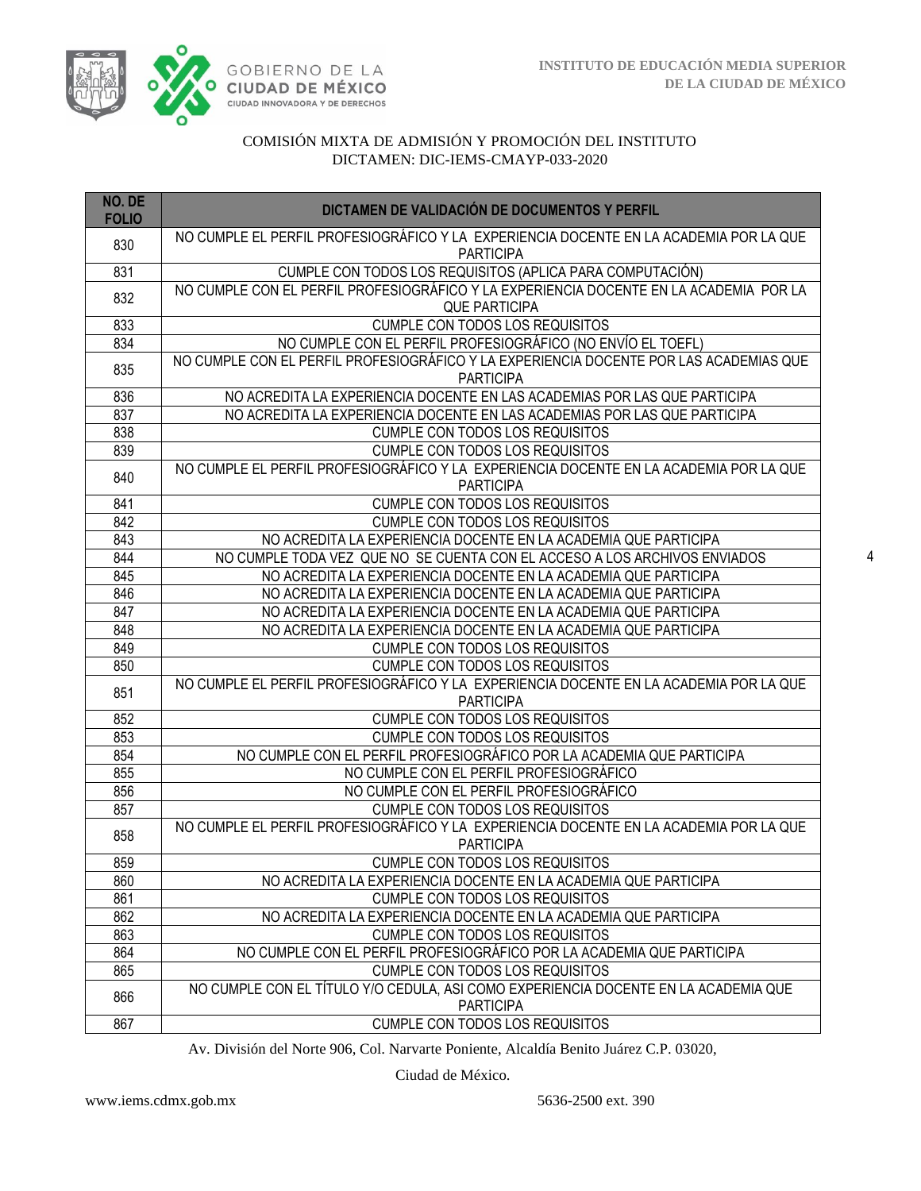INSTITUTO DE EDUCACIÓN MEDIA SUPERIOR
DE LA CIUDAD DE MÉXICO

COMISIÓN MIXTA DE ADMISIÓN Y PROMOCIÓN DEL INSTITUTO
DICTAMEN: DIC-IEMS-CMAYP-033-2020

| NO. DE FOLIO | DICTAMEN DE VALIDACIÓN DE DOCUMENTOS Y PERFIL |
|---|---|
| 830 | NO CUMPLE EL PERFIL PROFESIOGRÁFICO Y LA EXPERIENCIA DOCENTE EN LA ACADEMIA POR LA QUE PARTICIPA |
| 831 | CUMPLE CON TODOS LOS REQUISITOS (APLICA PARA COMPUTACIÓN) |
| 832 | NO CUMPLE CON EL PERFIL PROFESIOGRÁFICO Y LA EXPERIENCIA DOCENTE EN LA ACADEMIA POR LA QUE PARTICIPA |
| 833 | CUMPLE CON TODOS LOS REQUISITOS |
| 834 | NO CUMPLE CON EL PERFIL PROFESIOGRÁFICO (NO ENVÍO EL TOEFL) |
| 835 | NO CUMPLE CON EL PERFIL PROFESIOGRÁFICO Y LA EXPERIENCIA DOCENTE POR LAS ACADEMIAS QUE PARTICIPA |
| 836 | NO ACREDITA LA EXPERIENCIA DOCENTE EN LAS ACADEMIAS POR LAS QUE PARTICIPA |
| 837 | NO ACREDITA LA EXPERIENCIA DOCENTE EN LAS ACADEMIAS POR LAS QUE PARTICIPA |
| 838 | CUMPLE CON TODOS LOS REQUISITOS |
| 839 | CUMPLE CON TODOS LOS REQUISITOS |
| 840 | NO CUMPLE EL PERFIL PROFESIOGRÁFICO Y LA EXPERIENCIA DOCENTE EN LA ACADEMIA POR LA QUE PARTICIPA |
| 841 | CUMPLE CON TODOS LOS REQUISITOS |
| 842 | CUMPLE CON TODOS LOS REQUISITOS |
| 843 | NO ACREDITA LA EXPERIENCIA DOCENTE EN LA ACADEMIA QUE PARTICIPA |
| 844 | NO CUMPLE TODA VEZ QUE NO SE CUENTA CON EL ACCESO A LOS ARCHIVOS ENVIADOS |
| 845 | NO ACREDITA LA EXPERIENCIA DOCENTE EN LA ACADEMIA QUE PARTICIPA |
| 846 | NO ACREDITA LA EXPERIENCIA DOCENTE EN LA ACADEMIA QUE PARTICIPA |
| 847 | NO ACREDITA LA EXPERIENCIA DOCENTE EN LA ACADEMIA QUE PARTICIPA |
| 848 | NO ACREDITA LA EXPERIENCIA DOCENTE EN LA ACADEMIA QUE PARTICIPA |
| 849 | CUMPLE CON TODOS LOS REQUISITOS |
| 850 | CUMPLE CON TODOS LOS REQUISITOS |
| 851 | NO CUMPLE EL PERFIL PROFESIOGRÁFICO Y LA EXPERIENCIA DOCENTE EN LA ACADEMIA POR LA QUE PARTICIPA |
| 852 | CUMPLE CON TODOS LOS REQUISITOS |
| 853 | CUMPLE CON TODOS LOS REQUISITOS |
| 854 | NO CUMPLE CON EL PERFIL PROFESIOGRÁFICO POR LA ACADEMIA QUE PARTICIPA |
| 855 | NO CUMPLE CON EL PERFIL PROFESIOGRÁFICO |
| 856 | NO CUMPLE CON EL PERFIL PROFESIOGRÁFICO |
| 857 | CUMPLE CON TODOS LOS REQUISITOS |
| 858 | NO CUMPLE EL PERFIL PROFESIOGRÁFICO Y LA EXPERIENCIA DOCENTE EN LA ACADEMIA POR LA QUE PARTICIPA |
| 859 | CUMPLE CON TODOS LOS REQUISITOS |
| 860 | NO ACREDITA LA EXPERIENCIA DOCENTE EN LA ACADEMIA QUE PARTICIPA |
| 861 | CUMPLE CON TODOS LOS REQUISITOS |
| 862 | NO ACREDITA LA EXPERIENCIA DOCENTE EN LA ACADEMIA QUE PARTICIPA |
| 863 | CUMPLE CON TODOS LOS REQUISITOS |
| 864 | NO CUMPLE CON EL PERFIL PROFESIOGRÁFICO POR LA ACADEMIA QUE PARTICIPA |
| 865 | CUMPLE CON TODOS LOS REQUISITOS |
| 866 | NO CUMPLE CON EL TÍTULO Y/O CEDULA, ASI COMO EXPERIENCIA DOCENTE EN LA ACADEMIA QUE PARTICIPA |
| 867 | CUMPLE CON TODOS LOS REQUISITOS |

Av. División del Norte 906, Col. Narvarte Poniente, Alcaldía Benito Juárez C.P. 03020,

Ciudad de México.

www.iems.cdmx.gob.mx 5636-2500 ext. 390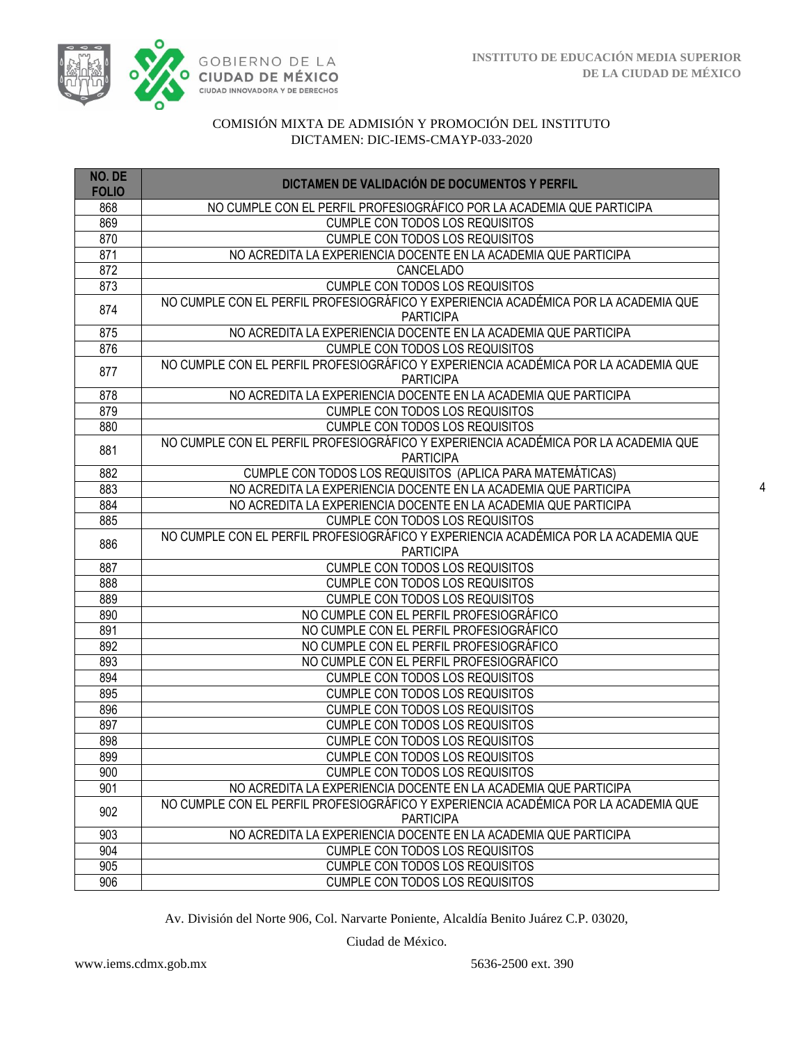COMISIÓN MIXTA DE ADMISIÓN Y PROMOCIÓN DEL INSTITUTO
DICTAMEN: DIC-IEMS-CMAYP-033-2020

| NO. DE FOLIO | DICTAMEN DE VALIDACIÓN DE DOCUMENTOS Y PERFIL |
|---|---|
| 868 | NO CUMPLE CON EL PERFIL PROFESIOGRÁFICO POR LA ACADEMIA QUE PARTICIPA |
| 869 | CUMPLE CON TODOS LOS REQUISITOS |
| 870 | CUMPLE CON TODOS LOS REQUISITOS |
| 871 | NO ACREDITA LA EXPERIENCIA DOCENTE EN LA ACADEMIA QUE PARTICIPA |
| 872 | CANCELADO |
| 873 | CUMPLE CON TODOS LOS REQUISITOS |
| 874 | NO CUMPLE CON EL PERFIL PROFESIOGRÁFICO Y EXPERIENCIA ACADÉMICA POR LA ACADEMIA QUE PARTICIPA |
| 875 | NO ACREDITA LA EXPERIENCIA DOCENTE EN LA ACADEMIA QUE PARTICIPA |
| 876 | CUMPLE CON TODOS LOS REQUISITOS |
| 877 | NO CUMPLE CON EL PERFIL PROFESIOGRÁFICO Y EXPERIENCIA ACADÉMICA POR LA ACADEMIA QUE PARTICIPA |
| 878 | NO ACREDITA LA EXPERIENCIA DOCENTE EN LA ACADEMIA QUE PARTICIPA |
| 879 | CUMPLE CON TODOS LOS REQUISITOS |
| 880 | CUMPLE CON TODOS LOS REQUISITOS |
| 881 | NO CUMPLE CON EL PERFIL PROFESIOGRÁFICO Y EXPERIENCIA ACADÉMICA POR LA ACADEMIA QUE PARTICIPA |
| 882 | CUMPLE CON TODOS LOS REQUISITOS (APLICA PARA MATEMÁTICAS) |
| 883 | NO ACREDITA LA EXPERIENCIA DOCENTE EN LA ACADEMIA QUE PARTICIPA |
| 884 | NO ACREDITA LA EXPERIENCIA DOCENTE EN LA ACADEMIA QUE PARTICIPA |
| 885 | CUMPLE CON TODOS LOS REQUISITOS |
| 886 | NO CUMPLE CON EL PERFIL PROFESIOGRÁFICO Y EXPERIENCIA ACADÉMICA POR LA ACADEMIA QUE PARTICIPA |
| 887 | CUMPLE CON TODOS LOS REQUISITOS |
| 888 | CUMPLE CON TODOS LOS REQUISITOS |
| 889 | CUMPLE CON TODOS LOS REQUISITOS |
| 890 | NO CUMPLE CON EL PERFIL PROFESIOGRÁFICO |
| 891 | NO CUMPLE CON EL PERFIL PROFESIOGRÁFICO |
| 892 | NO CUMPLE CON EL PERFIL PROFESIOGRÁFICO |
| 893 | NO CUMPLE CON EL PERFIL PROFESIOGRÁFICO |
| 894 | CUMPLE CON TODOS LOS REQUISITOS |
| 895 | CUMPLE CON TODOS LOS REQUISITOS |
| 896 | CUMPLE CON TODOS LOS REQUISITOS |
| 897 | CUMPLE CON TODOS LOS REQUISITOS |
| 898 | CUMPLE CON TODOS LOS REQUISITOS |
| 899 | CUMPLE CON TODOS LOS REQUISITOS |
| 900 | CUMPLE CON TODOS LOS REQUISITOS |
| 901 | NO ACREDITA LA EXPERIENCIA DOCENTE EN LA ACADEMIA QUE PARTICIPA |
| 902 | NO CUMPLE CON EL PERFIL PROFESIOGRÁFICO Y EXPERIENCIA ACADÉMICA POR LA ACADEMIA QUE PARTICIPA |
| 903 | NO ACREDITA LA EXPERIENCIA DOCENTE EN LA ACADEMIA QUE PARTICIPA |
| 904 | CUMPLE CON TODOS LOS REQUISITOS |
| 905 | CUMPLE CON TODOS LOS REQUISITOS |
| 906 | CUMPLE CON TODOS LOS REQUISITOS |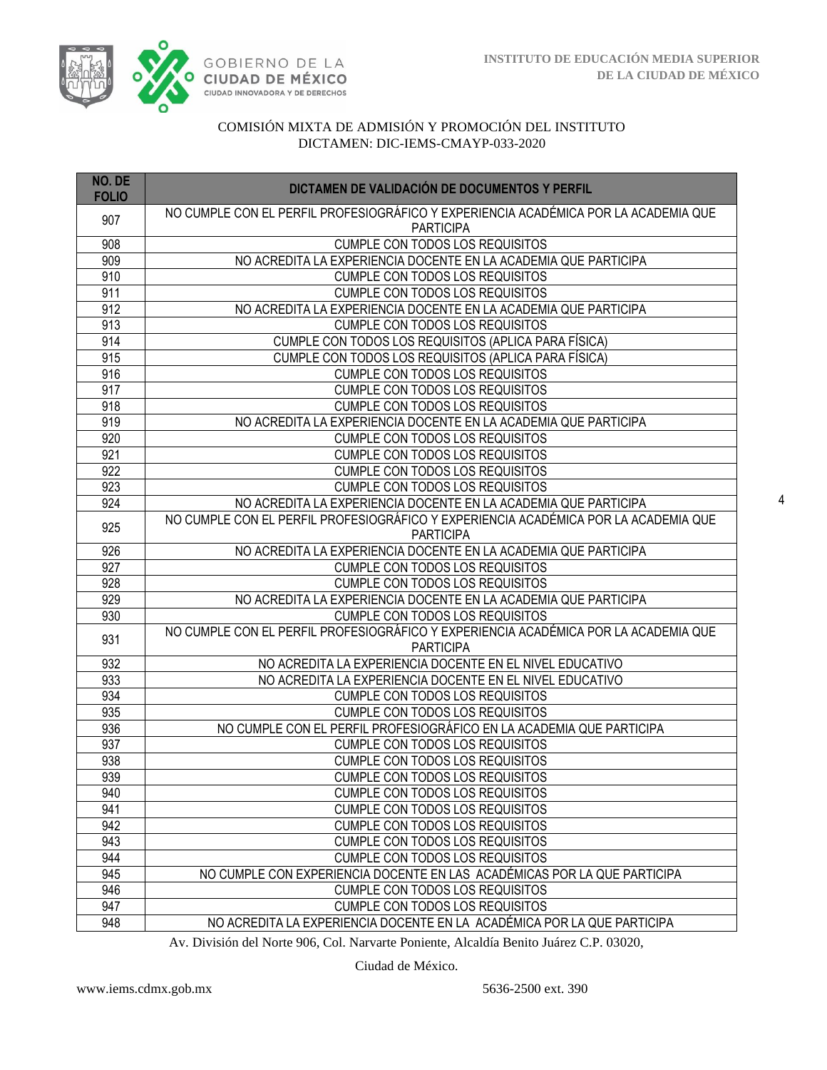COMISIÓN MIXTA DE ADMISIÓN Y PROMOCIÓN DEL INSTITUTO
DICTAMEN: DIC-IEMS-CMAYP-033-2020

| NO. DE FOLIO | DICTAMEN DE VALIDACIÓN DE DOCUMENTOS Y PERFIL |
|---|---|
| 907 | NO CUMPLE CON EL PERFIL PROFESIOGRÁFICO Y EXPERIENCIA ACADÉMICA POR LA ACADEMIA QUE PARTICIPA |
| 908 | CUMPLE CON TODOS LOS REQUISITOS |
| 909 | NO ACREDITA LA EXPERIENCIA DOCENTE EN LA ACADEMIA QUE PARTICIPA |
| 910 | CUMPLE CON TODOS LOS REQUISITOS |
| 911 | CUMPLE CON TODOS LOS REQUISITOS |
| 912 | NO ACREDITA LA EXPERIENCIA DOCENTE EN LA ACADEMIA QUE PARTICIPA |
| 913 | CUMPLE CON TODOS LOS REQUISITOS |
| 914 | CUMPLE CON TODOS LOS REQUISITOS (APLICA PARA FÍSICA) |
| 915 | CUMPLE CON TODOS LOS REQUISITOS (APLICA PARA FÍSICA) |
| 916 | CUMPLE CON TODOS LOS REQUISITOS |
| 917 | CUMPLE CON TODOS LOS REQUISITOS |
| 918 | CUMPLE CON TODOS LOS REQUISITOS |
| 919 | NO ACREDITA LA EXPERIENCIA DOCENTE EN LA ACADEMIA QUE PARTICIPA |
| 920 | CUMPLE CON TODOS LOS REQUISITOS |
| 921 | CUMPLE CON TODOS LOS REQUISITOS |
| 922 | CUMPLE CON TODOS LOS REQUISITOS |
| 923 | CUMPLE CON TODOS LOS REQUISITOS |
| 924 | NO ACREDITA LA EXPERIENCIA DOCENTE EN LA ACADEMIA QUE PARTICIPA |
| 925 | NO CUMPLE CON EL PERFIL PROFESIOGRÁFICO Y EXPERIENCIA ACADÉMICA POR LA ACADEMIA QUE PARTICIPA |
| 926 | NO ACREDITA LA EXPERIENCIA DOCENTE EN LA ACADEMIA QUE PARTICIPA |
| 927 | CUMPLE CON TODOS LOS REQUISITOS |
| 928 | CUMPLE CON TODOS LOS REQUISITOS |
| 929 | NO ACREDITA LA EXPERIENCIA DOCENTE EN LA ACADEMIA QUE PARTICIPA |
| 930 | CUMPLE CON TODOS LOS REQUISITOS |
| 931 | NO CUMPLE CON EL PERFIL PROFESIOGRÁFICO Y EXPERIENCIA ACADÉMICA POR LA ACADEMIA QUE PARTICIPA |
| 932 | NO ACREDITA LA EXPERIENCIA DOCENTE EN EL NIVEL EDUCATIVO |
| 933 | NO ACREDITA LA EXPERIENCIA DOCENTE EN EL NIVEL EDUCATIVO |
| 934 | CUMPLE CON TODOS LOS REQUISITOS |
| 935 | CUMPLE CON TODOS LOS REQUISITOS |
| 936 | NO CUMPLE CON EL PERFIL PROFESIOGRÁFICO EN LA ACADEMIA QUE PARTICIPA |
| 937 | CUMPLE CON TODOS LOS REQUISITOS |
| 938 | CUMPLE CON TODOS LOS REQUISITOS |
| 939 | CUMPLE CON TODOS LOS REQUISITOS |
| 940 | CUMPLE CON TODOS LOS REQUISITOS |
| 941 | CUMPLE CON TODOS LOS REQUISITOS |
| 942 | CUMPLE CON TODOS LOS REQUISITOS |
| 943 | CUMPLE CON TODOS LOS REQUISITOS |
| 944 | CUMPLE CON TODOS LOS REQUISITOS |
| 945 | NO CUMPLE CON EXPERIENCIA DOCENTE EN LAS ACADÉMICAS POR LA QUE PARTICIPA |
| 946 | CUMPLE CON TODOS LOS REQUISITOS |
| 947 | CUMPLE CON TODOS LOS REQUISITOS |
| 948 | NO ACREDITA LA EXPERIENCIA DOCENTE EN LA ACADÉMICA POR LA QUE PARTICIPA |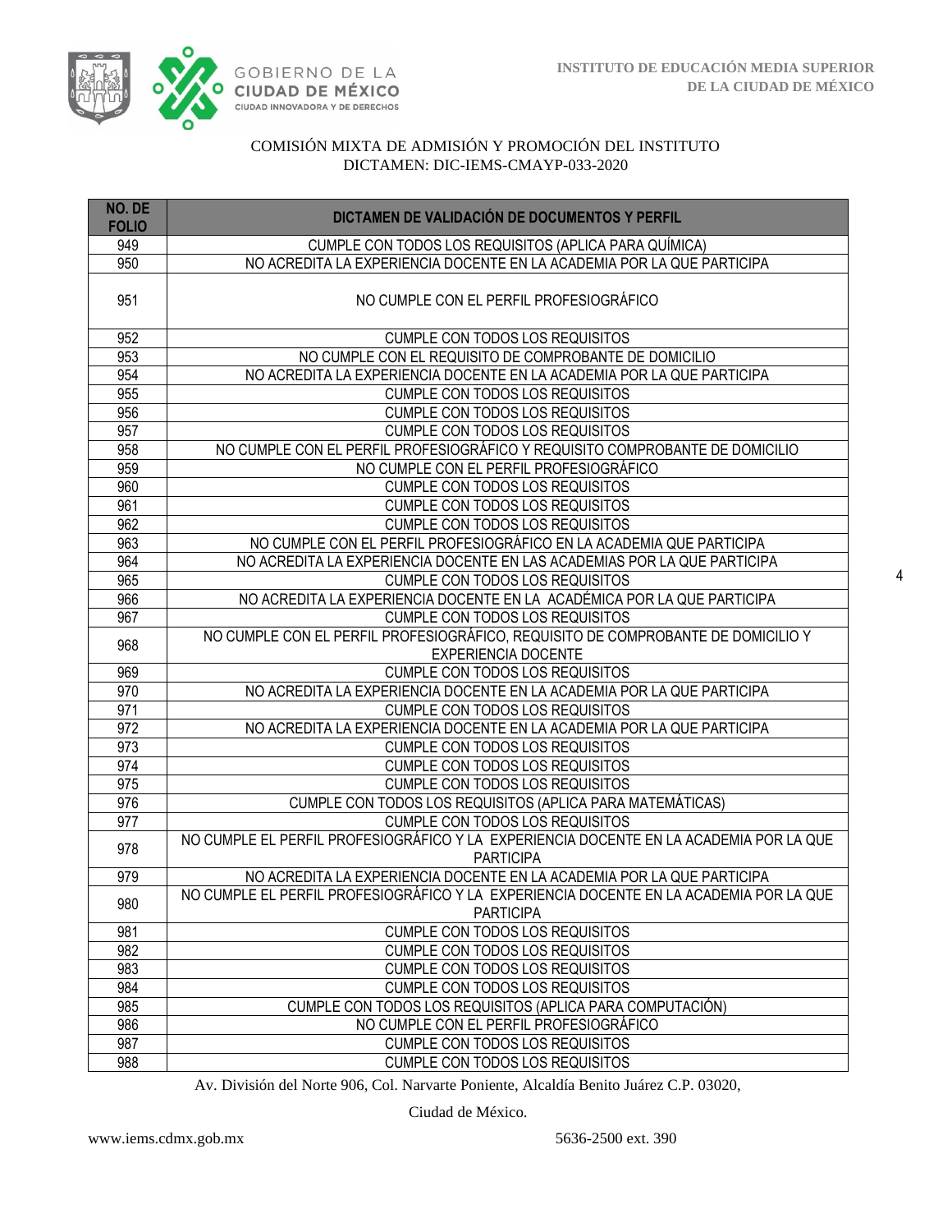COMISIÓN MIXTA DE ADMISIÓN Y PROMOCIÓN DEL INSTITUTO
DICTAMEN: DIC-IEMS-CMAYP-033-2020

| NO. DE FOLIO | DICTAMEN DE VALIDACIÓN DE DOCUMENTOS Y PERFIL |
|---|---|
| 949 | CUMPLE CON TODOS LOS REQUISITOS (APLICA PARA QUÍMICA) |
| 950 | NO ACREDITA LA EXPERIENCIA DOCENTE EN LA ACADEMIA POR LA QUE PARTICIPA |
| 951 | NO CUMPLE CON EL PERFIL PROFESIOGRÁFICO |
| 952 | CUMPLE CON TODOS LOS REQUISITOS |
| 953 | NO CUMPLE CON EL REQUISITO DE COMPROBANTE DE DOMICILIO |
| 954 | NO ACREDITA LA EXPERIENCIA DOCENTE EN LA ACADEMIA POR LA QUE PARTICIPA |
| 955 | CUMPLE CON TODOS LOS REQUISITOS |
| 956 | CUMPLE CON TODOS LOS REQUISITOS |
| 957 | CUMPLE CON TODOS LOS REQUISITOS |
| 958 | NO CUMPLE CON EL PERFIL PROFESIOGRÁFICO Y REQUISITO COMPROBANTE DE DOMICILIO |
| 959 | NO CUMPLE CON EL PERFIL PROFESIOGRÁFICO |
| 960 | CUMPLE CON TODOS LOS REQUISITOS |
| 961 | CUMPLE CON TODOS LOS REQUISITOS |
| 962 | CUMPLE CON TODOS LOS REQUISITOS |
| 963 | NO CUMPLE CON EL PERFIL PROFESIOGRÁFICO EN LA ACADEMIA QUE PARTICIPA |
| 964 | NO ACREDITA LA EXPERIENCIA DOCENTE EN LAS ACADEMIAS POR LA QUE PARTICIPA |
| 965 | CUMPLE CON TODOS LOS REQUISITOS |
| 966 | NO ACREDITA LA EXPERIENCIA DOCENTE EN LA ACADÉMICA POR LA QUE PARTICIPA |
| 967 | CUMPLE CON TODOS LOS REQUISITOS |
| 968 | NO CUMPLE CON EL PERFIL PROFESIOGRÁFICO, REQUISITO DE COMPROBANTE DE DOMICILIO Y EXPERIENCIA DOCENTE |
| 969 | CUMPLE CON TODOS LOS REQUISITOS |
| 970 | NO ACREDITA LA EXPERIENCIA DOCENTE EN LA ACADEMIA POR LA QUE PARTICIPA |
| 971 | CUMPLE CON TODOS LOS REQUISITOS |
| 972 | NO ACREDITA LA EXPERIENCIA DOCENTE EN LA ACADEMIA POR LA QUE PARTICIPA |
| 973 | CUMPLE CON TODOS LOS REQUISITOS |
| 974 | CUMPLE CON TODOS LOS REQUISITOS |
| 975 | CUMPLE CON TODOS LOS REQUISITOS |
| 976 | CUMPLE CON TODOS LOS REQUISITOS (APLICA PARA MATEMÁTICAS) |
| 977 | CUMPLE CON TODOS LOS REQUISITOS |
| 978 | NO CUMPLE EL PERFIL PROFESIOGRÁFICO Y LA EXPERIENCIA DOCENTE EN LA ACADEMIA POR LA QUE PARTICIPA |
| 979 | NO ACREDITA LA EXPERIENCIA DOCENTE EN LA ACADEMIA POR LA QUE PARTICIPA |
| 980 | NO CUMPLE EL PERFIL PROFESIOGRÁFICO Y LA EXPERIENCIA DOCENTE EN LA ACADEMIA POR LA QUE PARTICIPA |
| 981 | CUMPLE CON TODOS LOS REQUISITOS |
| 982 | CUMPLE CON TODOS LOS REQUISITOS |
| 983 | CUMPLE CON TODOS LOS REQUISITOS |
| 984 | CUMPLE CON TODOS LOS REQUISITOS |
| 985 | CUMPLE CON TODOS LOS REQUISITOS (APLICA PARA COMPUTACIÓN) |
| 986 | NO CUMPLE CON EL PERFIL PROFESIOGRÁFICO |
| 987 | CUMPLE CON TODOS LOS REQUISITOS |
| 988 | CUMPLE CON TODOS LOS REQUISITOS |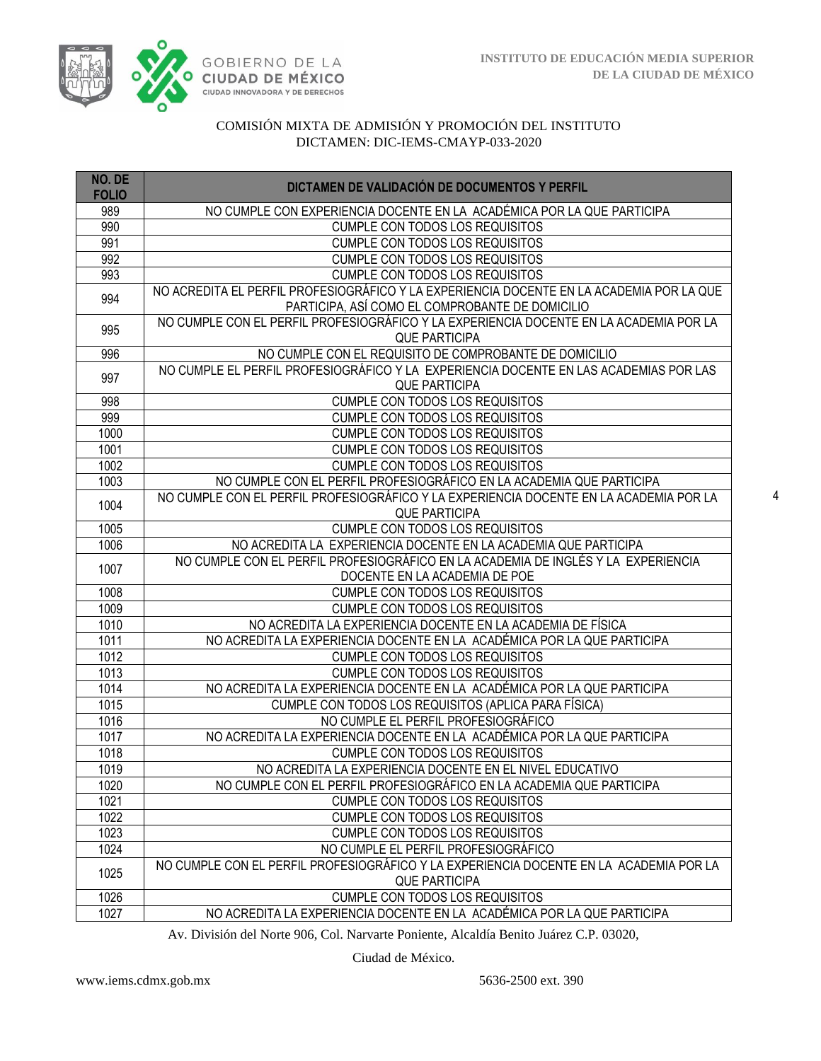COMISIÓN MIXTA DE ADMISIÓN Y PROMOCIÓN DEL INSTITUTO
DICTAMEN: DIC-IEMS-CMAYP-033-2020

| NO. DE FOLIO | DICTAMEN DE VALIDACIÓN DE DOCUMENTOS Y PERFIL |
|---|---|
| 989 | NO CUMPLE CON EXPERIENCIA DOCENTE EN LA ACADÉMICA POR LA QUE PARTICIPA |
| 990 | CUMPLE CON TODOS LOS REQUISITOS |
| 991 | CUMPLE CON TODOS LOS REQUISITOS |
| 992 | CUMPLE CON TODOS LOS REQUISITOS |
| 993 | CUMPLE CON TODOS LOS REQUISITOS |
| 994 | NO ACREDITA EL PERFIL PROFESIOGRÁFICO Y LA EXPERIENCIA DOCENTE EN LA ACADEMIA POR LA QUE PARTICIPA, ASÍ COMO EL COMPROBANTE DE DOMICILIO |
| 995 | NO CUMPLE CON EL PERFIL PROFESIOGRÁFICO Y LA EXPERIENCIA DOCENTE EN LA ACADEMIA POR LA QUE PARTICIPA |
| 996 | NO CUMPLE CON EL REQUISITO DE COMPROBANTE DE DOMICILIO |
| 997 | NO CUMPLE EL PERFIL PROFESIOGRÁFICO Y LA EXPERIENCIA DOCENTE EN LAS ACADEMIAS POR LAS QUE PARTICIPA |
| 998 | CUMPLE CON TODOS LOS REQUISITOS |
| 999 | CUMPLE CON TODOS LOS REQUISITOS |
| 1000 | CUMPLE CON TODOS LOS REQUISITOS |
| 1001 | CUMPLE CON TODOS LOS REQUISITOS |
| 1002 | CUMPLE CON TODOS LOS REQUISITOS |
| 1003 | NO CUMPLE CON EL PERFIL PROFESIOGRÁFICO EN LA ACADEMIA QUE PARTICIPA |
| 1004 | NO CUMPLE CON EL PERFIL PROFESIOGRÁFICO Y LA EXPERIENCIA DOCENTE EN LA ACADEMIA POR LA QUE PARTICIPA |
| 1005 | CUMPLE CON TODOS LOS REQUISITOS |
| 1006 | NO ACREDITA LA EXPERIENCIA DOCENTE EN LA ACADEMIA QUE PARTICIPA |
| 1007 | NO CUMPLE CON EL PERFIL PROFESIOGRÁFICO EN LA ACADEMIA DE INGLÉS Y LA EXPERIENCIA DOCENTE EN LA ACADEMIA DE POE |
| 1008 | CUMPLE CON TODOS LOS REQUISITOS |
| 1009 | CUMPLE CON TODOS LOS REQUISITOS |
| 1010 | NO ACREDITA LA EXPERIENCIA DOCENTE EN LA ACADEMIA DE FÍSICA |
| 1011 | NO ACREDITA LA EXPERIENCIA DOCENTE EN LA ACADÉMICA POR LA QUE PARTICIPA |
| 1012 | CUMPLE CON TODOS LOS REQUISITOS |
| 1013 | CUMPLE CON TODOS LOS REQUISITOS |
| 1014 | NO ACREDITA LA EXPERIENCIA DOCENTE EN LA ACADÉMICA POR LA QUE PARTICIPA |
| 1015 | CUMPLE CON TODOS LOS REQUISITOS (APLICA PARA FÍSICA) |
| 1016 | NO CUMPLE EL PERFIL PROFESIOGRÁFICO |
| 1017 | NO ACREDITA LA EXPERIENCIA DOCENTE EN LA ACADÉMICA POR LA QUE PARTICIPA |
| 1018 | CUMPLE CON TODOS LOS REQUISITOS |
| 1019 | NO ACREDITA LA EXPERIENCIA DOCENTE EN EL NIVEL EDUCATIVO |
| 1020 | NO CUMPLE CON EL PERFIL PROFESIOGRÁFICO EN LA ACADEMIA QUE PARTICIPA |
| 1021 | CUMPLE CON TODOS LOS REQUISITOS |
| 1022 | CUMPLE CON TODOS LOS REQUISITOS |
| 1023 | CUMPLE CON TODOS LOS REQUISITOS |
| 1024 | NO CUMPLE EL PERFIL PROFESIOGRÁFICO |
| 1025 | NO CUMPLE CON EL PERFIL PROFESIOGRÁFICO Y LA EXPERIENCIA DOCENTE EN LA ACADEMIA POR LA QUE PARTICIPA |
| 1026 | CUMPLE CON TODOS LOS REQUISITOS |
| 1027 | NO ACREDITA LA EXPERIENCIA DOCENTE EN LA ACADÉMICA POR LA QUE PARTICIPA |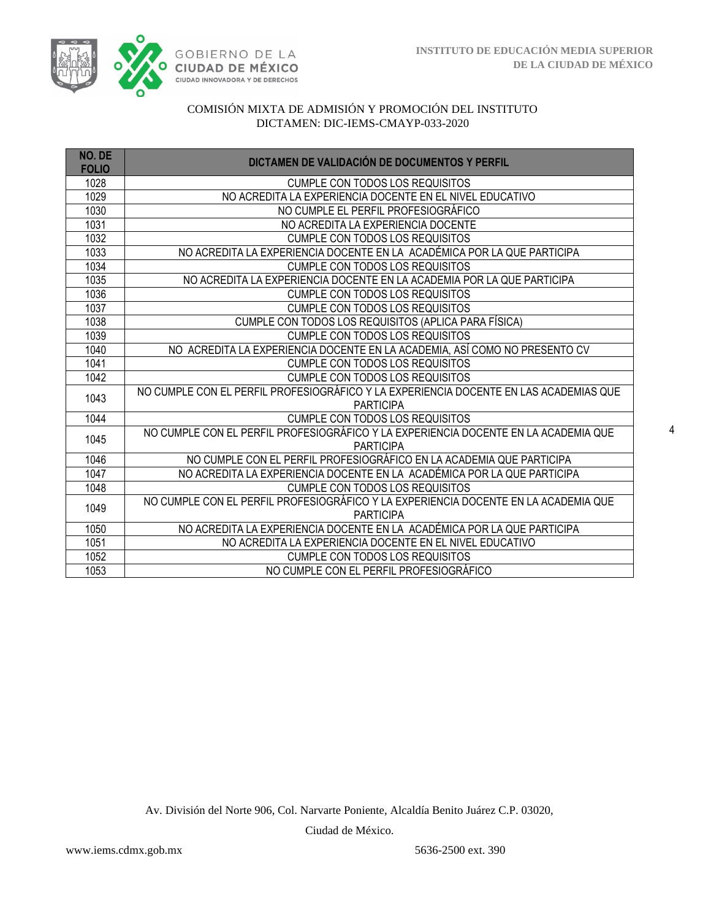COMISIÓN MIXTA DE ADMISIÓN Y PROMOCIÓN DEL INSTITUTO
DICTAMEN: DIC-IEMS-CMAYP-033-2020

| NO. DE FOLIO | DICTAMEN DE VALIDACIÓN DE DOCUMENTOS Y PERFIL |
|---|---|
| 1028 | CUMPLE CON TODOS LOS REQUISITOS |
| 1029 | NO ACREDITA LA EXPERIENCIA DOCENTE EN EL NIVEL EDUCATIVO |
| 1030 | NO CUMPLE EL PERFIL PROFESIOGRÁFICO |
| 1031 | NO ACREDITA LA EXPERIENCIA DOCENTE |
| 1032 | CUMPLE CON TODOS LOS REQUISITOS |
| 1033 | NO ACREDITA LA EXPERIENCIA DOCENTE EN LA ACADÉMICA POR LA QUE PARTICIPA |
| 1034 | CUMPLE CON TODOS LOS REQUISITOS |
| 1035 | NO ACREDITA LA EXPERIENCIA DOCENTE EN LA ACADEMIA POR LA QUE PARTICIPA |
| 1036 | CUMPLE CON TODOS LOS REQUISITOS |
| 1037 | CUMPLE CON TODOS LOS REQUISITOS |
| 1038 | CUMPLE CON TODOS LOS REQUISITOS (APLICA PARA FÍSICA) |
| 1039 | CUMPLE CON TODOS LOS REQUISITOS |
| 1040 | NO ACREDITA LA EXPERIENCIA DOCENTE EN LA ACADEMIA, ASÍ COMO NO PRESENTO CV |
| 1041 | CUMPLE CON TODOS LOS REQUISITOS |
| 1042 | CUMPLE CON TODOS LOS REQUISITOS |
| 1043 | NO CUMPLE CON EL PERFIL PROFESIOGRÁFICO Y LA EXPERIENCIA DOCENTE EN LAS ACADEMIAS QUE PARTICIPA |
| 1044 | CUMPLE CON TODOS LOS REQUISITOS |
| 1045 | NO CUMPLE CON EL PERFIL PROFESIOGRÁFICO Y LA EXPERIENCIA DOCENTE EN LA ACADEMIA QUE PARTICIPA |
| 1046 | NO CUMPLE CON EL PERFIL PROFESIOGRÁFICO EN LA ACADEMIA QUE PARTICIPA |
| 1047 | NO ACREDITA LA EXPERIENCIA DOCENTE EN LA ACADÉMICA POR LA QUE PARTICIPA |
| 1048 | CUMPLE CON TODOS LOS REQUISITOS |
| 1049 | NO CUMPLE CON EL PERFIL PROFESIOGRÁFICO Y LA EXPERIENCIA DOCENTE EN LA ACADEMIA QUE PARTICIPA |
| 1050 | NO ACREDITA LA EXPERIENCIA DOCENTE EN LA ACADÉMICA POR LA QUE PARTICIPA |
| 1051 | NO ACREDITA LA EXPERIENCIA DOCENTE EN EL NIVEL EDUCATIVO |
| 1052 | CUMPLE CON TODOS LOS REQUISITOS |
| 1053 | NO CUMPLE CON EL PERFIL PROFESIOGRÁFICO |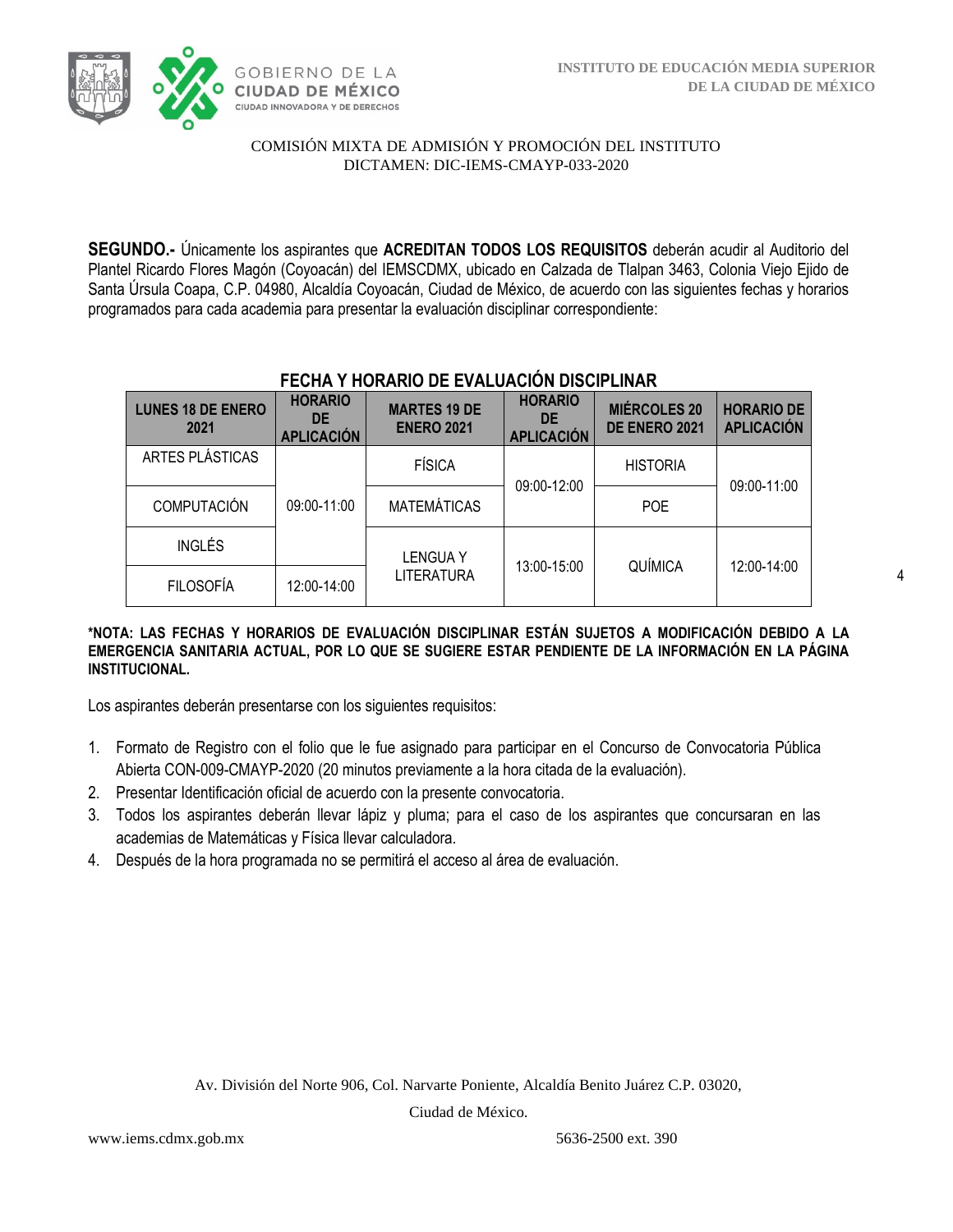COMISIÓN MIXTA DE ADMISIÓN Y PROMOCIÓN DEL INSTITUTO
DICTAMEN: DIC-IEMS-CMAYP-033-2020

**SEGUNDO.-** Únicamente los aspirantes que **ACREDITAN TODOS LOS REQUISITOS** deberán acudir al Auditorio del Plantel Ricardo Flores Magón (Coyoacán) del IEMSCDMX, ubicado en Calzada de Tlalpan 3463, Colonia Viejo Ejido de Santa Úrsula Coapa, C.P. 04980, Alcaldía Coyoacán, Ciudad de México, de acuerdo con las siguientes fechas y horarios programados para cada academia para presentar la evaluación disciplinar correspondiente:

**FECHA Y HORARIO DE EVALUACIÓN DISCIPLINAR**

| LUNES 18 DE ENERO 2021 | HORARIO DE APLICACIÓN | MARTES 19 DE ENERO 2021 | HORARIO DE APLICACIÓN | MIÉRCOLES 20 DE ENERO 2021 | HORARIO DE APLICACIÓN |
|---|---|---|---|---|---|
| ARTES PLÁSTICAS | 09:00-11:00 | FÍSICA | 09:00-12:00 | HISTORIA | 09:00-11:00 |
| COMPUTACIÓN | | MATEMÁTICAS | | POE | |
| INGLÉS | | LENGUA Y LITERATURA | 13:00-15:00 | QUÍMICA | 12:00-14:00 |
| FILOSOFÍA | 12:00-14:00 | | | | |

**\*NOTA: LAS FECHAS Y HORARIOS DE EVALUACIÓN DISCIPLINAR ESTÁN SUJETOS A MODIFICACIÓN DEBIDO A LA EMERGENCIA SANITARIA ACTUAL, POR LO QUE SE SUGIERE ESTAR PENDIENTE DE LA INFORMACIÓN EN LA PÁGINA INSTITUCIONAL.**

Los aspirantes deberán presentarse con los siguientes requisitos:

1. Formato de Registro con el folio que le fue asignado para participar en el Concurso de Convocatoria Pública Abierta CON-009-CMAYP-2020 (20 minutos previamente a la hora citada de la evaluación).
2. Presentar Identificación oficial de acuerdo con la presente convocatoria.
3. Todos los aspirantes deberán llevar lápiz y pluma; para el caso de los aspirantes que concursaran en las academias de Matemáticas y Física llevar calculadora.
4. Después de la hora programada no se permitirá el acceso al área de evaluación.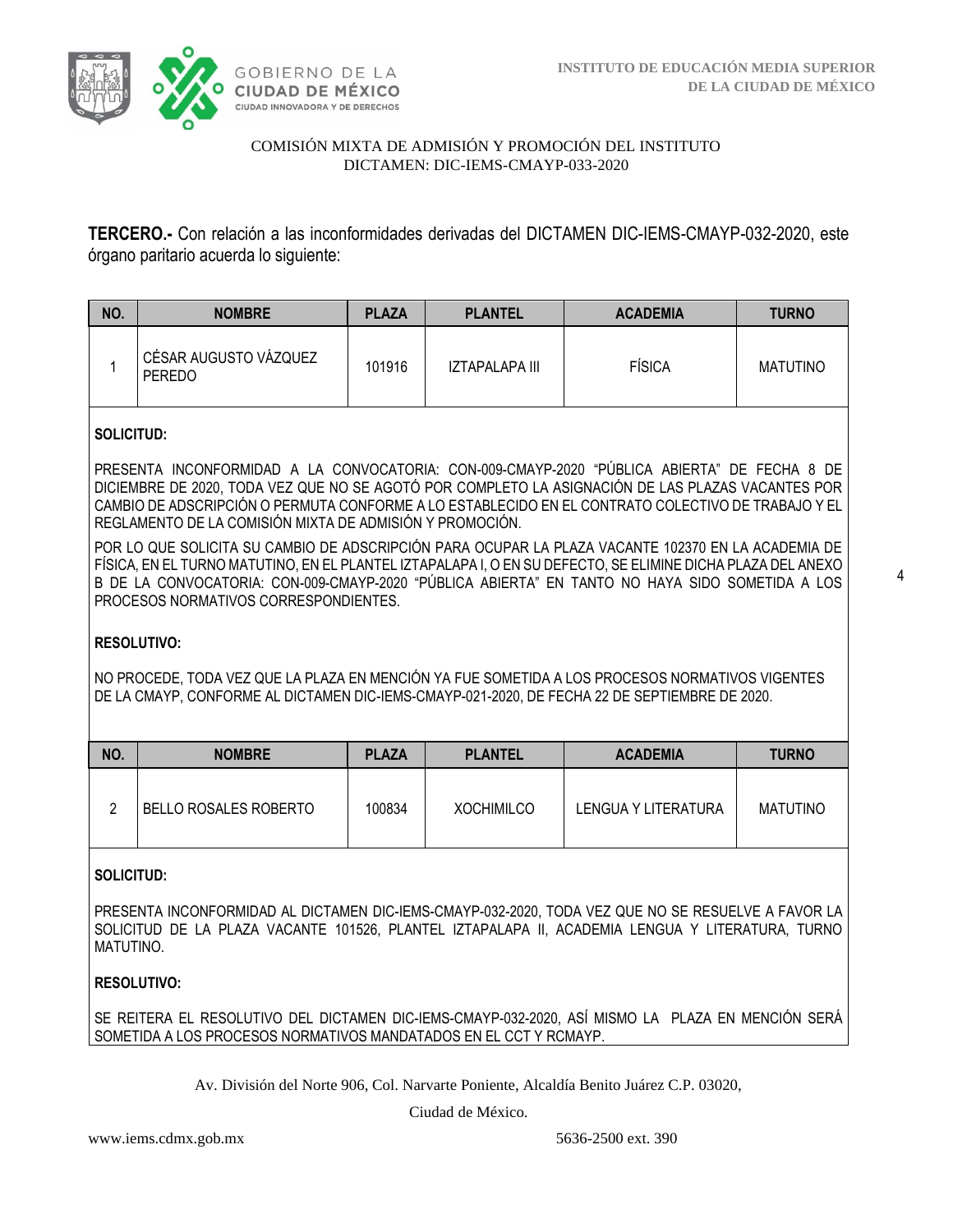COMISIÓN MIXTA DE ADMISIÓN Y PROMOCIÓN DEL INSTITUTO
DICTAMEN: DIC-IEMS-CMAYP-033-2020

**TERCERO.-** Con relación a las inconformidades derivadas del DICTAMEN DIC-IEMS-CMAYP-032-2020, este órgano paritario acuerda lo siguiente:

| NO. | NOMBRE | PLAZA | PLANTEL | ACADEMIA | TURNO |
|---|---|---|---|---|---|
| 1 | CÉSAR AUGUSTO VÁZQUEZ PEREDO | 101916 | IZTAPALAPA III | FÍSICA | MATUTINO |

**SOLICITUD:**

PRESENTA INCONFORMIDAD A LA CONVOCATORIA: CON-009-CMAYP-2020 "PÚBLICA ABIERTA" DE FECHA 8 DE DICIEMBRE DE 2020, TODA VEZ QUE NO SE AGOTÓ POR COMPLETO LA ASIGNACIÓN DE LAS PLAZAS VACANTES POR CAMBIO DE ADSCRIPCIÓN O PERMUTA CONFORME A LO ESTABLECIDO EN EL CONTRATO COLECTIVO DE TRABAJO Y EL REGLAMENTO DE LA COMISIÓN MIXTA DE ADMISIÓN Y PROMOCIÓN.

POR LO QUE SOLICITA SU CAMBIO DE ADSCRIPCIÓN PARA OCUPAR LA PLAZA VACANTE 102370 EN LA ACADEMIA DE FÍSICA, EN EL TURNO MATUTINO, EN EL PLANTEL IZTAPALAPA I, O EN SU DEFECTO, SE ELIMINE DICHA PLAZA DEL ANEXO B DE LA CONVOCATORIA: CON-009-CMAYP-2020 "PÚBLICA ABIERTA" EN TANTO NO HAYA SIDO SOMETIDA A LOS PROCESOS NORMATIVOS CORRESPONDIENTES.

**RESOLUTIVO:**

NO PROCEDE, TODA VEZ QUE LA PLAZA EN MENCIÓN YA FUE SOMETIDA A LOS PROCESOS NORMATIVOS VIGENTES DE LA CMAYP, CONFORME AL DICTAMEN DIC-IEMS-CMAYP-021-2020, DE FECHA 22 DE SEPTIEMBRE DE 2020.

| NO. | NOMBRE | PLAZA | PLANTEL | ACADEMIA | TURNO |
|---|---|---|---|---|---|
| 2 | BELLO ROSALES ROBERTO | 100834 | XOCHIMILCO | LENGUA Y LITERATURA | MATUTINO |

**SOLICITUD:**

PRESENTA INCONFORMIDAD AL DICTAMEN DIC-IEMS-CMAYP-032-2020, TODA VEZ QUE NO SE RESUELVE A FAVOR LA SOLICITUD DE LA PLAZA VACANTE 101526, PLANTEL IZTAPALAPA II, ACADEMIA LENGUA Y LITERATURA, TURNO MATUTINO.

**RESOLUTIVO:**

SE REITERA EL RESOLUTIVO DEL DICTAMEN DIC-IEMS-CMAYP-032-2020, ASÍ MISMO LA PLAZA EN MENCIÓN SERÁ SOMETIDA A LOS PROCESOS NORMATIVOS MANDATADOS EN EL CCT Y RCMAYP.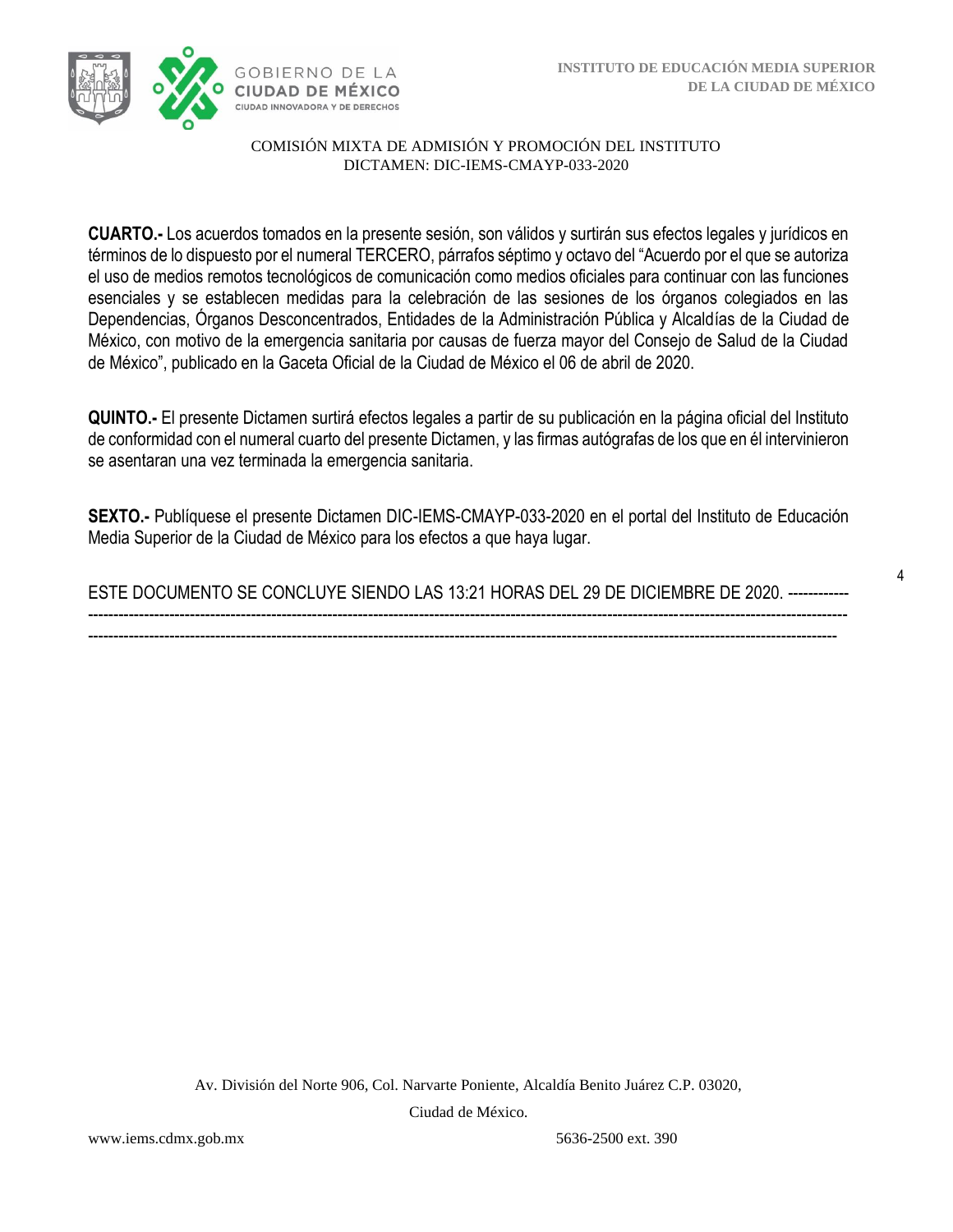**CUARTO.-** Los acuerdos tomados en la presente sesión, son válidos y surtirán sus efectos legales y jurídicos en términos de lo dispuesto por el numeral TERCERO, párrafos séptimo y octavo del "Acuerdo por el que se autoriza el uso de medios remotos tecnológicos de comunicación como medios oficiales para continuar con las funciones esenciales y se establecen medidas para la celebración de las sesiones de los órganos colegiados en las Dependencias, Órganos Desconcentrados, Entidades de la Administración Pública y Alcaldías de la Ciudad de México, con motivo de la emergencia sanitaria por causas de fuerza mayor del Consejo de Salud de la Ciudad de México", publicado en la Gaceta Oficial de la Ciudad de México el 06 de abril de 2020.

**QUINTO.-** El presente Dictamen surtirá efectos legales a partir de su publicación en la página oficial del Instituto de conformidad con el numeral cuarto del presente Dictamen, y las firmas autógrafas de los que en él intervinieron se asentaran una vez terminada la emergencia sanitaria.

**SEXTO.-** Publíquese el presente Dictamen DIC-IEMS-CMAYP-033-2020 en el portal del Instituto de Educación Media Superior de la Ciudad de México para los efectos a que haya lugar.

ESTE DOCUMENTO SE CONCLUYE SIENDO LAS 13:21 HORAS DEL 29 DE DICIEMBRE DE 2020. ------------
------------------------------------------------------------------------------------------------------------------------------------------------
------------------------------------------------------------------------------------------------------------------------------------------------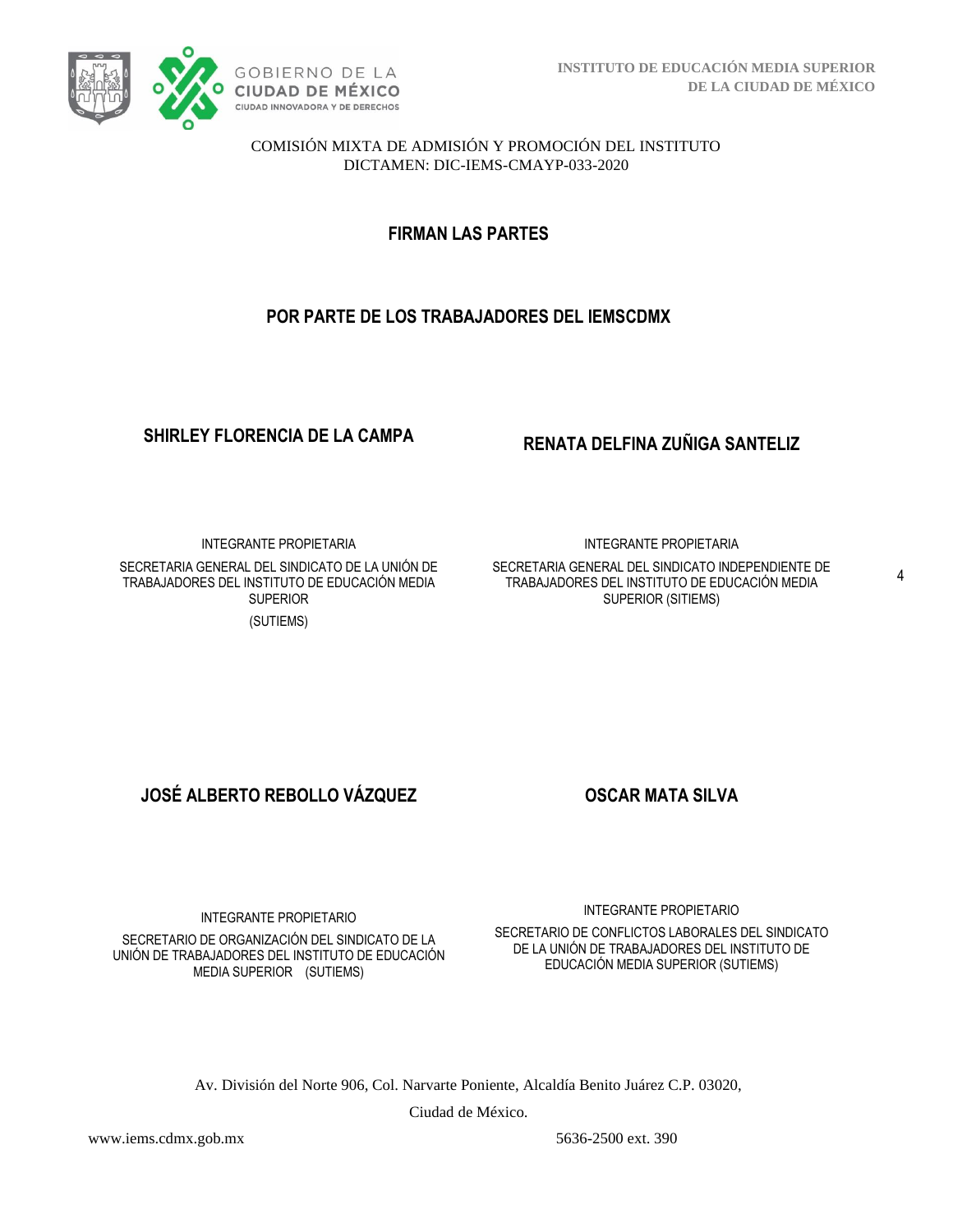COMISIÓN MIXTA DE ADMISIÓN Y PROMOCIÓN DEL INSTITUTO
DICTAMEN: DIC-IEMS-CMAYP-033-2020

## FIRMAN LAS PARTES

## POR PARTE DE LOS TRABAJADORES DEL IEMSCDMX

**SHIRLEY FLORENCIA DE LA CAMPA**

INTEGRANTE PROPIETARIA

SECRETARIA GENERAL DEL SINDICATO DE LA UNIÓN DE TRABAJADORES DEL INSTITUTO DE EDUCACIÓN MEDIA SUPERIOR

(SUTIEMS)

**RENATA DELFINA ZUÑIGA SANTELIZ**

INTEGRANTE PROPIETARIA

SECRETARIA GENERAL DEL SINDICATO INDEPENDIENTE DE TRABAJADORES DEL INSTITUTO DE EDUCACIÓN MEDIA SUPERIOR (SITIEMS)

**JOSÉ ALBERTO REBOLLO VÁZQUEZ**

INTEGRANTE PROPIETARIO

SECRETARIO DE ORGANIZACIÓN DEL SINDICATO DE LA UNIÓN DE TRABAJADORES DEL INSTITUTO DE EDUCACIÓN MEDIA SUPERIOR (SUTIEMS)

**OSCAR MATA SILVA**

INTEGRANTE PROPIETARIO

SECRETARIO DE CONFLICTOS LABORALES DEL SINDICATO DE LA UNIÓN DE TRABAJADORES DEL INSTITUTO DE EDUCACIÓN MEDIA SUPERIOR (SUTIEMS)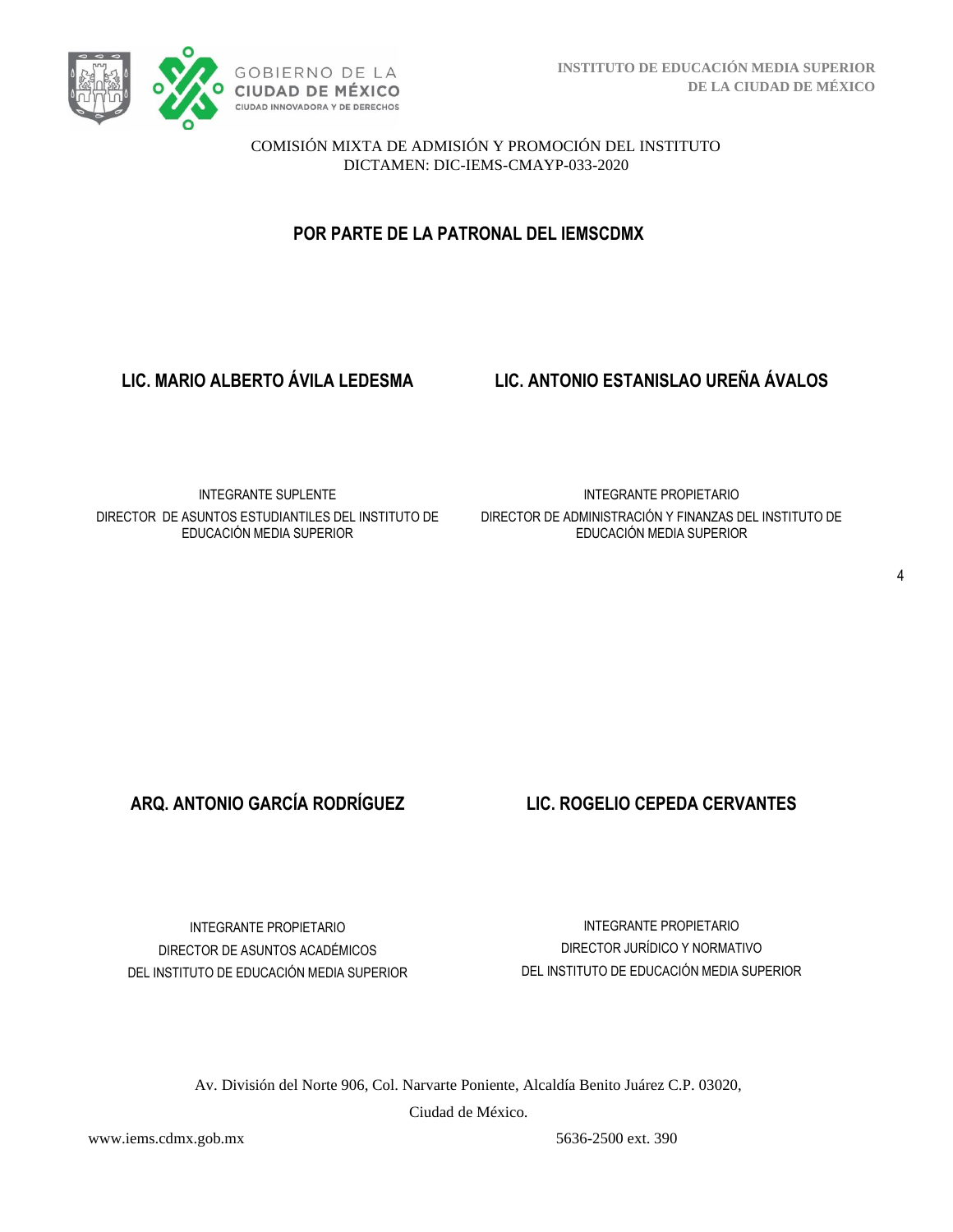COMISIÓN MIXTA DE ADMISIÓN Y PROMOCIÓN DEL INSTITUTO
DICTAMEN: DIC-IEMS-CMAYP-033-2020

## POR PARTE DE LA PATRONAL DEL IEMSCDMX

**LIC. MARIO ALBERTO ÁVILA LEDESMA**

INTEGRANTE SUPLENTE
DIRECTOR DE ASUNTOS ESTUDIANTILES DEL INSTITUTO DE EDUCACIÓN MEDIA SUPERIOR

**LIC. ANTONIO ESTANISLAO UREÑA ÁVALOS**

INTEGRANTE PROPIETARIO
DIRECTOR DE ADMINISTRACIÓN Y FINANZAS DEL INSTITUTO DE EDUCACIÓN MEDIA SUPERIOR

**ARQ. ANTONIO GARCÍA RODRÍGUEZ**

INTEGRANTE PROPIETARIO
DIRECTOR DE ASUNTOS ACADÉMICOS
DEL INSTITUTO DE EDUCACIÓN MEDIA SUPERIOR

**LIC. ROGELIO CEPEDA CERVANTES**

INTEGRANTE PROPIETARIO
DIRECTOR JURÍDICO Y NORMATIVO
DEL INSTITUTO DE EDUCACIÓN MEDIA SUPERIOR